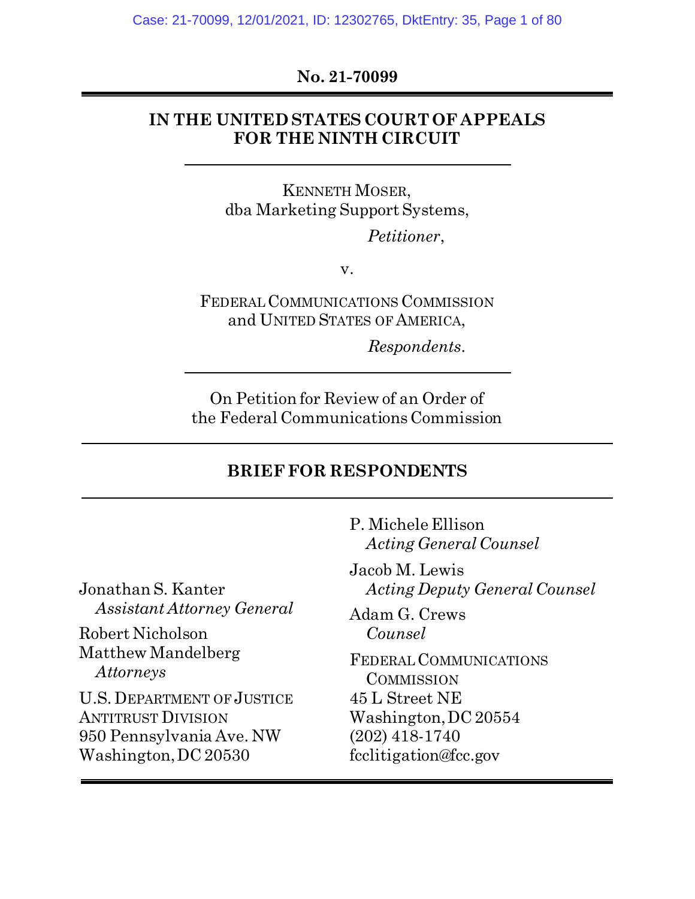No. 21-70099

**IN THE UNITED STATES COURT OF APPEALS FOR THE NINTH CIRCUIT**

KENNETH MOSER,
dba Marketing Support Systems,

*Petitioner*,

v.

FEDERAL COMMUNICATIONS COMMISSION
and UNITED STATES OF AMERICA,

*Respondents.*

On Petition for Review of an Order of
the Federal Communications Commission

## BRIEF FOR RESPONDENTS

Jonathan S. Kanter
*Assistant Attorney General*

Robert Nicholson
Matthew Mandelberg
*Attorneys*

U.S. DEPARTMENT OF JUSTICE
ANTITRUST DIVISION
950 Pennsylvania Ave. NW
Washington, DC 20530

P. Michele Ellison
*Acting General Counsel*

Jacob M. Lewis
*Acting Deputy General Counsel*

Adam G. Crews
*Counsel*

FEDERAL COMMUNICATIONS COMMISSION
45 L Street NE
Washington, DC 20554
(202) 418-1740
fcclitigation@fcc.gov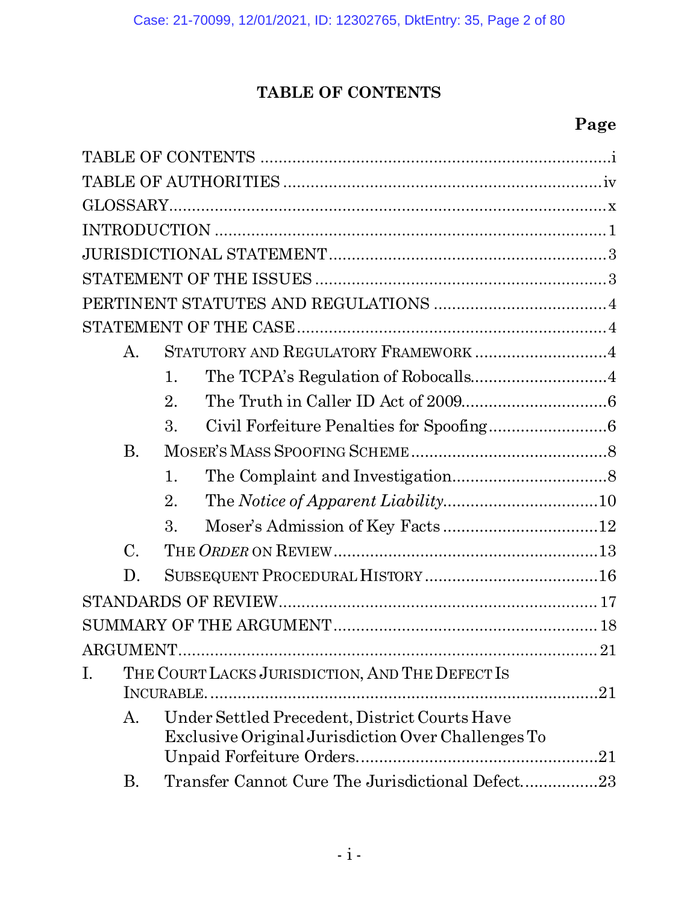# TABLE OF CONTENTS

**Page**

TABLE OF CONTENTS ........................................................................... i

TABLE OF AUTHORITIES ..................................................................... iv

GLOSSARY........................................................................................... x

INTRODUCTION .................................................................................... 1

JURISDICTIONAL STATEMENT ............................................................ 3

STATEMENT OF THE ISSUES ............................................................... 3

PERTINENT STATUTES AND REGULATIONS ...................................... 4

STATEMENT OF THE CASE .................................................................. 4

- A. STATUTORY AND REGULATORY FRAMEWORK ............................. 4
  - 1. The TCPA's Regulation of Robocalls.............................. 4
  - 2. The Truth in Caller ID Act of 2009................................ 6
  - 3. Civil Forfeiture Penalties for Spoofing.......................... 6
- B. MOSER'S MASS SPOOFING SCHEME .......................................... 8
  - 1. The Complaint and Investigation.................................. 8
  - 2. The *Notice of Apparent Liability*................................. 10
  - 3. Moser's Admission of Key Facts ................................. 12
- C. THE *ORDER* ON REVIEW.......................................................... 13
- D. SUBSEQUENT PROCEDURAL HISTORY ...................................... 16

STANDARDS OF REVIEW..................................................................... 17

SUMMARY OF THE ARGUMENT......................................................... 18

ARGUMENT.......................................................................................... 21

I. THE COURT LACKS JURISDICTION, AND THE DEFECT IS INCURABLE. ............................................................................... 21
   - A. Under Settled Precedent, District Courts Have Exclusive Original Jurisdiction Over Challenges To Unpaid Forfeiture Orders.................................................... 21
   - B. Transfer Cannot Cure The Jurisdictional Defect................. 23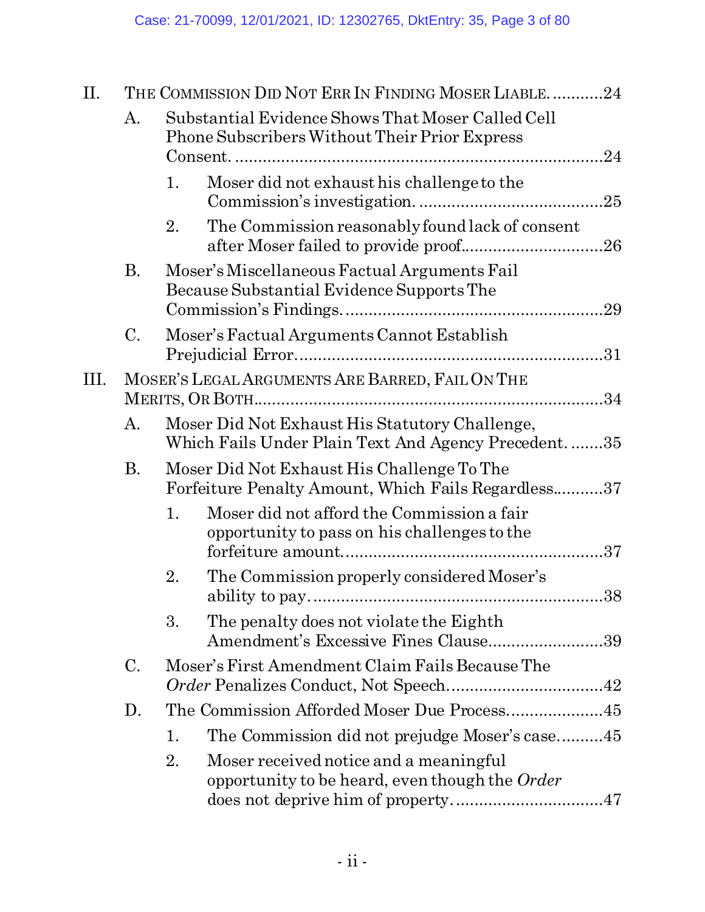II. THE COMMISSION DID NOT ERR IN FINDING MOSER LIABLE. ...........24

A. Substantial Evidence Shows That Moser Called Cell Phone Subscribers Without Their Prior Express Consent. ...............................................................................24

1. Moser did not exhaust his challenge to the Commission's investigation. .......................................25

2. The Commission reasonably found lack of consent after Moser failed to provide proof..............................26

B. Moser's Miscellaneous Factual Arguments Fail Because Substantial Evidence Supports The Commission's Findings. .......................................................29

C. Moser's Factual Arguments Cannot Establish Prejudicial Error.................................................................31

III. MOSER'S LEGAL ARGUMENTS ARE BARRED, FAIL ON THE MERITS, OR BOTH.........................................................................34

A. Moser Did Not Exhaust His Statutory Challenge, Which Fails Under Plain Text And Agency Precedent. .......35

B. Moser Did Not Exhaust His Challenge To The Forfeiture Penalty Amount, Which Fails Regardless...........37

1. Moser did not afford the Commission a fair opportunity to pass on his challenges to the forfeiture amount.......................................................37

2. The Commission properly considered Moser's ability to pay. .............................................................38

3. The penalty does not violate the Eighth Amendment's Excessive Fines Clause.........................39

C. Moser's First Amendment Claim Fails Because The *Order* Penalizes Conduct, Not Speech.................................42

D. The Commission Afforded Moser Due Process.....................45

1. The Commission did not prejudge Moser's case..........45

2. Moser received notice and a meaningful opportunity to be heard, even though the *Order* does not deprive him of property. ...............................47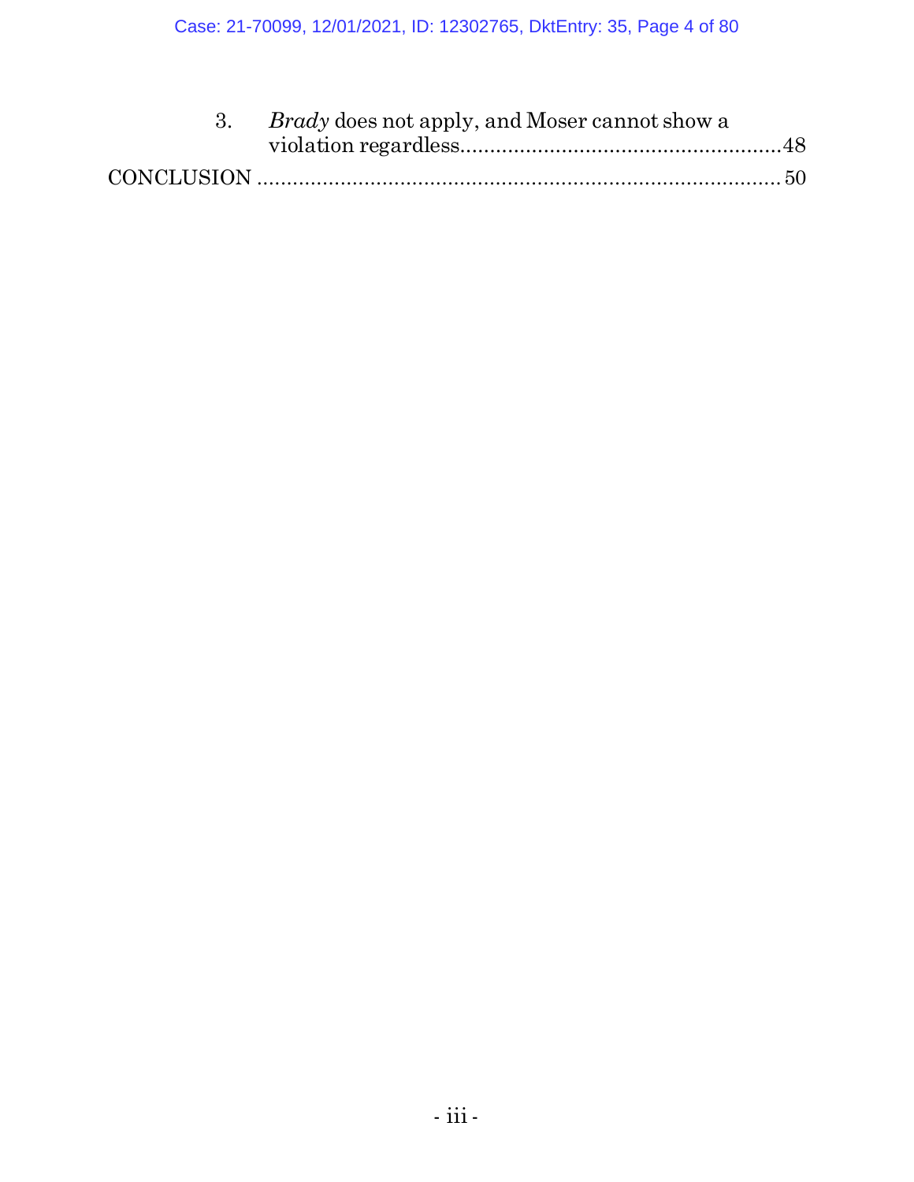3. *Brady* does not apply, and Moser cannot show a violation regardless......................................................48

CONCLUSION ........................................................................................ 50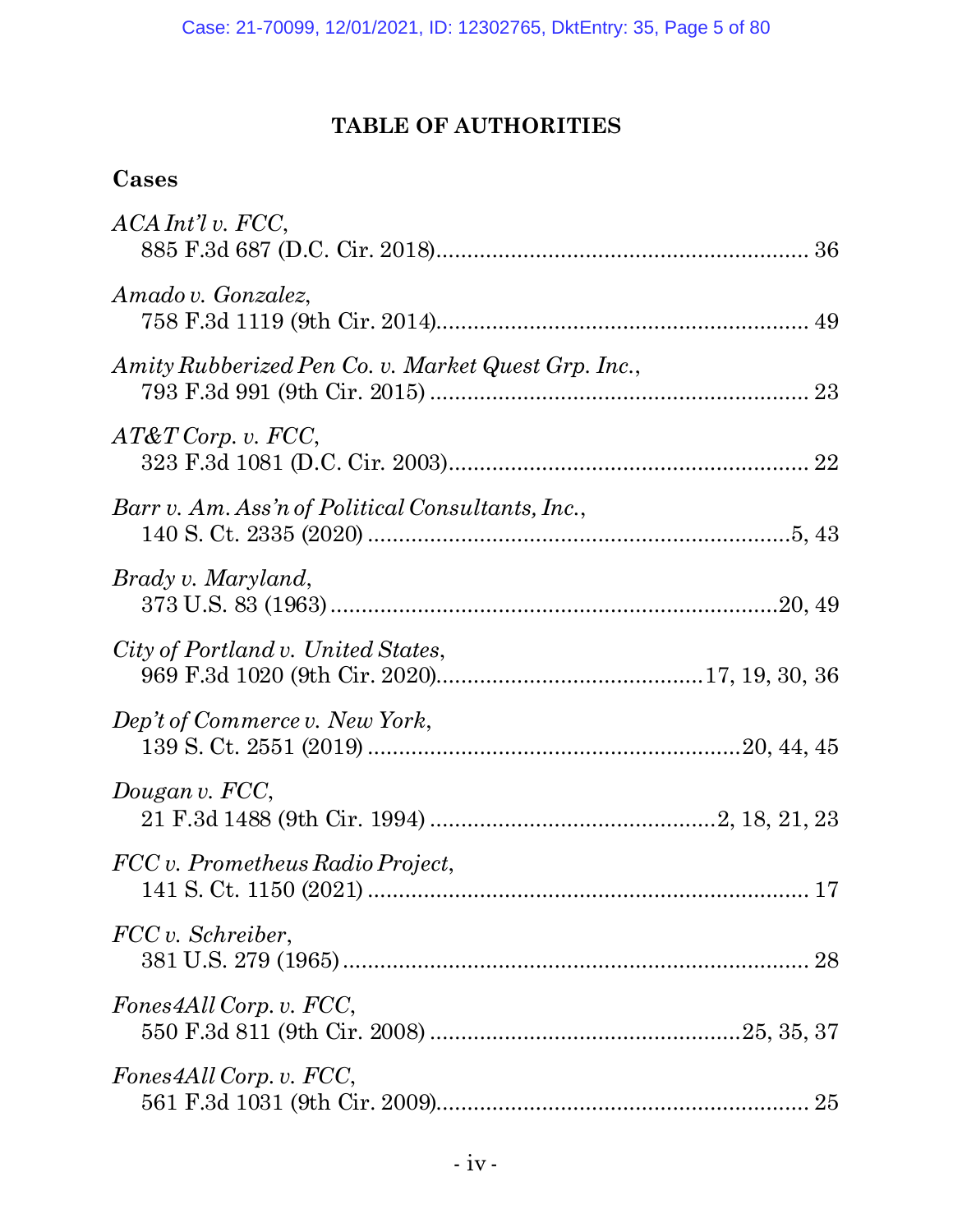## TABLE OF AUTHORITIES

### Cases

*ACA Int'l v. FCC*,
885 F.3d 687 (D.C. Cir. 2018)........................................................ 36

*Amado v. Gonzalez*,
758 F.3d 1119 (9th Cir. 2014)........................................................ 49

*Amity Rubberized Pen Co. v. Market Quest Grp. Inc.*,
793 F.3d 991 (9th Cir. 2015)........................................................ 23

*AT&T Corp. v. FCC*,
323 F.3d 1081 (D.C. Cir. 2003)........................................................ 22

*Barr v. Am. Ass'n of Political Consultants, Inc.*,
140 S. Ct. 2335 (2020)........................................................5, 43

*Brady v. Maryland*,
373 U.S. 83 (1963)........................................................20, 49

*City of Portland v. United States*,
969 F.3d 1020 (9th Cir. 2020)........................................17, 19, 30, 36

*Dep't of Commerce v. New York*,
139 S. Ct. 2551 (2019)........................................................20, 44, 45

*Dougan v. FCC*,
21 F.3d 1488 (9th Cir. 1994)........................................2, 18, 21, 23

*FCC v. Prometheus Radio Project*,
141 S. Ct. 1150 (2021)........................................................ 17

*FCC v. Schreiber*,
381 U.S. 279 (1965)........................................................ 28

*Fones4All Corp. v. FCC*,
550 F.3d 811 (9th Cir. 2008)........................................25, 35, 37

*Fones4All Corp. v. FCC*,
561 F.3d 1031 (9th Cir. 2009)........................................................ 25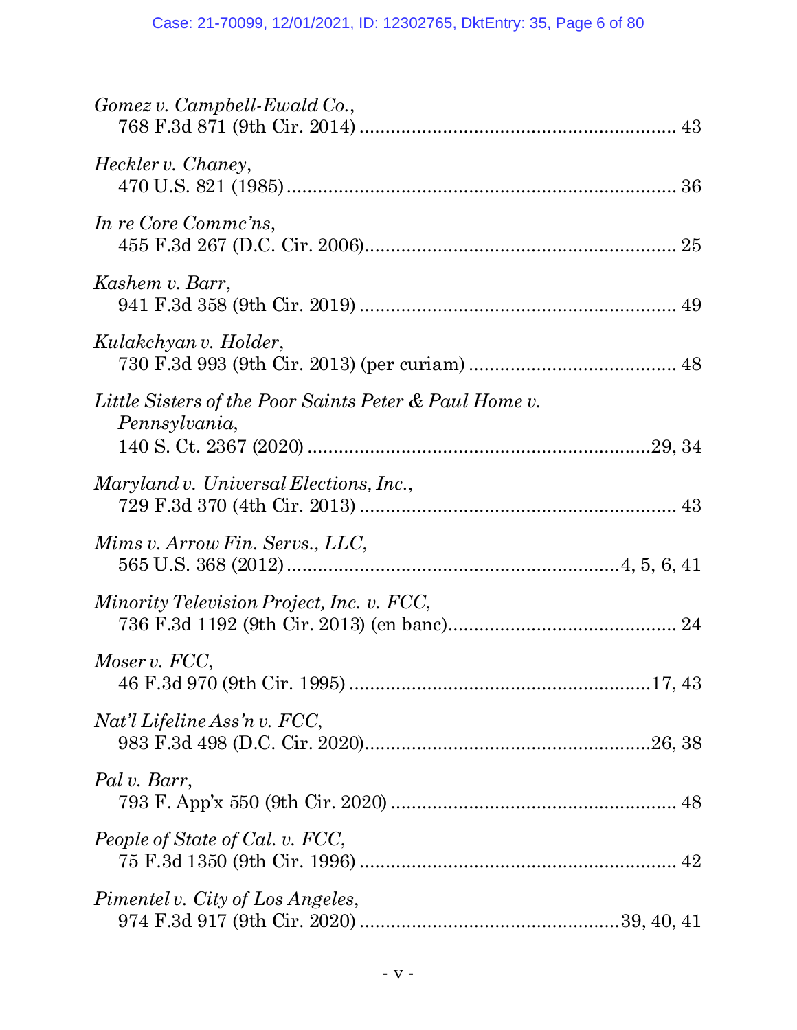*Gomez v. Campbell-Ewald Co.*,
768 F.3d 871 (9th Cir. 2014) ............................................................ 43

*Heckler v. Chaney*,
470 U.S. 821 (1985) ........................................................................... 36

*In re Core Commc'ns*,
455 F.3d 267 (D.C. Cir. 2006)........................................................... 25

*Kashem v. Barr*,
941 F.3d 358 (9th Cir. 2019) ............................................................ 49

*Kulakchyan v. Holder*,
730 F.3d 993 (9th Cir. 2013) (per curiam) ........................................ 48

*Little Sisters of the Poor Saints Peter & Paul Home v. Pennsylvania*,
140 S. Ct. 2367 (2020) .................................................................29, 34

*Maryland v. Universal Elections, Inc.*,
729 F.3d 370 (4th Cir. 2013) ............................................................ 43

*Mims v. Arrow Fin. Servs., LLC*,
565 U.S. 368 (2012) ...............................................................4, 5, 6, 41

*Minority Television Project, Inc. v. FCC*,
736 F.3d 1192 (9th Cir. 2013) (en banc)............................................ 24

*Moser v. FCC*,
46 F.3d 970 (9th Cir. 1995) ..........................................................17, 43

*Nat'l Lifeline Ass'n v. FCC*,
983 F.3d 498 (D.C. Cir. 2020).......................................................26, 38

*Pal v. Barr*,
793 F. App'x 550 (9th Cir. 2020) ...................................................... 48

*People of State of Cal. v. FCC*,
75 F.3d 1350 (9th Cir. 1996) ............................................................. 42

*Pimentel v. City of Los Angeles*,
974 F.3d 917 (9th Cir. 2020) .................................................39, 40, 41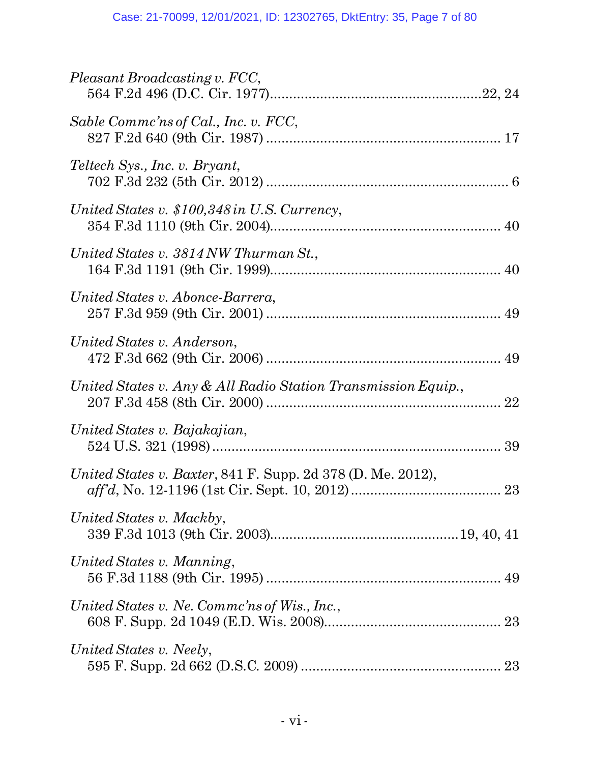*Pleasant Broadcasting v. FCC*,
564 F.2d 496 (D.C. Cir. 1977)......................................................22, 24

*Sable Commc'ns of Cal., Inc. v. FCC*,
827 F.2d 640 (9th Cir. 1987) ............................................................ 17

*Teltech Sys., Inc. v. Bryant*,
702 F.3d 232 (5th Cir. 2012) .............................................................. 6

*United States v. $100,348 in U.S. Currency*,
354 F.3d 1110 (9th Cir. 2004)........................................................... 40

*United States v. 3814 NW Thurman St.*,
164 F.3d 1191 (9th Cir. 1999)........................................................... 40

*United States v. Abonce-Barrera*,
257 F.3d 959 (9th Cir. 2001) ............................................................ 49

*United States v. Anderson*,
472 F.3d 662 (9th Cir. 2006) ............................................................ 49

*United States v. Any & All Radio Station Transmission Equip.*,
207 F.3d 458 (8th Cir. 2000) ............................................................ 22

*United States v. Bajakajian*,
524 U.S. 321 (1998) .......................................................................... 39

*United States v. Baxter*, 841 F. Supp. 2d 378 (D. Me. 2012),
*aff'd*, No. 12-1196 (1st Cir. Sept. 10, 2012) ....................................... 23

*United States v. Mackby*,
339 F.3d 1013 (9th Cir. 2003)...............................................19, 40, 41

*United States v. Manning*,
56 F.3d 1188 (9th Cir. 1995) ............................................................ 49

*United States v. Ne. Commc'ns of Wis., Inc.*,
608 F. Supp. 2d 1049 (E.D. Wis. 2008).............................................. 23

*United States v. Neely*,
595 F. Supp. 2d 662 (D.S.C. 2009) .................................................... 23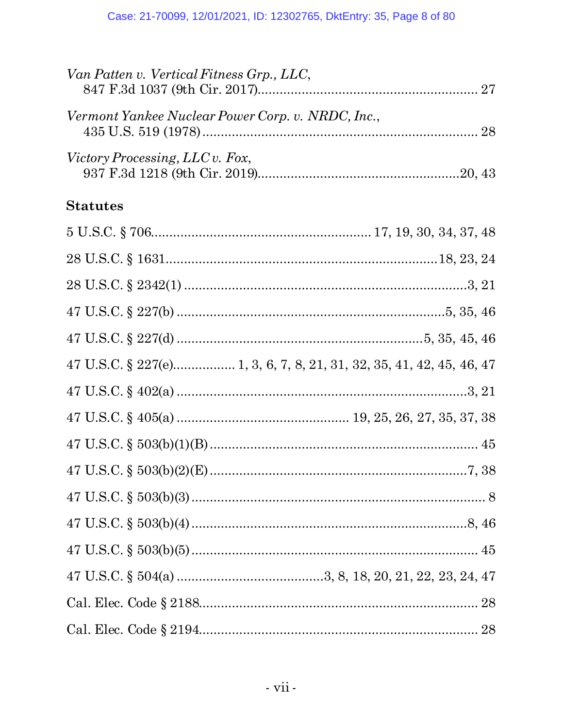*Van Patten v. Vertical Fitness Grp., LLC*,
847 F.3d 1037 (9th Cir. 2017)............................................................ 27

*Vermont Yankee Nuclear Power Corp. v. NRDC, Inc.*,
435 U.S. 519 (1978)............................................................................ 28

*Victory Processing, LLC v. Fox*,
937 F.3d 1218 (9th Cir. 2019).......................................................20, 43

**Statutes**

5 U.S.C. § 706............................................................ 17, 19, 30, 34, 37, 48

28 U.S.C. § 1631.........................................................................18, 23, 24

28 U.S.C. § 2342(1)..................................................................................3, 21

47 U.S.C. § 227(b).................................................................................5, 35, 46

47 U.S.C. § 227(d)...........................................................................5, 35, 45, 46

47 U.S.C. § 227(e)................ 1, 3, 6, 7, 8, 21, 31, 32, 35, 41, 42, 45, 46, 47

47 U.S.C. § 402(a)...................................................................................3, 21

47 U.S.C. § 405(a)............................................... 19, 25, 26, 27, 35, 37, 38

47 U.S.C. § 503(b)(1)(B)............................................................................ 45

47 U.S.C. § 503(b)(2)(E)........................................................................7, 38

47 U.S.C. § 503(b)(3)................................................................................. 8

47 U.S.C. § 503(b)(4)...............................................................................8, 46

47 U.S.C. § 503(b)(5)................................................................................ 45

47 U.S.C. § 504(a).......................................3, 8, 18, 20, 21, 22, 23, 24, 47

Cal. Elec. Code § 2188............................................................................. 28

Cal. Elec. Code § 2194............................................................................. 28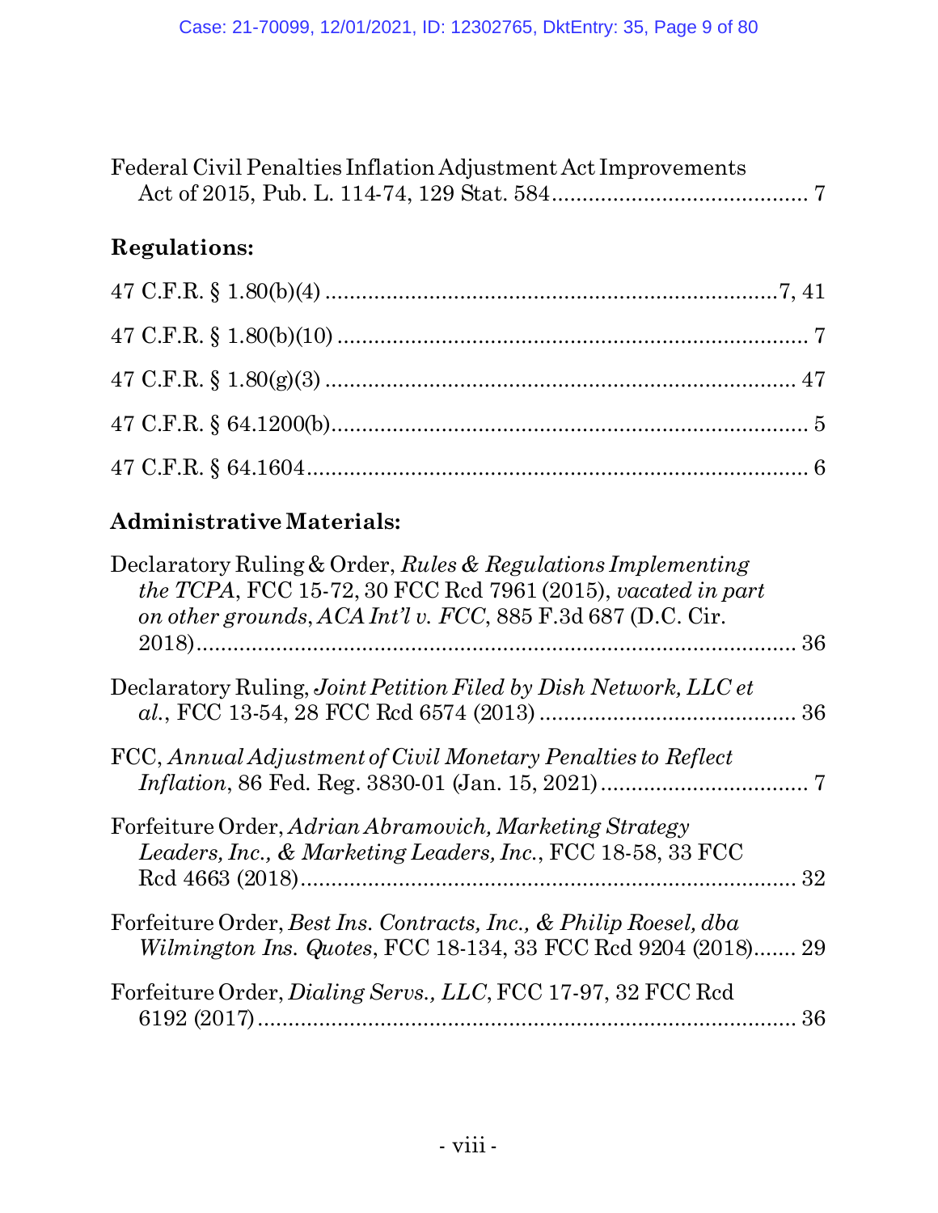Federal Civil Penalties Inflation Adjustment Act Improvements Act of 2015, Pub. L. 114-74, 129 Stat. 584 .......................................... 7

**Regulations:**

47 C.F.R. § 1.80(b)(4) ..........................................................................7, 41

47 C.F.R. § 1.80(b)(10) ............................................................................ 7

47 C.F.R. § 1.80(g)(3) ............................................................................ 47

47 C.F.R. § 64.1200(b)............................................................................... 5

47 C.F.R. § 64.1604.................................................................................. 6

**Administrative Materials:**

Declaratory Ruling & Order, *Rules & Regulations Implementing the TCPA*, FCC 15-72, 30 FCC Rcd 7961 (2015), *vacated in part on other grounds*, *ACA Int'l v. FCC*, 885 F.3d 687 (D.C. Cir. 2018)......................................................................................... 36

Declaratory Ruling, *Joint Petition Filed by Dish Network, LLC et al.*, FCC 13-54, 28 FCC Rcd 6574 (2013) .......................................... 36

FCC, *Annual Adjustment of Civil Monetary Penalties to Reflect Inflation*, 86 Fed. Reg. 3830-01 (Jan. 15, 2021) ................................. 7

Forfeiture Order, *Adrian Abramovich, Marketing Strategy Leaders, Inc., & Marketing Leaders, Inc.*, FCC 18-58, 33 FCC Rcd 4663 (2018).................................................................................. 32

Forfeiture Order, *Best Ins. Contracts, Inc., & Philip Roesel, dba Wilmington Ins. Quotes*, FCC 18-134, 33 FCC Rcd 9204 (2018)....... 29

Forfeiture Order, *Dialing Servs., LLC*, FCC 17-97, 32 FCC Rcd 6192 (2017)......................................................................................... 36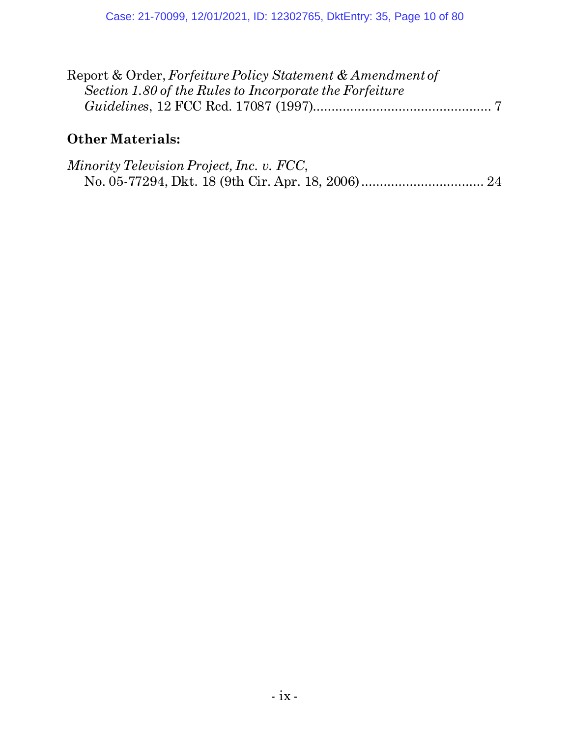Report & Order, *Forfeiture Policy Statement & Amendment of Section 1.80 of the Rules to Incorporate the Forfeiture Guidelines*, 12 FCC Rcd. 17087 (1997)................................................ 7

## Other Materials:

*Minority Television Project, Inc. v. FCC*, No. 05-77294, Dkt. 18 (9th Cir. Apr. 18, 2006)................................ 24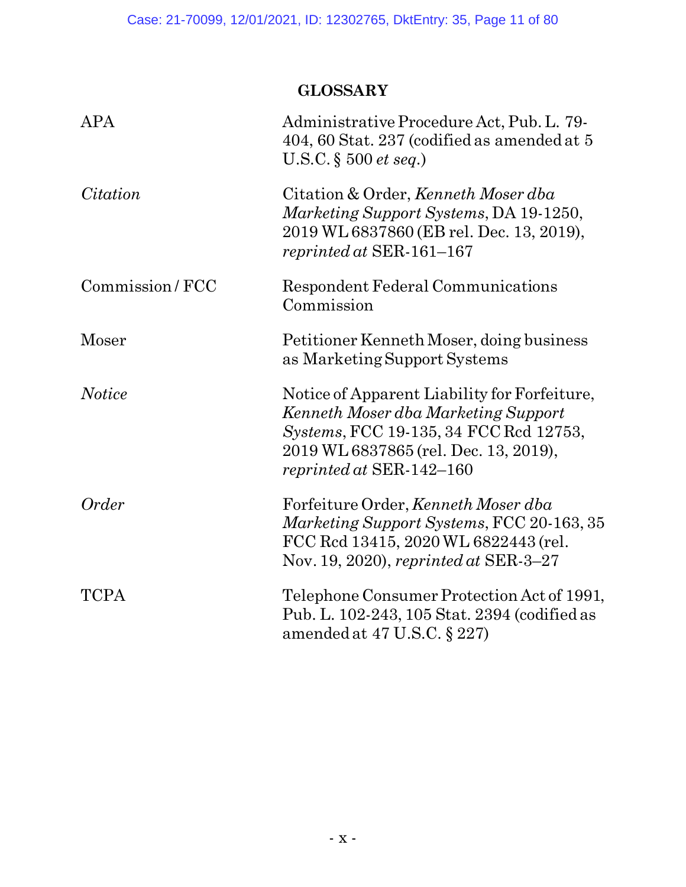## GLOSSARY

| | |
|---|---|
| APA | Administrative Procedure Act, Pub. L. 79-404, 60 Stat. 237 (codified as amended at 5 U.S.C. § 500 *et seq.*) |
| *Citation* | Citation & Order, *Kenneth Moser dba Marketing Support Systems*, DA 19-1250, 2019 WL 6837860 (EB rel. Dec. 13, 2019), *reprinted at* SER-161–167 |
| Commission / FCC | Respondent Federal Communications Commission |
| Moser | Petitioner Kenneth Moser, doing business as Marketing Support Systems |
| *Notice* | Notice of Apparent Liability for Forfeiture, *Kenneth Moser dba Marketing Support Systems*, FCC 19-135, 34 FCC Rcd 12753, 2019 WL 6837865 (rel. Dec. 13, 2019), *reprinted at* SER-142–160 |
| *Order* | Forfeiture Order, *Kenneth Moser dba Marketing Support Systems*, FCC 20-163, 35 FCC Rcd 13415, 2020 WL 6822443 (rel. Nov. 19, 2020), *reprinted at* SER-3–27 |
| TCPA | Telephone Consumer Protection Act of 1991, Pub. L. 102-243, 105 Stat. 2394 (codified as amended at 47 U.S.C. § 227) |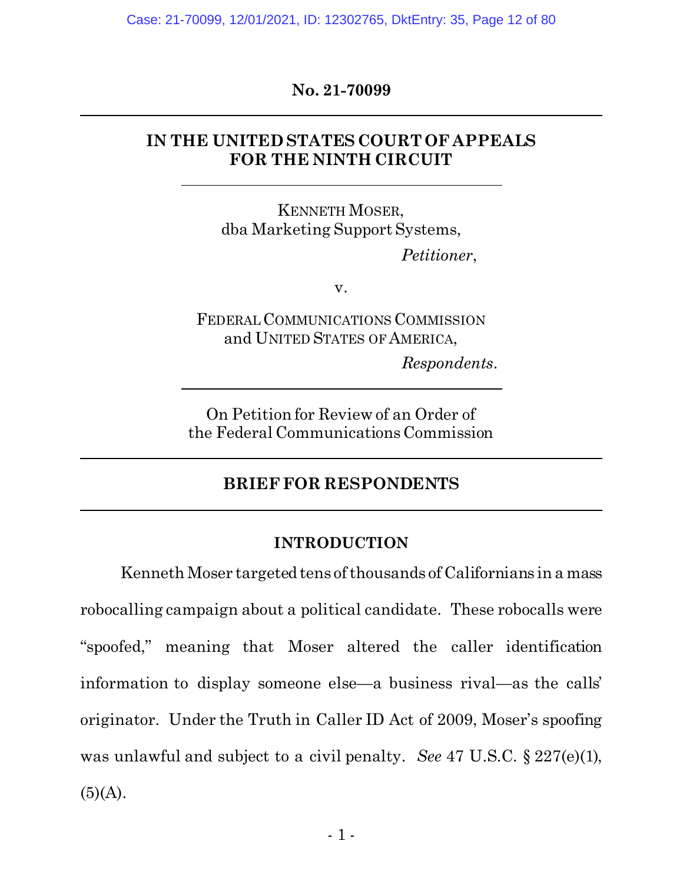**No. 21-70099**

---

## IN THE UNITED STATES COURT OF APPEALS FOR THE NINTH CIRCUIT

---

KENNETH MOSER,
dba Marketing Support Systems,

*Petitioner*,

v.

FEDERAL COMMUNICATIONS COMMISSION
and UNITED STATES OF AMERICA,

*Respondents*.

---

On Petition for Review of an Order of
the Federal Communications Commission

---

## BRIEF FOR RESPONDENTS

---

### INTRODUCTION

Kenneth Moser targeted tens of thousands of Californians in a mass robocalling campaign about a political candidate. These robocalls were "spoofed," meaning that Moser altered the caller identification information to display someone else—a business rival—as the calls' originator. Under the Truth in Caller ID Act of 2009, Moser's spoofing was unlawful and subject to a civil penalty. *See* 47 U.S.C. § 227(e)(1), (5)(A).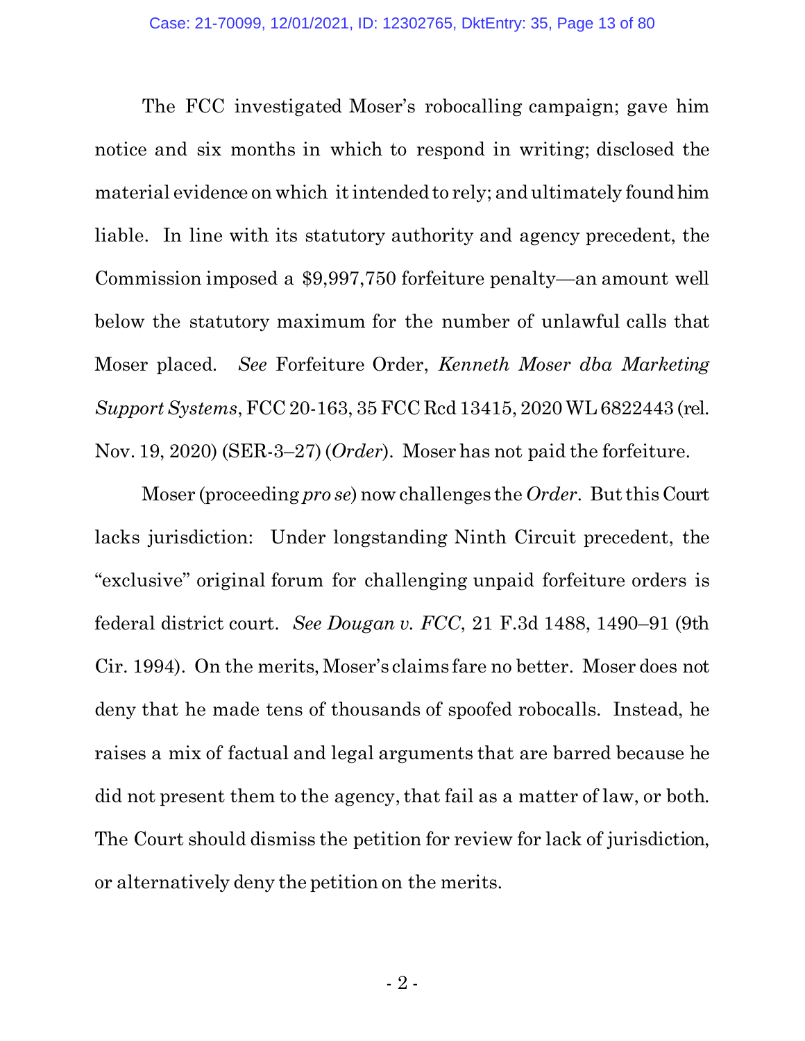The FCC investigated Moser's robocalling campaign; gave him notice and six months in which to respond in writing; disclosed the material evidence on which it intended to rely; and ultimately found him liable. In line with its statutory authority and agency precedent, the Commission imposed a $9,997,750 forfeiture penalty—an amount well below the statutory maximum for the number of unlawful calls that Moser placed. *See* Forfeiture Order, *Kenneth Moser dba Marketing Support Systems*, FCC 20-163, 35 FCC Rcd 13415, 2020 WL 6822443 (rel. Nov. 19, 2020) (SER-3–27) (*Order*). Moser has not paid the forfeiture.

Moser (proceeding *pro se*) now challenges the *Order*. But this Court lacks jurisdiction: Under longstanding Ninth Circuit precedent, the "exclusive" original forum for challenging unpaid forfeiture orders is federal district court. *See Dougan v. FCC*, 21 F.3d 1488, 1490–91 (9th Cir. 1994). On the merits, Moser's claims fare no better. Moser does not deny that he made tens of thousands of spoofed robocalls. Instead, he raises a mix of factual and legal arguments that are barred because he did not present them to the agency, that fail as a matter of law, or both. The Court should dismiss the petition for review for lack of jurisdiction, or alternatively deny the petition on the merits.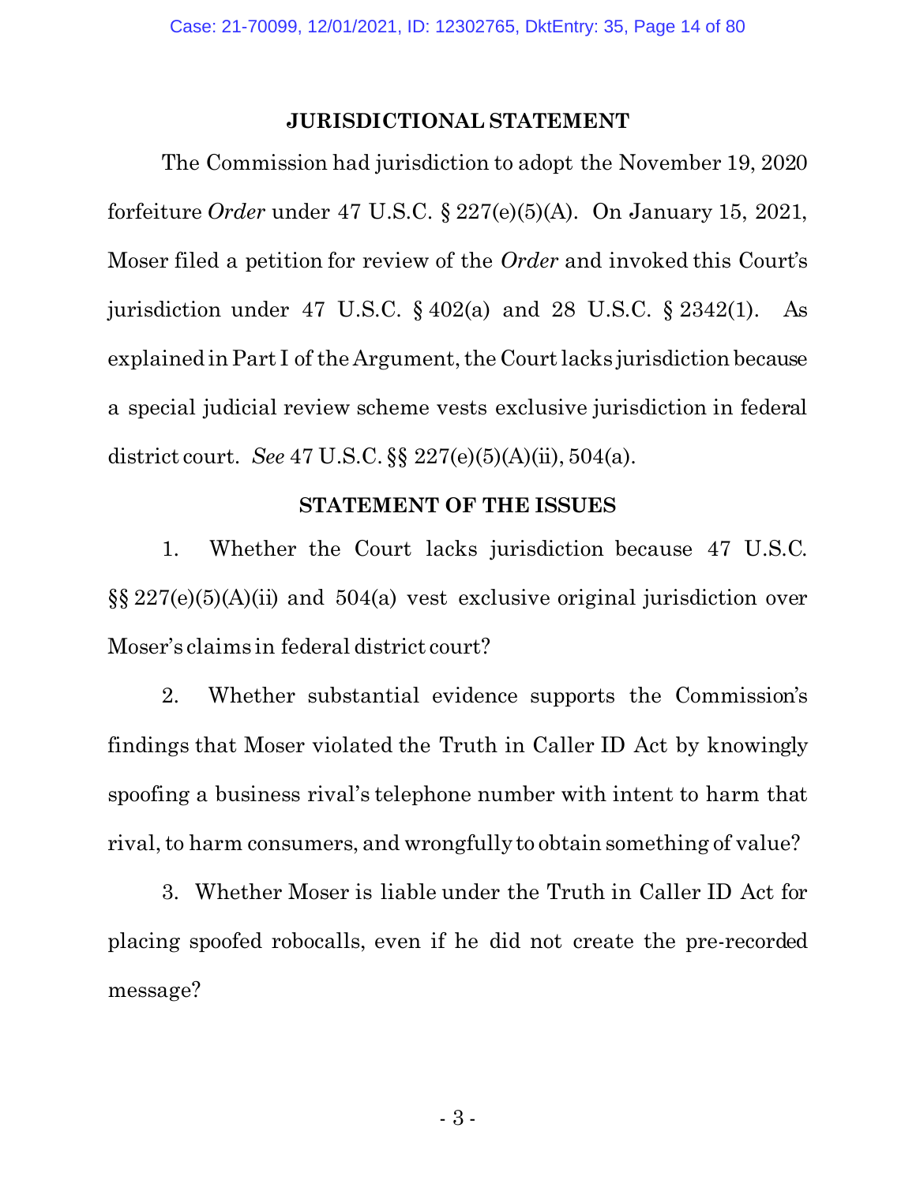## JURISDICTIONAL STATEMENT

The Commission had jurisdiction to adopt the November 19, 2020 forfeiture *Order* under 47 U.S.C. § 227(e)(5)(A). On January 15, 2021, Moser filed a petition for review of the *Order* and invoked this Court's jurisdiction under 47 U.S.C. § 402(a) and 28 U.S.C. § 2342(1). As explained in Part I of the Argument, the Court lacks jurisdiction because a special judicial review scheme vests exclusive jurisdiction in federal district court. *See* 47 U.S.C. §§ 227(e)(5)(A)(ii), 504(a).

## STATEMENT OF THE ISSUES

1. Whether the Court lacks jurisdiction because 47 U.S.C. §§ 227(e)(5)(A)(ii) and 504(a) vest exclusive original jurisdiction over Moser's claims in federal district court?

2. Whether substantial evidence supports the Commission's findings that Moser violated the Truth in Caller ID Act by knowingly spoofing a business rival's telephone number with intent to harm that rival, to harm consumers, and wrongfully to obtain something of value?

3. Whether Moser is liable under the Truth in Caller ID Act for placing spoofed robocalls, even if he did not create the pre-recorded message?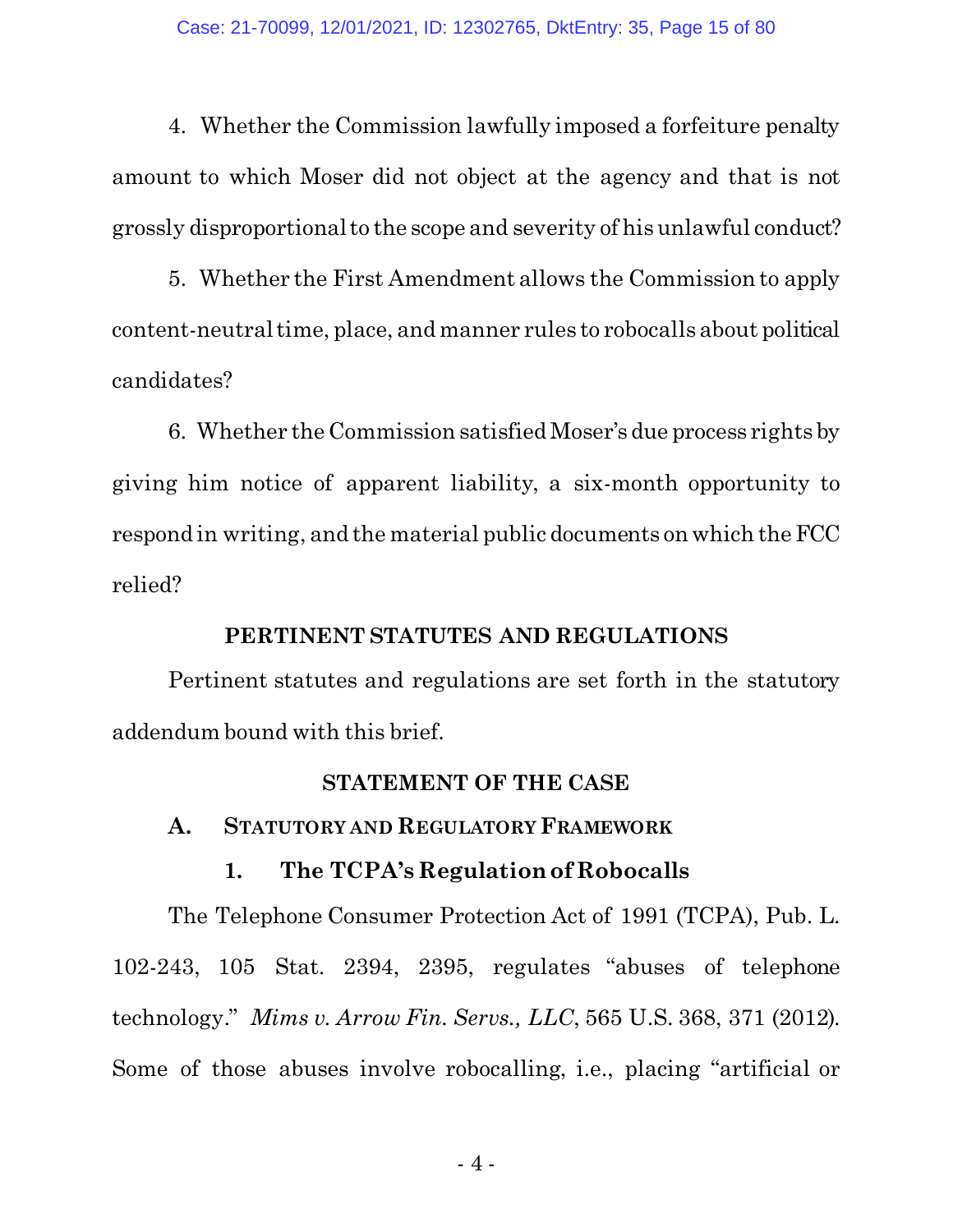4. Whether the Commission lawfully imposed a forfeiture penalty amount to which Moser did not object at the agency and that is not grossly disproportional to the scope and severity of his unlawful conduct?

5. Whether the First Amendment allows the Commission to apply content-neutral time, place, and manner rules to robocalls about political candidates?

6. Whether the Commission satisfied Moser's due process rights by giving him notice of apparent liability, a six-month opportunity to respond in writing, and the material public documents on which the FCC relied?

## PERTINENT STATUTES AND REGULATIONS

Pertinent statutes and regulations are set forth in the statutory addendum bound with this brief.

## STATEMENT OF THE CASE

### A. Statutory and Regulatory Framework

#### 1. The TCPA's Regulation of Robocalls

The Telephone Consumer Protection Act of 1991 (TCPA), Pub. L. 102-243, 105 Stat. 2394, 2395, regulates "abuses of telephone technology." *Mims v. Arrow Fin. Servs., LLC*, 565 U.S. 368, 371 (2012). Some of those abuses involve robocalling, i.e., placing "artificial or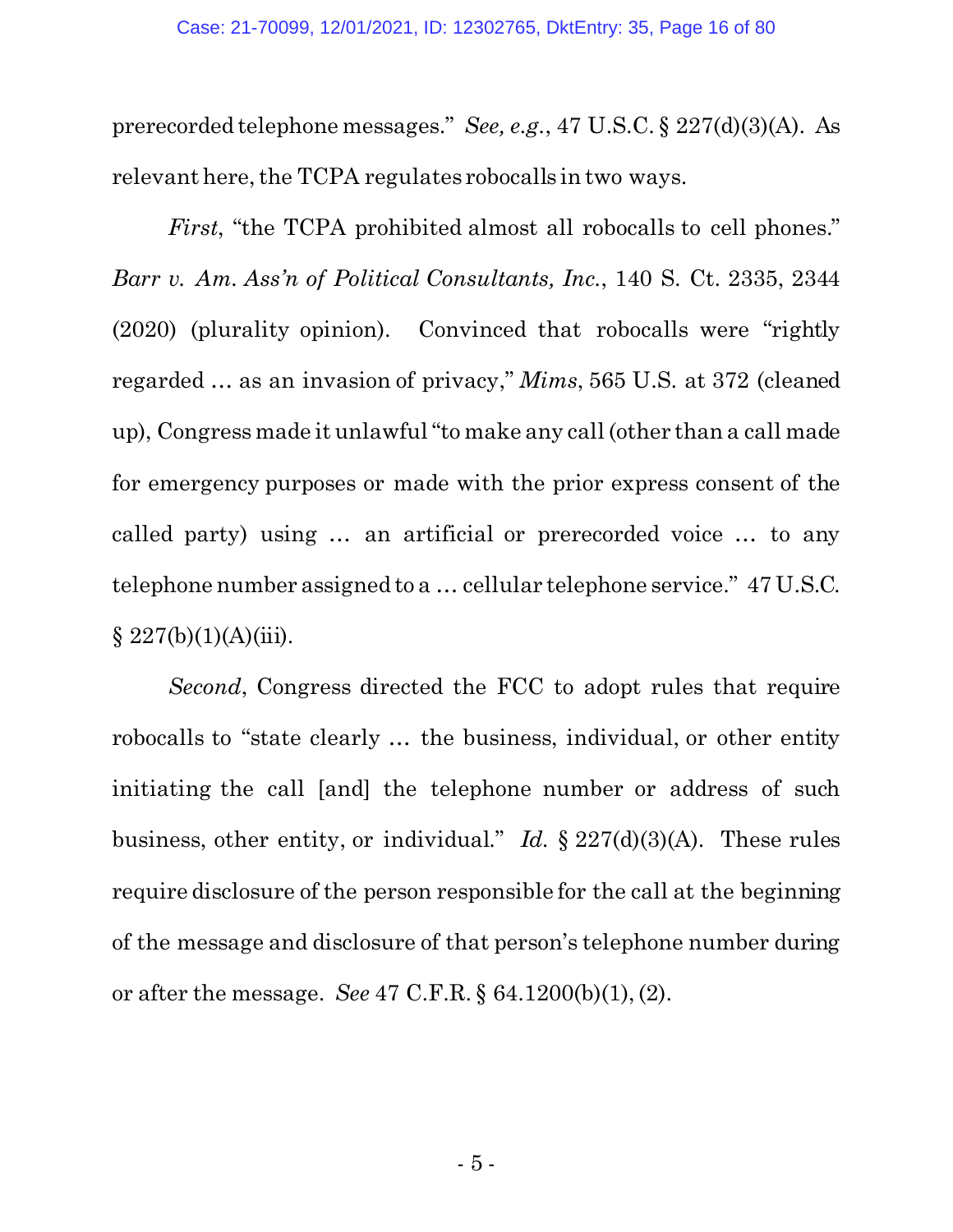prerecorded telephone messages." *See, e.g.*, 47 U.S.C. § 227(d)(3)(A). As relevant here, the TCPA regulates robocalls in two ways.

*First*, "the TCPA prohibited almost all robocalls to cell phones." *Barr v. Am. Ass'n of Political Consultants, Inc.*, 140 S. Ct. 2335, 2344 (2020) (plurality opinion). Convinced that robocalls were "rightly regarded … as an invasion of privacy," *Mims*, 565 U.S. at 372 (cleaned up), Congress made it unlawful "to make any call (other than a call made for emergency purposes or made with the prior express consent of the called party) using … an artificial or prerecorded voice … to any telephone number assigned to a … cellular telephone service." 47 U.S.C. § 227(b)(1)(A)(iii).

*Second*, Congress directed the FCC to adopt rules that require robocalls to "state clearly … the business, individual, or other entity initiating the call [and] the telephone number or address of such business, other entity, or individual." *Id.* § 227(d)(3)(A). These rules require disclosure of the person responsible for the call at the beginning of the message and disclosure of that person's telephone number during or after the message. *See* 47 C.F.R. § 64.1200(b)(1), (2).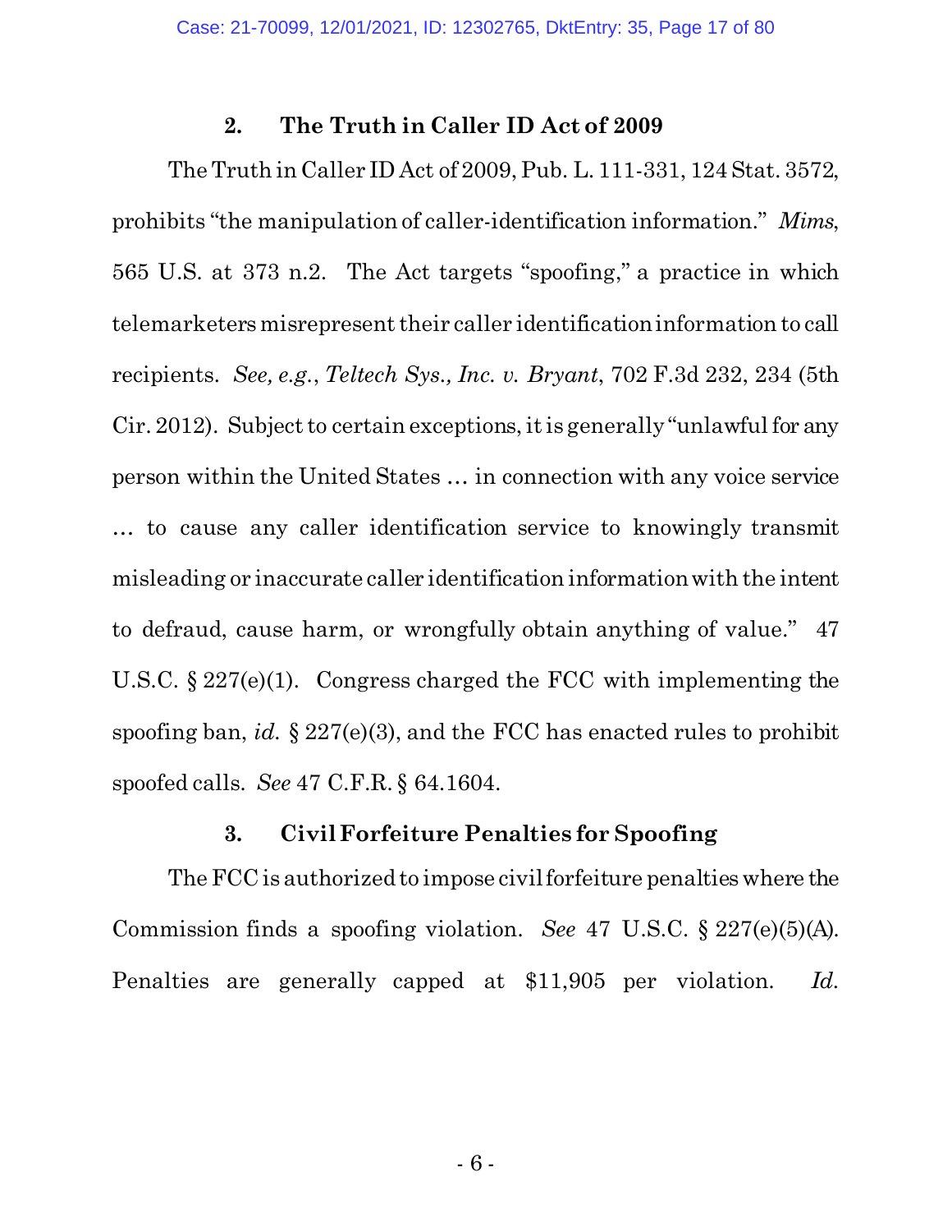### 2. The Truth in Caller ID Act of 2009

The Truth in Caller ID Act of 2009, Pub. L. 111-331, 124 Stat. 3572, prohibits "the manipulation of caller-identification information." *Mims*, 565 U.S. at 373 n.2. The Act targets "spoofing," a practice in which telemarketers misrepresent their caller identification information to call recipients. *See, e.g.*, *Teltech Sys., Inc. v. Bryant*, 702 F.3d 232, 234 (5th Cir. 2012). Subject to certain exceptions, it is generally "unlawful for any person within the United States … in connection with any voice service … to cause any caller identification service to knowingly transmit misleading or inaccurate caller identification information with the intent to defraud, cause harm, or wrongfully obtain anything of value." 47 U.S.C. § 227(e)(1). Congress charged the FCC with implementing the spoofing ban, *id.* § 227(e)(3), and the FCC has enacted rules to prohibit spoofed calls. *See* 47 C.F.R. § 64.1604.

### 3. Civil Forfeiture Penalties for Spoofing

The FCC is authorized to impose civil forfeiture penalties where the Commission finds a spoofing violation. *See* 47 U.S.C. § 227(e)(5)(A). Penalties are generally capped at $11,905 per violation. *Id.*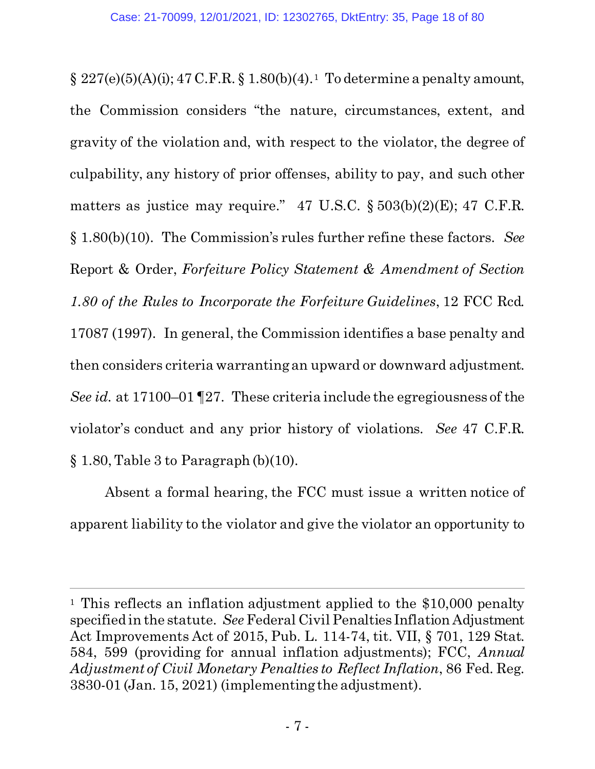§ 227(e)(5)(A)(i); 47 C.F.R. § 1.80(b)(4).[1] To determine a penalty amount, the Commission considers "the nature, circumstances, extent, and gravity of the violation and, with respect to the violator, the degree of culpability, any history of prior offenses, ability to pay, and such other matters as justice may require." 47 U.S.C. § 503(b)(2)(E); 47 C.F.R. § 1.80(b)(10). The Commission's rules further refine these factors. *See* Report & Order, *Forfeiture Policy Statement & Amendment of Section 1.80 of the Rules to Incorporate the Forfeiture Guidelines*, 12 FCC Rcd. 17087 (1997). In general, the Commission identifies a base penalty and then considers criteria warranting an upward or downward adjustment. *See id.* at 17100–01 ¶27. These criteria include the egregiousness of the violator's conduct and any prior history of violations. *See* 47 C.F.R. § 1.80, Table 3 to Paragraph (b)(10).

Absent a formal hearing, the FCC must issue a written notice of apparent liability to the violator and give the violator an opportunity to

---

[1] This reflects an inflation adjustment applied to the $10,000 penalty specified in the statute. *See* Federal Civil Penalties Inflation Adjustment Act Improvements Act of 2015, Pub. L. 114-74, tit. VII, § 701, 129 Stat. 584, 599 (providing for annual inflation adjustments); FCC, *Annual Adjustment of Civil Monetary Penalties to Reflect Inflation*, 86 Fed. Reg. 3830-01 (Jan. 15, 2021) (implementing the adjustment).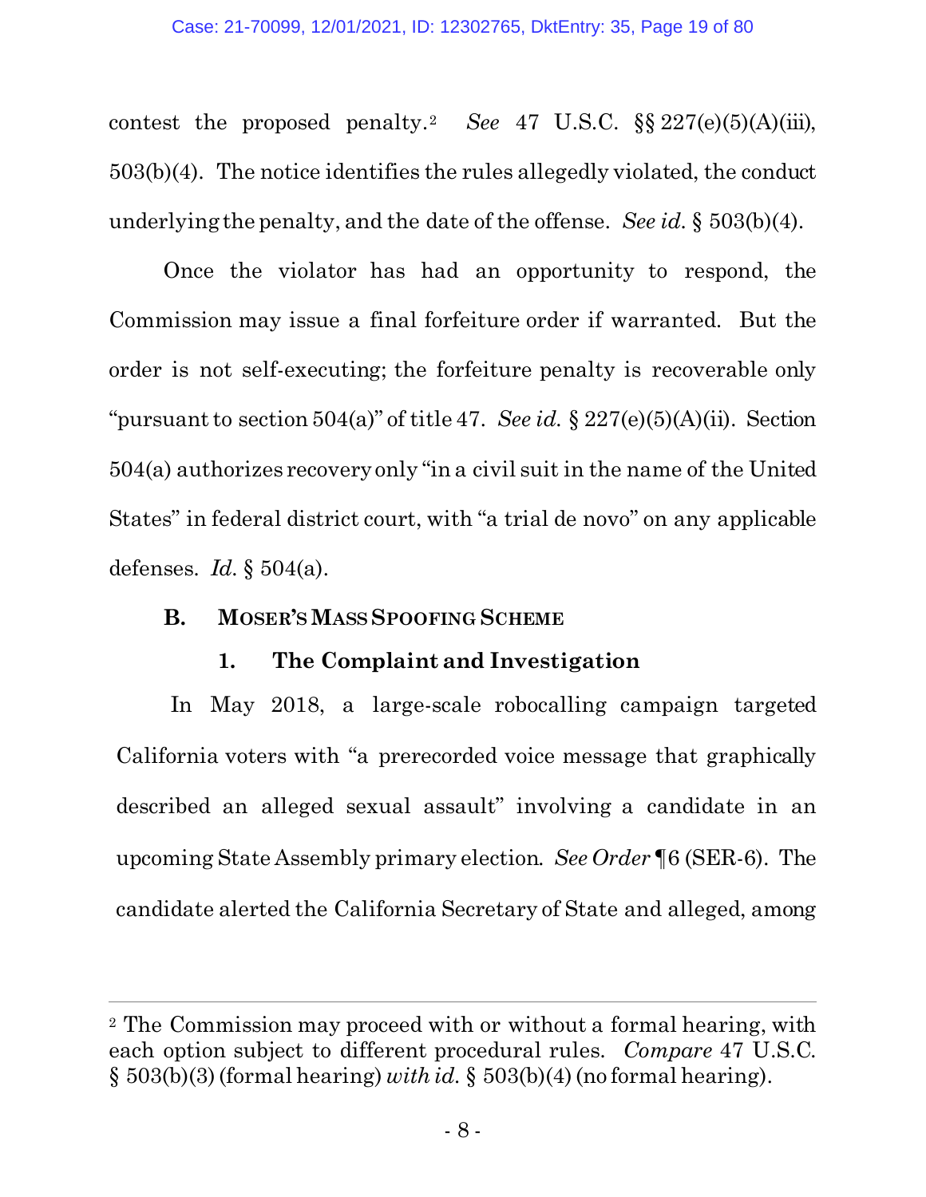contest the proposed penalty.[2] *See* 47 U.S.C. §§ 227(e)(5)(A)(iii), 503(b)(4). The notice identifies the rules allegedly violated, the conduct underlying the penalty, and the date of the offense. *See id.* § 503(b)(4).

Once the violator has had an opportunity to respond, the Commission may issue a final forfeiture order if warranted. But the order is not self-executing; the forfeiture penalty is recoverable only "pursuant to section 504(a)" of title 47. *See id.* § 227(e)(5)(A)(ii). Section 504(a) authorizes recovery only "in a civil suit in the name of the United States" in federal district court, with "a trial de novo" on any applicable defenses. *Id.* § 504(a).

### B. MOSER'S MASS SPOOFING SCHEME

#### 1. The Complaint and Investigation

In May 2018, a large-scale robocalling campaign targeted California voters with "a prerecorded voice message that graphically described an alleged sexual assault" involving a candidate in an upcoming State Assembly primary election. *See Order* ¶6 (SER-6). The candidate alerted the California Secretary of State and alleged, among

---

[2] The Commission may proceed with or without a formal hearing, with each option subject to different procedural rules. *Compare* 47 U.S.C. § 503(b)(3) (formal hearing) *with id.* § 503(b)(4) (no formal hearing).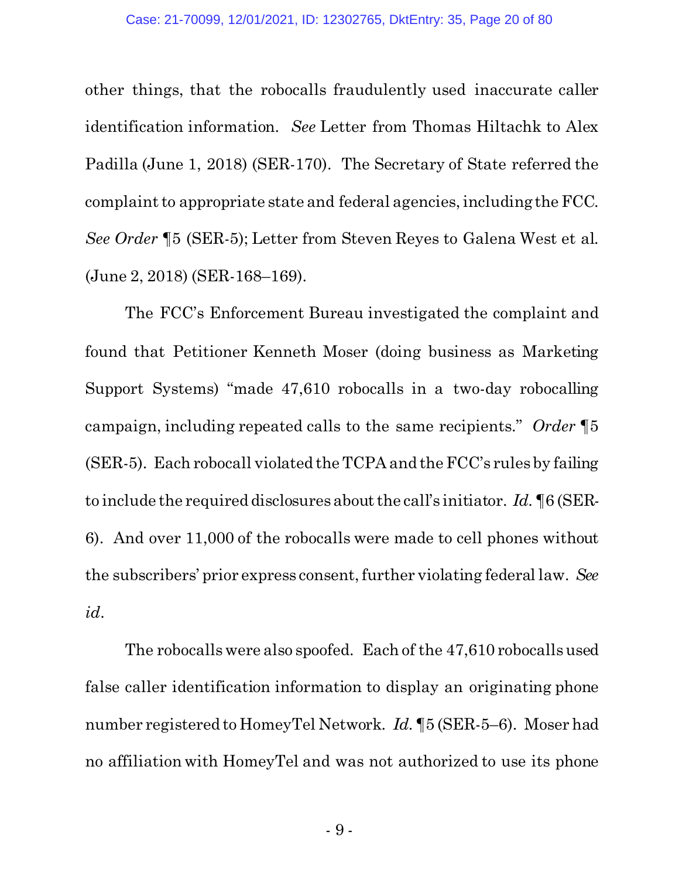other things, that the robocalls fraudulently used inaccurate caller identification information. *See* Letter from Thomas Hiltachk to Alex Padilla (June 1, 2018) (SER-170). The Secretary of State referred the complaint to appropriate state and federal agencies, including the FCC. *See Order* ¶5 (SER-5); Letter from Steven Reyes to Galena West et al. (June 2, 2018) (SER-168–169).

The FCC's Enforcement Bureau investigated the complaint and found that Petitioner Kenneth Moser (doing business as Marketing Support Systems) "made 47,610 robocalls in a two-day robocalling campaign, including repeated calls to the same recipients." *Order* ¶5 (SER-5). Each robocall violated the TCPA and the FCC's rules by failing to include the required disclosures about the call's initiator. *Id.* ¶6 (SER-6). And over 11,000 of the robocalls were made to cell phones without the subscribers' prior express consent, further violating federal law. *See id.*

The robocalls were also spoofed. Each of the 47,610 robocalls used false caller identification information to display an originating phone number registered to HomeyTel Network. *Id.* ¶5 (SER-5–6). Moser had no affiliation with HomeyTel and was not authorized to use its phone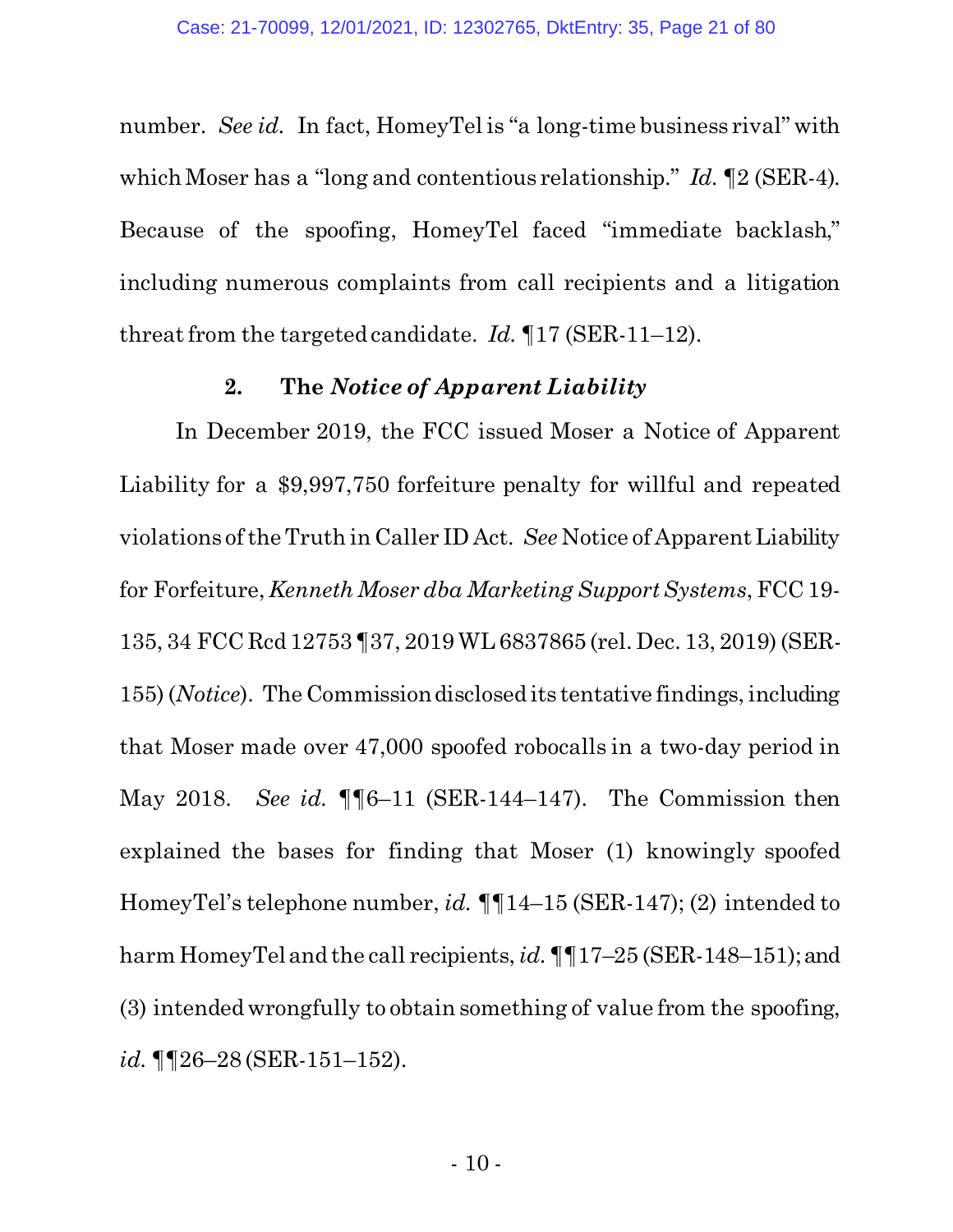number. *See id.* In fact, HomeyTel is "a long-time business rival" with which Moser has a "long and contentious relationship." *Id.* ¶2 (SER-4). Because of the spoofing, HomeyTel faced "immediate backlash," including numerous complaints from call recipients and a litigation threat from the targeted candidate. *Id.* ¶17 (SER-11–12).

### 2. The *Notice of Apparent Liability*

In December 2019, the FCC issued Moser a Notice of Apparent Liability for a $9,997,750 forfeiture penalty for willful and repeated violations of the Truth in Caller ID Act. *See* Notice of Apparent Liability for Forfeiture, *Kenneth Moser dba Marketing Support Systems*, FCC 19-135, 34 FCC Rcd 12753 ¶37, 2019 WL 6837865 (rel. Dec. 13, 2019) (SER-155) (*Notice*). The Commission disclosed its tentative findings, including that Moser made over 47,000 spoofed robocalls in a two-day period in May 2018. *See id.* ¶¶6–11 (SER-144–147). The Commission then explained the bases for finding that Moser (1) knowingly spoofed HomeyTel's telephone number, *id.* ¶¶14–15 (SER-147); (2) intended to harm HomeyTel and the call recipients, *id.* ¶¶17–25 (SER-148–151); and (3) intended wrongfully to obtain something of value from the spoofing, *id.* ¶¶26–28 (SER-151–152).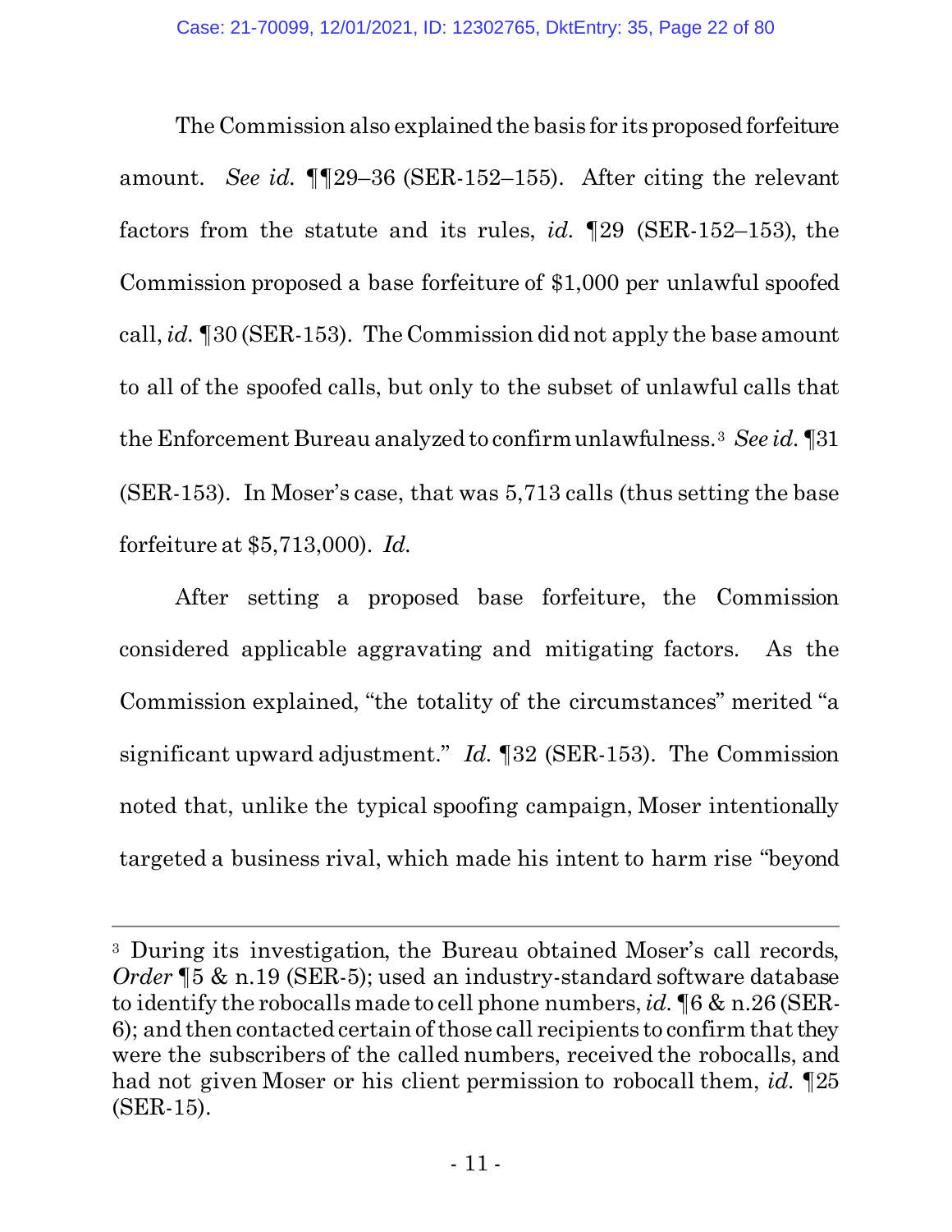The Commission also explained the basis for its proposed forfeiture amount. *See id.* ¶¶29–36 (SER-152–155). After citing the relevant factors from the statute and its rules, *id.* ¶29 (SER-152–153), the Commission proposed a base forfeiture of $1,000 per unlawful spoofed call, *id.* ¶30 (SER-153). The Commission did not apply the base amount to all of the spoofed calls, but only to the subset of unlawful calls that the Enforcement Bureau analyzed to confirm unlawfulness.[3] *See id.* ¶31 (SER-153). In Moser's case, that was 5,713 calls (thus setting the base forfeiture at $5,713,000). *Id.*

After setting a proposed base forfeiture, the Commission considered applicable aggravating and mitigating factors. As the Commission explained, "the totality of the circumstances" merited "a significant upward adjustment." *Id.* ¶32 (SER-153). The Commission noted that, unlike the typical spoofing campaign, Moser intentionally targeted a business rival, which made his intent to harm rise "beyond

---

[3] During its investigation, the Bureau obtained Moser's call records, *Order* ¶5 & n.19 (SER-5); used an industry-standard software database to identify the robocalls made to cell phone numbers, *id.* ¶6 & n.26 (SER-6); and then contacted certain of those call recipients to confirm that they were the subscribers of the called numbers, received the robocalls, and had not given Moser or his client permission to robocall them, *id.* ¶25 (SER-15).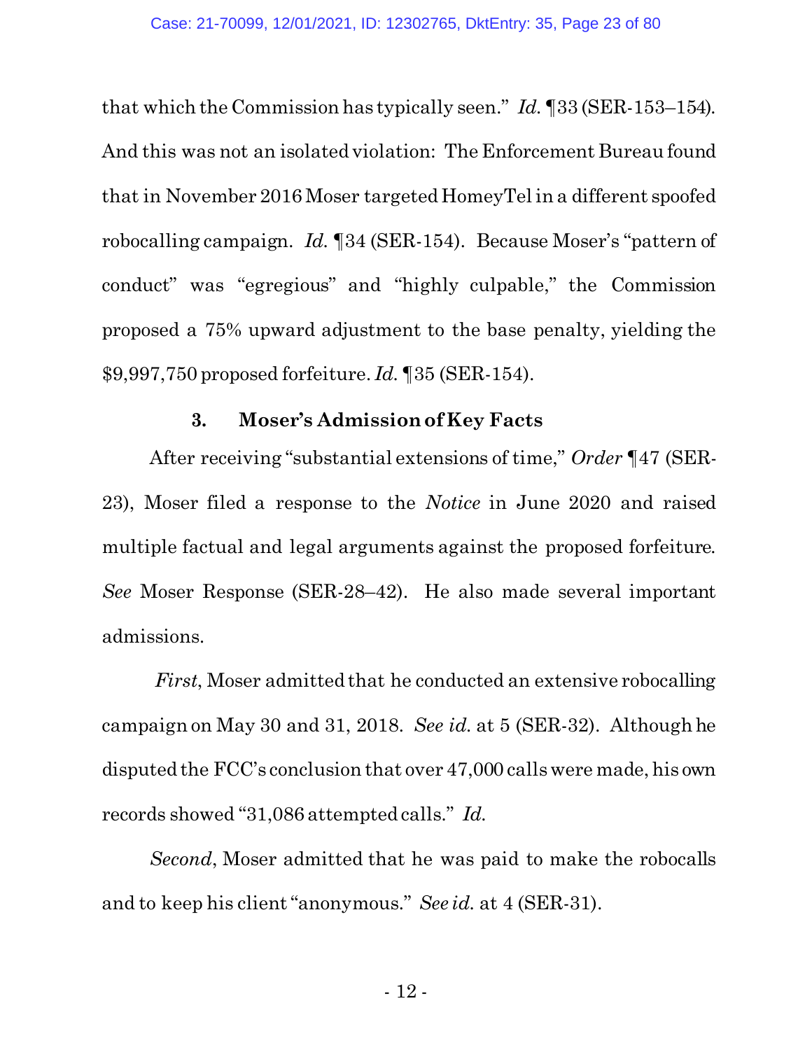that which the Commission has typically seen." *Id.* ¶33 (SER-153–154). And this was not an isolated violation: The Enforcement Bureau found that in November 2016 Moser targeted HomeyTel in a different spoofed robocalling campaign. *Id.* ¶34 (SER-154). Because Moser's "pattern of conduct" was "egregious" and "highly culpable," the Commission proposed a 75% upward adjustment to the base penalty, yielding the $9,997,750 proposed forfeiture. *Id.* ¶35 (SER-154).

### 3. Moser's Admission of Key Facts

After receiving "substantial extensions of time," *Order* ¶47 (SER-23), Moser filed a response to the *Notice* in June 2020 and raised multiple factual and legal arguments against the proposed forfeiture. *See* Moser Response (SER-28–42). He also made several important admissions.

*First*, Moser admitted that he conducted an extensive robocalling campaign on May 30 and 31, 2018. *See id.* at 5 (SER-32). Although he disputed the FCC's conclusion that over 47,000 calls were made, his own records showed "31,086 attempted calls." *Id.*

*Second*, Moser admitted that he was paid to make the robocalls and to keep his client "anonymous." *See id.* at 4 (SER-31).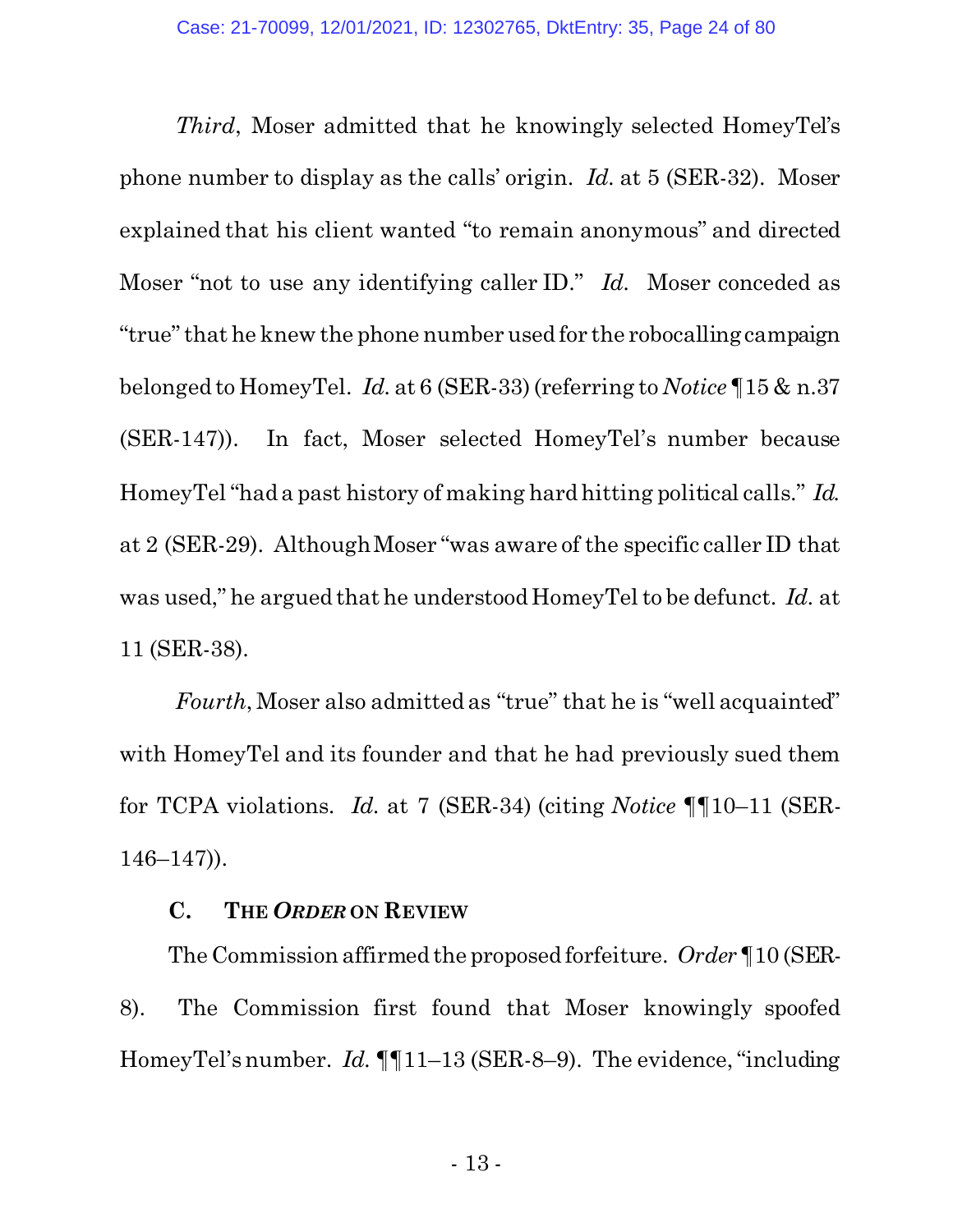*Third*, Moser admitted that he knowingly selected HomeyTel's phone number to display as the calls' origin. *Id.* at 5 (SER-32). Moser explained that his client wanted "to remain anonymous" and directed Moser "not to use any identifying caller ID." *Id.* Moser conceded as "true" that he knew the phone number used for the robocalling campaign belonged to HomeyTel. *Id.* at 6 (SER-33) (referring to *Notice* ¶15 & n.37 (SER-147)). In fact, Moser selected HomeyTel's number because HomeyTel "had a past history of making hard hitting political calls." *Id.* at 2 (SER-29). Although Moser "was aware of the specific caller ID that was used," he argued that he understood HomeyTel to be defunct. *Id.* at 11 (SER-38).

*Fourth*, Moser also admitted as "true" that he is "well acquainted" with HomeyTel and its founder and that he had previously sued them for TCPA violations. *Id.* at 7 (SER-34) (citing *Notice* ¶¶10–11 (SER-146–147)).

### C. THE *ORDER* ON REVIEW

The Commission affirmed the proposed forfeiture. *Order* ¶10 (SER-8). The Commission first found that Moser knowingly spoofed HomeyTel's number. *Id.* ¶¶11–13 (SER-8–9). The evidence, "including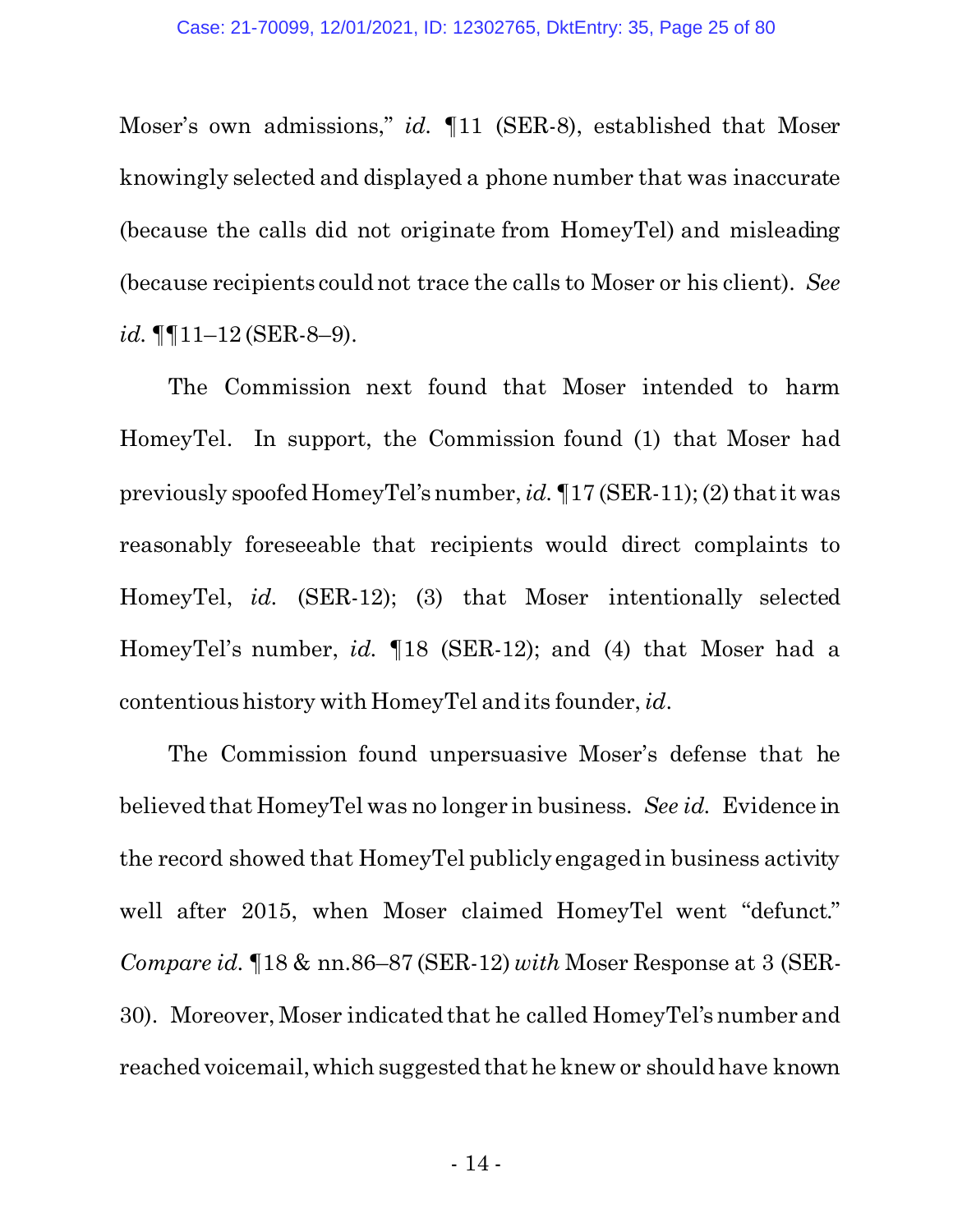Moser's own admissions," *id.* ¶11 (SER-8), established that Moser knowingly selected and displayed a phone number that was inaccurate (because the calls did not originate from HomeyTel) and misleading (because recipients could not trace the calls to Moser or his client). *See id.* ¶¶11–12 (SER-8–9).

The Commission next found that Moser intended to harm HomeyTel. In support, the Commission found (1) that Moser had previously spoofed HomeyTel's number, *id.* ¶17 (SER-11); (2) that it was reasonably foreseeable that recipients would direct complaints to HomeyTel, *id.* (SER-12); (3) that Moser intentionally selected HomeyTel's number, *id.* ¶18 (SER-12); and (4) that Moser had a contentious history with HomeyTel and its founder, *id.*

The Commission found unpersuasive Moser's defense that he believed that HomeyTel was no longer in business. *See id.* Evidence in the record showed that HomeyTel publicly engaged in business activity well after 2015, when Moser claimed HomeyTel went "defunct." *Compare id.* ¶18 & nn.86–87 (SER-12) *with* Moser Response at 3 (SER-30). Moreover, Moser indicated that he called HomeyTel's number and reached voicemail, which suggested that he knew or should have known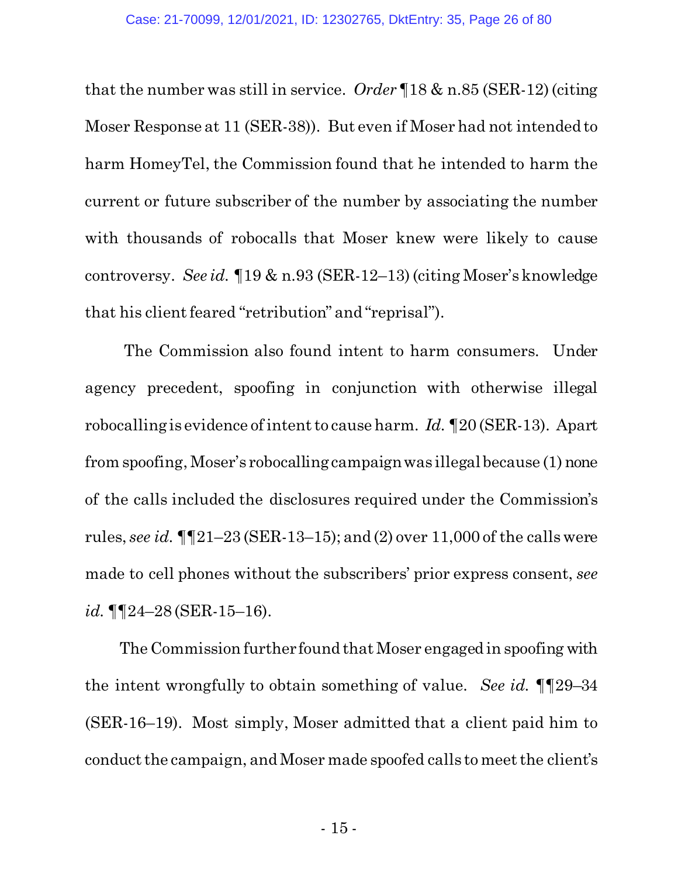that the number was still in service. *Order* ¶18 & n.85 (SER-12) (citing Moser Response at 11 (SER-38)). But even if Moser had not intended to harm HomeyTel, the Commission found that he intended to harm the current or future subscriber of the number by associating the number with thousands of robocalls that Moser knew were likely to cause controversy. *See id.* ¶19 & n.93 (SER-12–13) (citing Moser's knowledge that his client feared "retribution" and "reprisal").

The Commission also found intent to harm consumers. Under agency precedent, spoofing in conjunction with otherwise illegal robocalling is evidence of intent to cause harm. *Id.* ¶20 (SER-13). Apart from spoofing, Moser's robocalling campaign was illegal because (1) none of the calls included the disclosures required under the Commission's rules, *see id.* ¶¶21–23 (SER-13–15); and (2) over 11,000 of the calls were made to cell phones without the subscribers' prior express consent, *see id.* ¶¶24–28 (SER-15–16).

The Commission further found that Moser engaged in spoofing with the intent wrongfully to obtain something of value. *See id.* ¶¶29–34 (SER-16–19). Most simply, Moser admitted that a client paid him to conduct the campaign, and Moser made spoofed calls to meet the client's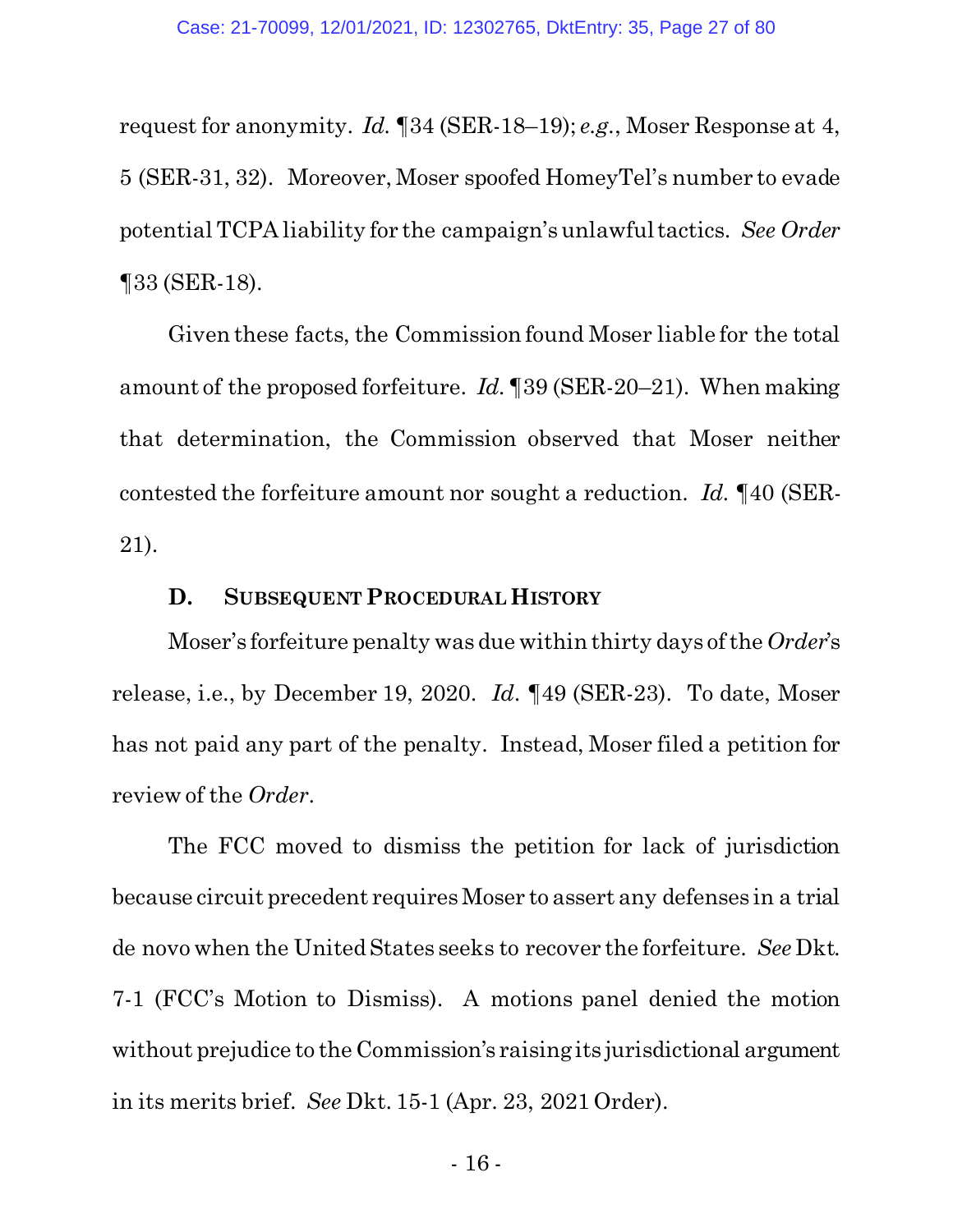request for anonymity. *Id.* ¶34 (SER-18–19); *e.g.*, Moser Response at 4, 5 (SER-31, 32). Moreover, Moser spoofed HomeyTel's number to evade potential TCPA liability for the campaign's unlawful tactics. *See Order* ¶33 (SER-18).

Given these facts, the Commission found Moser liable for the total amount of the proposed forfeiture. *Id.* ¶39 (SER-20–21). When making that determination, the Commission observed that Moser neither contested the forfeiture amount nor sought a reduction. *Id.* ¶40 (SER-21).

### D. Subsequent Procedural History

Moser's forfeiture penalty was due within thirty days of the *Order*'s release, i.e., by December 19, 2020. *Id.* ¶49 (SER-23). To date, Moser has not paid any part of the penalty. Instead, Moser filed a petition for review of the *Order*.

The FCC moved to dismiss the petition for lack of jurisdiction because circuit precedent requires Moser to assert any defenses in a trial de novo when the United States seeks to recover the forfeiture. *See* Dkt. 7-1 (FCC's Motion to Dismiss). A motions panel denied the motion without prejudice to the Commission's raising its jurisdictional argument in its merits brief. *See* Dkt. 15-1 (Apr. 23, 2021 Order).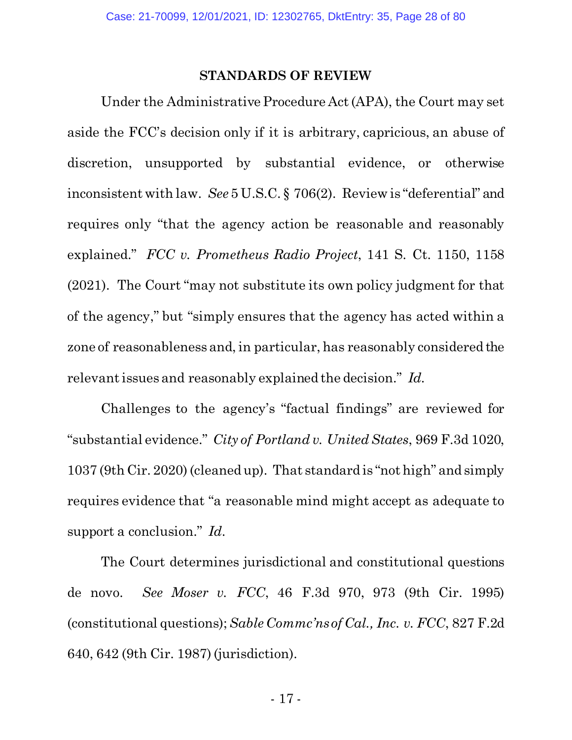## STANDARDS OF REVIEW

Under the Administrative Procedure Act (APA), the Court may set aside the FCC's decision only if it is arbitrary, capricious, an abuse of discretion, unsupported by substantial evidence, or otherwise inconsistent with law. *See* 5 U.S.C. § 706(2). Review is "deferential" and requires only "that the agency action be reasonable and reasonably explained." *FCC v. Prometheus Radio Project*, 141 S. Ct. 1150, 1158 (2021). The Court "may not substitute its own policy judgment for that of the agency," but "simply ensures that the agency has acted within a zone of reasonableness and, in particular, has reasonably considered the relevant issues and reasonably explained the decision." *Id.*

Challenges to the agency's "factual findings" are reviewed for "substantial evidence." *City of Portland v. United States*, 969 F.3d 1020, 1037 (9th Cir. 2020) (cleaned up). That standard is "not high" and simply requires evidence that "a reasonable mind might accept as adequate to support a conclusion." *Id.*

The Court determines jurisdictional and constitutional questions de novo. *See Moser v. FCC*, 46 F.3d 970, 973 (9th Cir. 1995) (constitutional questions); *Sable Commc'ns of Cal., Inc. v. FCC*, 827 F.2d 640, 642 (9th Cir. 1987) (jurisdiction).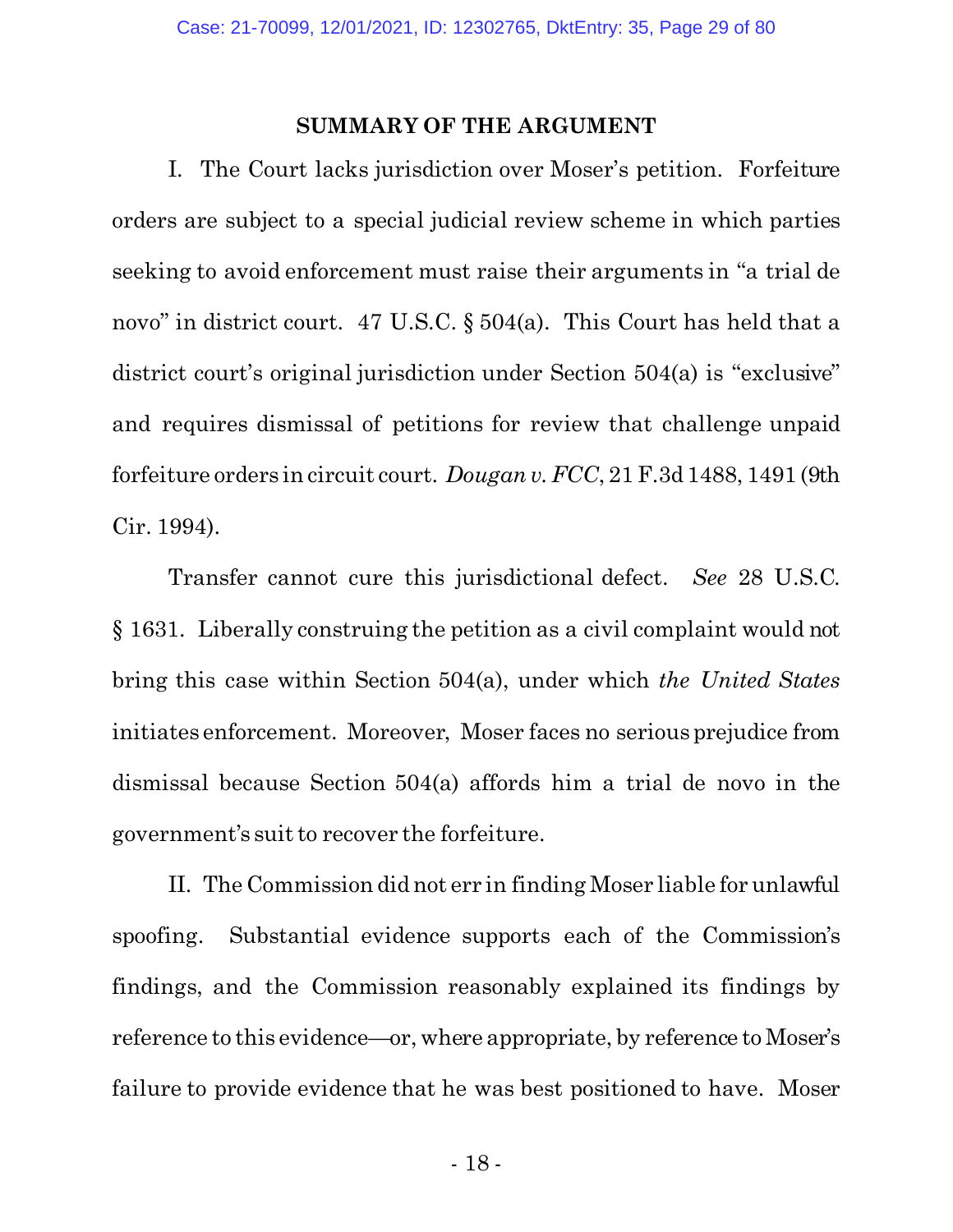## SUMMARY OF THE ARGUMENT

I. The Court lacks jurisdiction over Moser's petition. Forfeiture orders are subject to a special judicial review scheme in which parties seeking to avoid enforcement must raise their arguments in "a trial de novo" in district court. 47 U.S.C. § 504(a). This Court has held that a district court's original jurisdiction under Section 504(a) is "exclusive" and requires dismissal of petitions for review that challenge unpaid forfeiture orders in circuit court. *Dougan v. FCC*, 21 F.3d 1488, 1491 (9th Cir. 1994).

Transfer cannot cure this jurisdictional defect. *See* 28 U.S.C. § 1631. Liberally construing the petition as a civil complaint would not bring this case within Section 504(a), under which *the United States* initiates enforcement. Moreover, Moser faces no serious prejudice from dismissal because Section 504(a) affords him a trial de novo in the government's suit to recover the forfeiture.

II. The Commission did not err in finding Moser liable for unlawful spoofing. Substantial evidence supports each of the Commission's findings, and the Commission reasonably explained its findings by reference to this evidence—or, where appropriate, by reference to Moser's failure to provide evidence that he was best positioned to have. Moser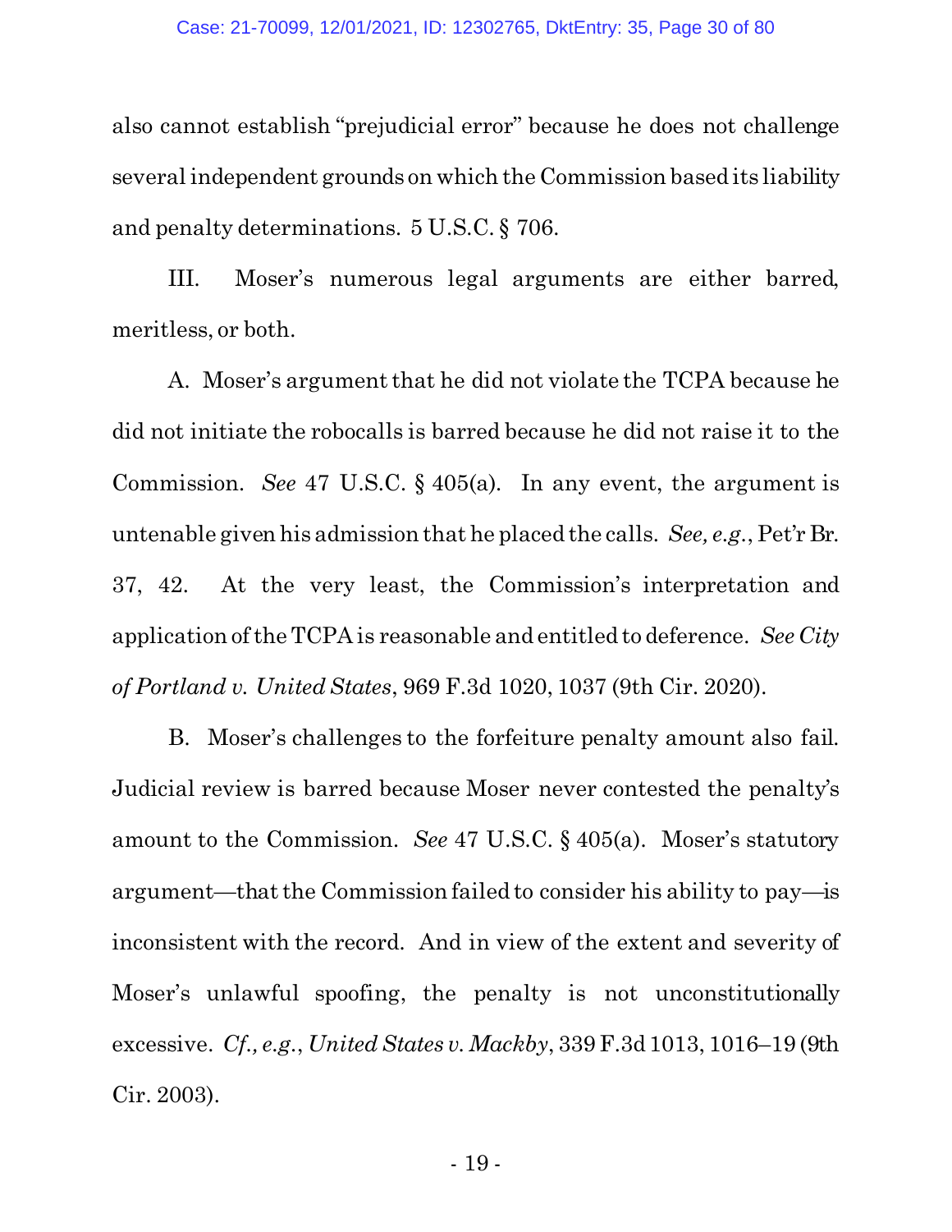also cannot establish "prejudicial error" because he does not challenge several independent grounds on which the Commission based its liability and penalty determinations. 5 U.S.C. § 706.

III. Moser's numerous legal arguments are either barred, meritless, or both.

A. Moser's argument that he did not violate the TCPA because he did not initiate the robocalls is barred because he did not raise it to the Commission. *See* 47 U.S.C. § 405(a). In any event, the argument is untenable given his admission that he placed the calls. *See, e.g.*, Pet'r Br. 37, 42. At the very least, the Commission's interpretation and application of the TCPA is reasonable and entitled to deference. *See City of Portland v. United States*, 969 F.3d 1020, 1037 (9th Cir. 2020).

B. Moser's challenges to the forfeiture penalty amount also fail. Judicial review is barred because Moser never contested the penalty's amount to the Commission. *See* 47 U.S.C. § 405(a). Moser's statutory argument—that the Commission failed to consider his ability to pay—is inconsistent with the record. And in view of the extent and severity of Moser's unlawful spoofing, the penalty is not unconstitutionally excessive. *Cf., e.g.*, *United States v. Mackby*, 339 F.3d 1013, 1016–19 (9th Cir. 2003).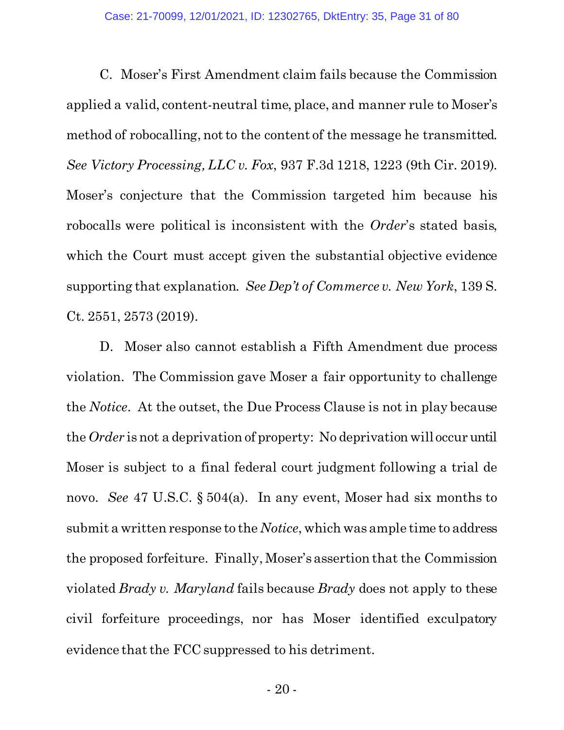C. Moser's First Amendment claim fails because the Commission applied a valid, content-neutral time, place, and manner rule to Moser's method of robocalling, not to the content of the message he transmitted. *See Victory Processing, LLC v. Fox*, 937 F.3d 1218, 1223 (9th Cir. 2019). Moser's conjecture that the Commission targeted him because his robocalls were political is inconsistent with the *Order*'s stated basis, which the Court must accept given the substantial objective evidence supporting that explanation. *See Dep't of Commerce v. New York*, 139 S. Ct. 2551, 2573 (2019).

D. Moser also cannot establish a Fifth Amendment due process violation. The Commission gave Moser a fair opportunity to challenge the *Notice*. At the outset, the Due Process Clause is not in play because the *Order* is not a deprivation of property: No deprivation will occur until Moser is subject to a final federal court judgment following a trial de novo. *See* 47 U.S.C. § 504(a). In any event, Moser had six months to submit a written response to the *Notice*, which was ample time to address the proposed forfeiture. Finally, Moser's assertion that the Commission violated *Brady v. Maryland* fails because *Brady* does not apply to these civil forfeiture proceedings, nor has Moser identified exculpatory evidence that the FCC suppressed to his detriment.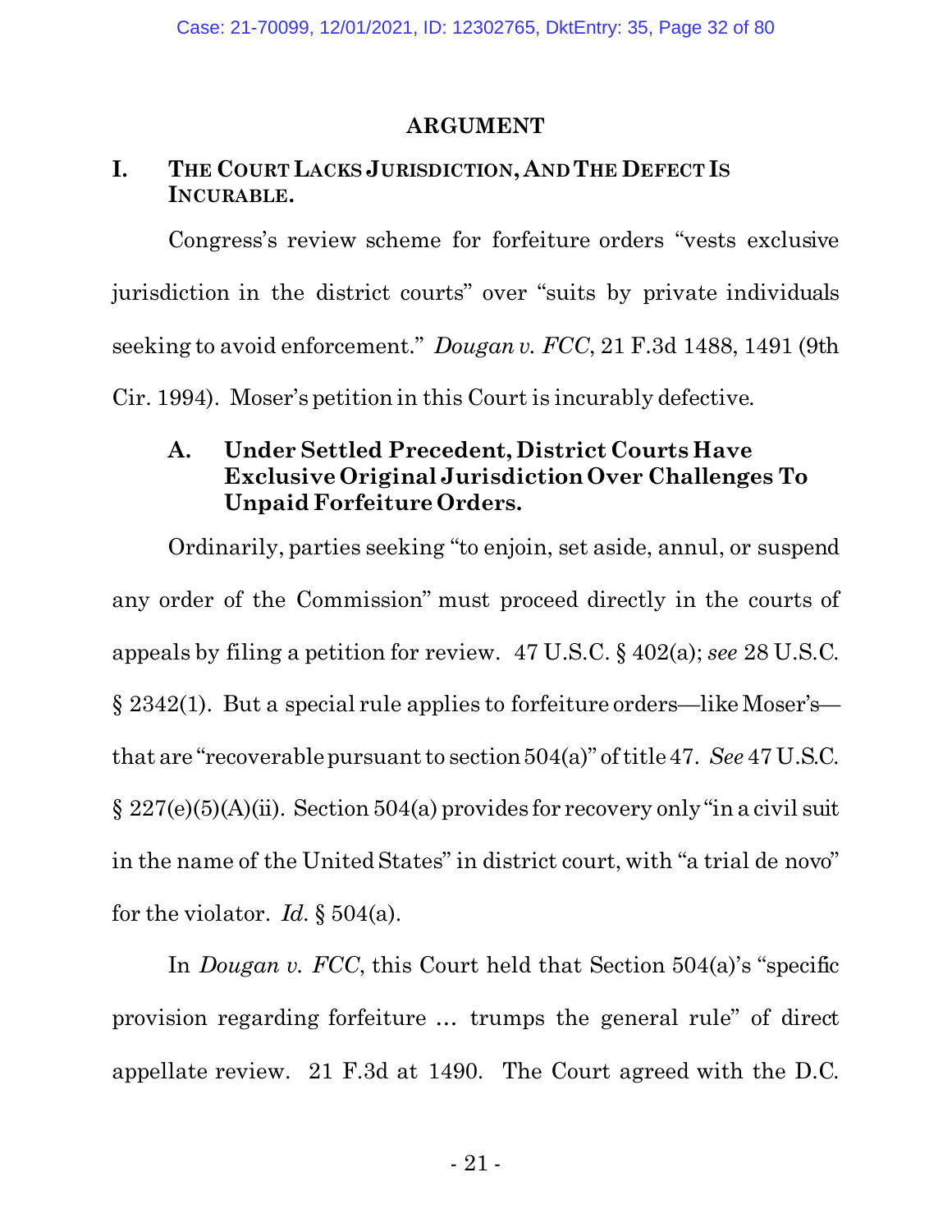## ARGUMENT

### I. THE COURT LACKS JURISDICTION, AND THE DEFECT IS INCURABLE.

Congress's review scheme for forfeiture orders "vests exclusive jurisdiction in the district courts" over "suits by private individuals seeking to avoid enforcement." *Dougan v. FCC*, 21 F.3d 1488, 1491 (9th Cir. 1994). Moser's petition in this Court is incurably defective.

#### A. Under Settled Precedent, District Courts Have Exclusive Original Jurisdiction Over Challenges To Unpaid Forfeiture Orders.

Ordinarily, parties seeking "to enjoin, set aside, annul, or suspend any order of the Commission" must proceed directly in the courts of appeals by filing a petition for review. 47 U.S.C. § 402(a); *see* 28 U.S.C. § 2342(1). But a special rule applies to forfeiture orders—like Moser's—that are "recoverable pursuant to section 504(a)" of title 47. *See* 47 U.S.C. § 227(e)(5)(A)(ii). Section 504(a) provides for recovery only "in a civil suit in the name of the United States" in district court, with "a trial de novo" for the violator. *Id.* § 504(a).

In *Dougan v. FCC*, this Court held that Section 504(a)'s "specific provision regarding forfeiture … trumps the general rule" of direct appellate review. 21 F.3d at 1490. The Court agreed with the D.C.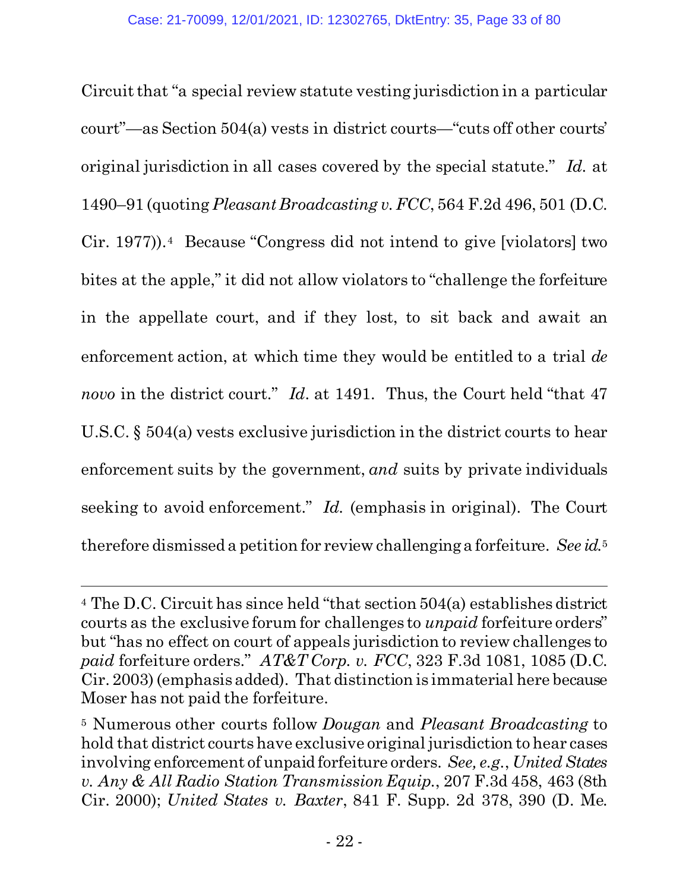Circuit that "a special review statute vesting jurisdiction in a particular court"—as Section 504(a) vests in district courts—"cuts off other courts' original jurisdiction in all cases covered by the special statute." *Id.* at 1490–91 (quoting *Pleasant Broadcasting v. FCC*, 564 F.2d 496, 501 (D.C. Cir. 1977)).[4] Because "Congress did not intend to give [violators] two bites at the apple," it did not allow violators to "challenge the forfeiture in the appellate court, and if they lost, to sit back and await an enforcement action, at which time they would be entitled to a trial *de novo* in the district court." *Id.* at 1491. Thus, the Court held "that 47 U.S.C. § 504(a) vests exclusive jurisdiction in the district courts to hear enforcement suits by the government, *and* suits by private individuals seeking to avoid enforcement." *Id.* (emphasis in original). The Court therefore dismissed a petition for review challenging a forfeiture. *See id.*[5]

---

[4] The D.C. Circuit has since held "that section 504(a) establishes district courts as the exclusive forum for challenges to *unpaid* forfeiture orders" but "has no effect on court of appeals jurisdiction to review challenges to *paid* forfeiture orders." *AT&T Corp. v. FCC*, 323 F.3d 1081, 1085 (D.C. Cir. 2003) (emphasis added). That distinction is immaterial here because Moser has not paid the forfeiture.

[5] Numerous other courts follow *Dougan* and *Pleasant Broadcasting* to hold that district courts have exclusive original jurisdiction to hear cases involving enforcement of unpaid forfeiture orders. *See, e.g.*, *United States v. Any & All Radio Station Transmission Equip.*, 207 F.3d 458, 463 (8th Cir. 2000); *United States v. Baxter*, 841 F. Supp. 2d 378, 390 (D. Me.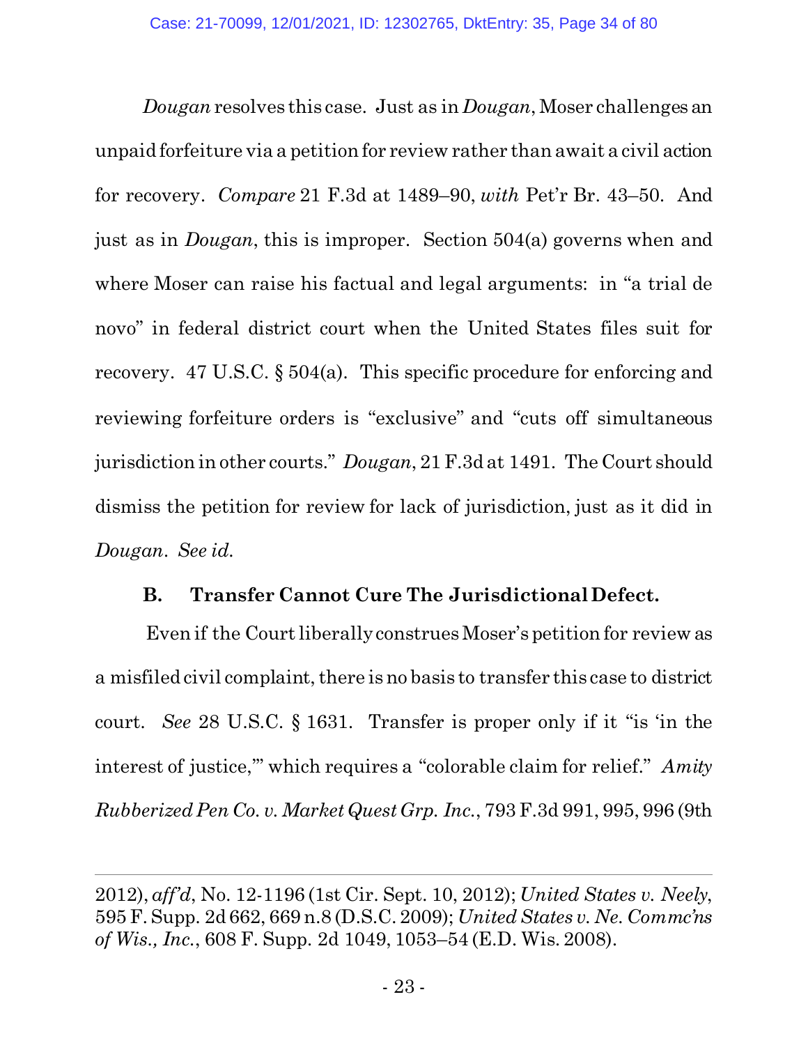*Dougan* resolves this case. Just as in *Dougan*, Moser challenges an unpaid forfeiture via a petition for review rather than await a civil action for recovery. *Compare* 21 F.3d at 1489–90, *with* Pet'r Br. 43–50. And just as in *Dougan*, this is improper. Section 504(a) governs when and where Moser can raise his factual and legal arguments: in "a trial de novo" in federal district court when the United States files suit for recovery. 47 U.S.C. § 504(a). This specific procedure for enforcing and reviewing forfeiture orders is "exclusive" and "cuts off simultaneous jurisdiction in other courts." *Dougan*, 21 F.3d at 1491. The Court should dismiss the petition for review for lack of jurisdiction, just as it did in *Dougan*. *See id.*

### B. Transfer Cannot Cure The Jurisdictional Defect.

Even if the Court liberally construes Moser's petition for review as a misfiled civil complaint, there is no basis to transfer this case to district court. *See* 28 U.S.C. § 1631. Transfer is proper only if it "is 'in the interest of justice,'" which requires a "colorable claim for relief." *Amity Rubberized Pen Co. v. Market Quest Grp. Inc.*, 793 F.3d 991, 995, 996 (9th

---

2012), *aff'd*, No. 12-1196 (1st Cir. Sept. 10, 2012); *United States v. Neely*, 595 F. Supp. 2d 662, 669 n.8 (D.S.C. 2009); *United States v. Ne. Commc'ns of Wis., Inc.*, 608 F. Supp. 2d 1049, 1053–54 (E.D. Wis. 2008).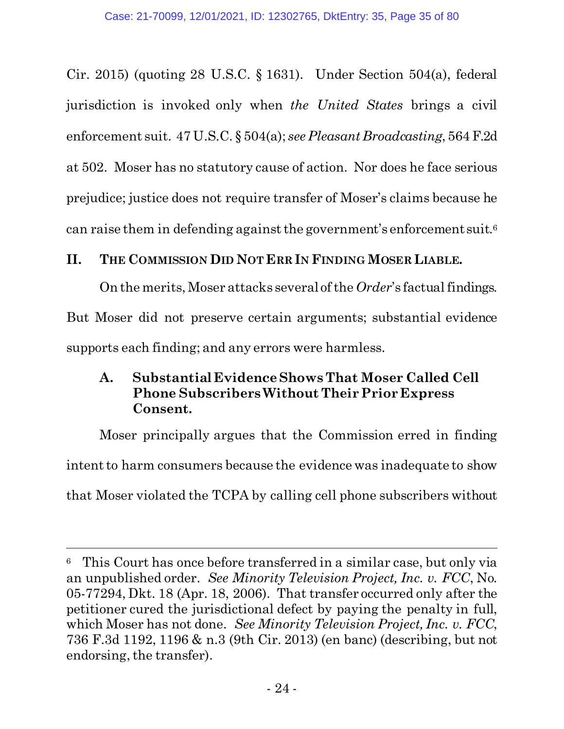Cir. 2015) (quoting 28 U.S.C. § 1631). Under Section 504(a), federal jurisdiction is invoked only when *the United States* brings a civil enforcement suit. 47 U.S.C. § 504(a); *see Pleasant Broadcasting*, 564 F.2d at 502. Moser has no statutory cause of action. Nor does he face serious prejudice; justice does not require transfer of Moser's claims because he can raise them in defending against the government's enforcement suit.[6]

## II. THE COMMISSION DID NOT ERR IN FINDING MOSER LIABLE.

On the merits, Moser attacks several of the *Order*'s factual findings. But Moser did not preserve certain arguments; substantial evidence supports each finding; and any errors were harmless.

### A. Substantial Evidence Shows That Moser Called Cell Phone Subscribers Without Their Prior Express Consent.

Moser principally argues that the Commission erred in finding intent to harm consumers because the evidence was inadequate to show that Moser violated the TCPA by calling cell phone subscribers without

---

[6] This Court has once before transferred in a similar case, but only via an unpublished order. *See Minority Television Project, Inc. v. FCC*, No. 05-77294, Dkt. 18 (Apr. 18, 2006). That transfer occurred only after the petitioner cured the jurisdictional defect by paying the penalty in full, which Moser has not done. *See Minority Television Project, Inc. v. FCC*, 736 F.3d 1192, 1196 & n.3 (9th Cir. 2013) (en banc) (describing, but not endorsing, the transfer).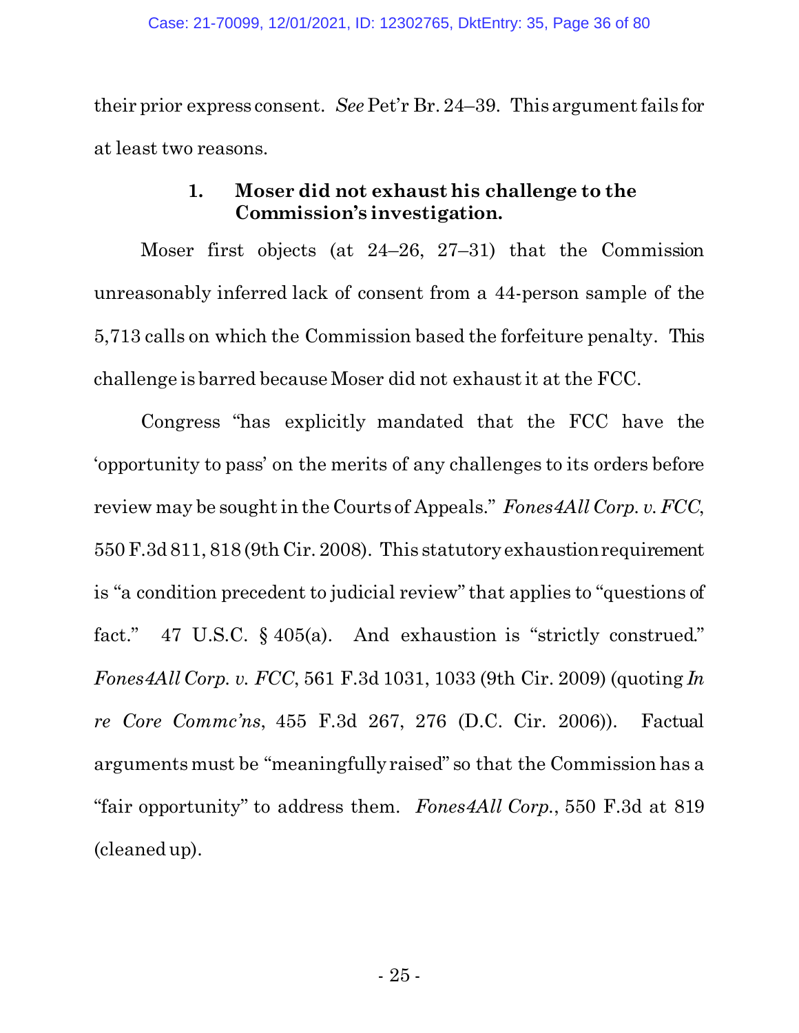their prior express consent. *See* Pet'r Br. 24–39. This argument fails for at least two reasons.

### 1. Moser did not exhaust his challenge to the Commission's investigation.

Moser first objects (at 24–26, 27–31) that the Commission unreasonably inferred lack of consent from a 44-person sample of the 5,713 calls on which the Commission based the forfeiture penalty. This challenge is barred because Moser did not exhaust it at the FCC.

Congress "has explicitly mandated that the FCC have the 'opportunity to pass' on the merits of any challenges to its orders before review may be sought in the Courts of Appeals." *Fones4All Corp. v. FCC*, 550 F.3d 811, 818 (9th Cir. 2008). This statutory exhaustion requirement is "a condition precedent to judicial review" that applies to "questions of fact." 47 U.S.C. § 405(a). And exhaustion is "strictly construed." *Fones4All Corp. v. FCC*, 561 F.3d 1031, 1033 (9th Cir. 2009) (quoting *In re Core Commc'ns*, 455 F.3d 267, 276 (D.C. Cir. 2006)). Factual arguments must be "meaningfully raised" so that the Commission has a "fair opportunity" to address them. *Fones4All Corp.*, 550 F.3d at 819 (cleaned up).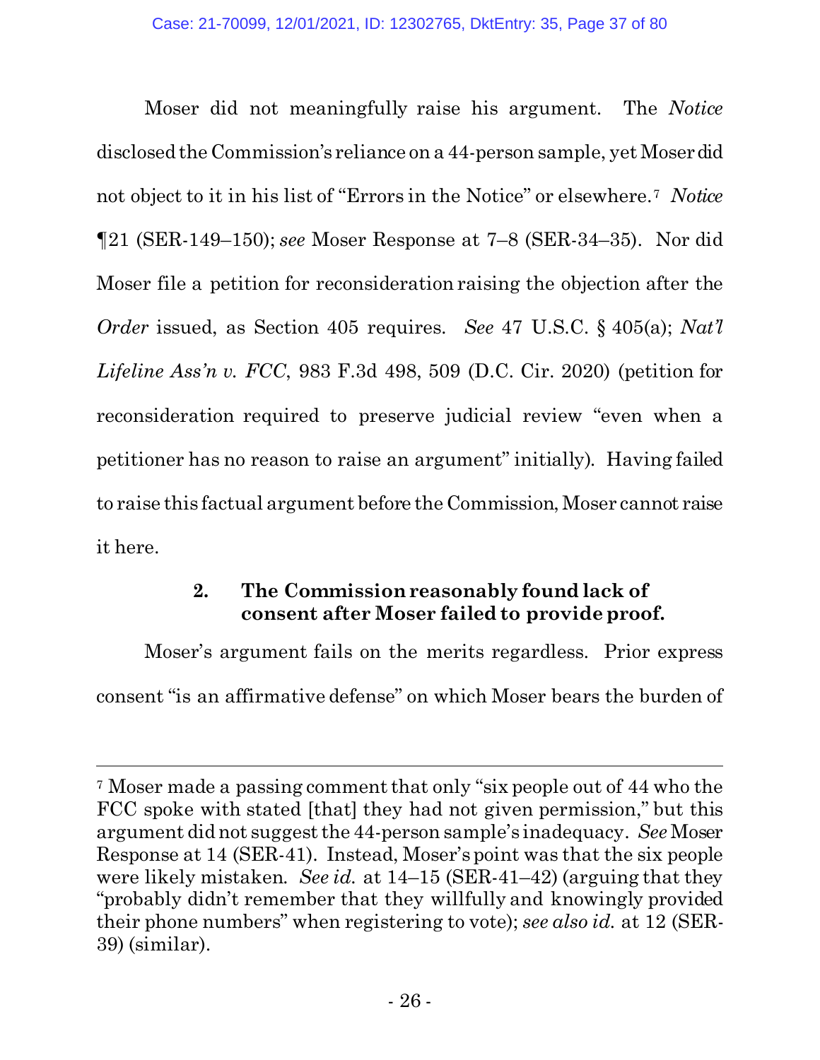Moser did not meaningfully raise his argument. The *Notice* disclosed the Commission's reliance on a 44-person sample, yet Moser did not object to it in his list of "Errors in the Notice" or elsewhere.[7] *Notice* ¶21 (SER-149–150); *see* Moser Response at 7–8 (SER-34–35). Nor did Moser file a petition for reconsideration raising the objection after the *Order* issued, as Section 405 requires. *See* 47 U.S.C. § 405(a); *Nat'l Lifeline Ass'n v. FCC*, 983 F.3d 498, 509 (D.C. Cir. 2020) (petition for reconsideration required to preserve judicial review "even when a petitioner has no reason to raise an argument" initially). Having failed to raise this factual argument before the Commission, Moser cannot raise it here.

### 2. The Commission reasonably found lack of consent after Moser failed to provide proof.

Moser's argument fails on the merits regardless. Prior express consent "is an affirmative defense" on which Moser bears the burden of

---

[7] Moser made a passing comment that only "six people out of 44 who the FCC spoke with stated [that] they had not given permission," but this argument did not suggest the 44-person sample's inadequacy. *See* Moser Response at 14 (SER-41). Instead, Moser's point was that the six people were likely mistaken. *See id.* at 14–15 (SER-41–42) (arguing that they "probably didn't remember that they willfully and knowingly provided their phone numbers" when registering to vote); *see also id.* at 12 (SER-39) (similar).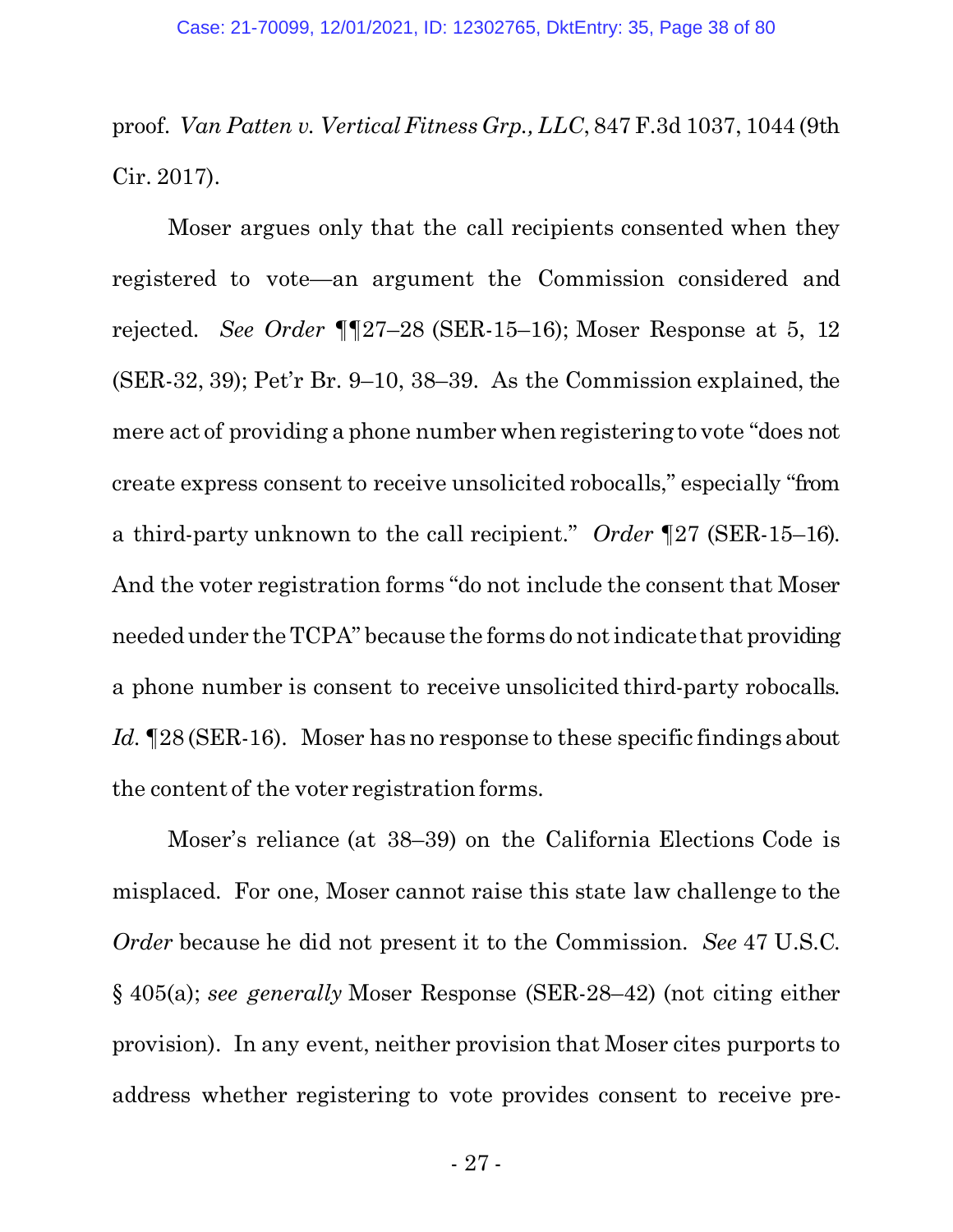proof. *Van Patten v. Vertical Fitness Grp., LLC*, 847 F.3d 1037, 1044 (9th Cir. 2017).

Moser argues only that the call recipients consented when they registered to vote—an argument the Commission considered and rejected. *See Order* ¶¶27–28 (SER-15–16); Moser Response at 5, 12 (SER-32, 39); Pet'r Br. 9–10, 38–39. As the Commission explained, the mere act of providing a phone number when registering to vote "does not create express consent to receive unsolicited robocalls," especially "from a third-party unknown to the call recipient." *Order* ¶27 (SER-15–16). And the voter registration forms "do not include the consent that Moser needed under the TCPA" because the forms do not indicate that providing a phone number is consent to receive unsolicited third-party robocalls. *Id.* ¶28 (SER-16). Moser has no response to these specific findings about the content of the voter registration forms.

Moser's reliance (at 38–39) on the California Elections Code is misplaced. For one, Moser cannot raise this state law challenge to the *Order* because he did not present it to the Commission. *See* 47 U.S.C. § 405(a); *see generally* Moser Response (SER-28–42) (not citing either provision). In any event, neither provision that Moser cites purports to address whether registering to vote provides consent to receive pre-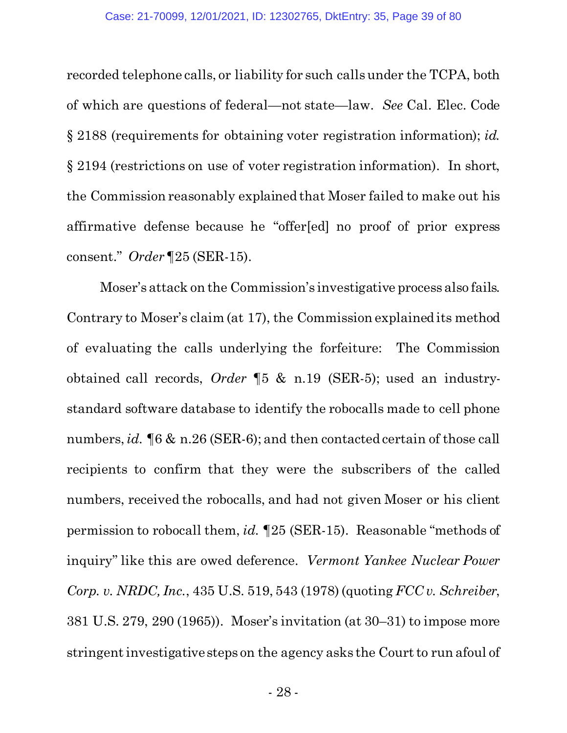recorded telephone calls, or liability for such calls under the TCPA, both of which are questions of federal—not state—law. *See* Cal. Elec. Code § 2188 (requirements for obtaining voter registration information); *id.* § 2194 (restrictions on use of voter registration information). In short, the Commission reasonably explained that Moser failed to make out his affirmative defense because he "offer[ed] no proof of prior express consent." *Order* ¶25 (SER-15).

Moser's attack on the Commission's investigative process also fails. Contrary to Moser's claim (at 17), the Commission explained its method of evaluating the calls underlying the forfeiture: The Commission obtained call records, *Order* ¶5 & n.19 (SER-5); used an industry-standard software database to identify the robocalls made to cell phone numbers, *id.* ¶6 & n.26 (SER-6); and then contacted certain of those call recipients to confirm that they were the subscribers of the called numbers, received the robocalls, and had not given Moser or his client permission to robocall them, *id.* ¶25 (SER-15). Reasonable "methods of inquiry" like this are owed deference. *Vermont Yankee Nuclear Power Corp. v. NRDC, Inc.*, 435 U.S. 519, 543 (1978) (quoting *FCC v. Schreiber*, 381 U.S. 279, 290 (1965)). Moser's invitation (at 30–31) to impose more stringent investigative steps on the agency asks the Court to run afoul of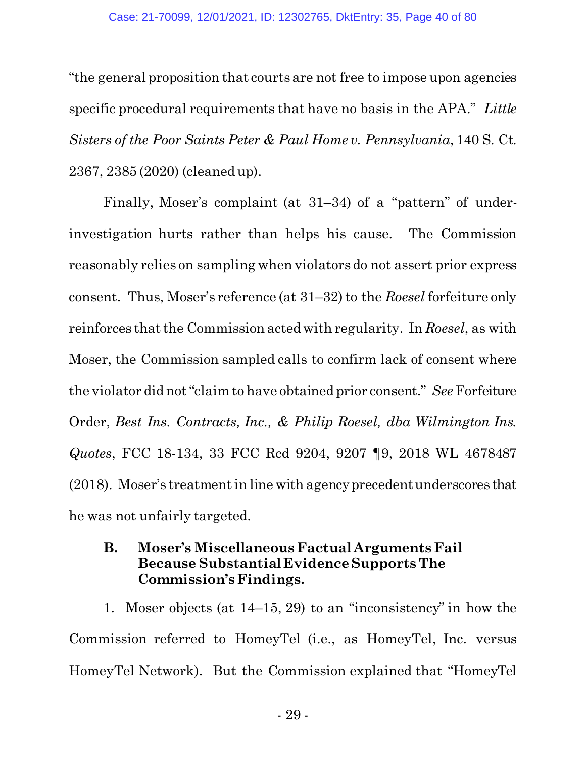"the general proposition that courts are not free to impose upon agencies specific procedural requirements that have no basis in the APA." *Little Sisters of the Poor Saints Peter & Paul Home v. Pennsylvania*, 140 S. Ct. 2367, 2385 (2020) (cleaned up).

Finally, Moser's complaint (at 31–34) of a "pattern" of under-investigation hurts rather than helps his cause. The Commission reasonably relies on sampling when violators do not assert prior express consent. Thus, Moser's reference (at 31–32) to the *Roesel* forfeiture only reinforces that the Commission acted with regularity. In *Roesel*, as with Moser, the Commission sampled calls to confirm lack of consent where the violator did not "claim to have obtained prior consent." *See* Forfeiture Order, *Best Ins. Contracts, Inc., & Philip Roesel, dba Wilmington Ins. Quotes*, FCC 18-134, 33 FCC Rcd 9204, 9207 ¶9, 2018 WL 4678487 (2018). Moser's treatment in line with agency precedent underscores that he was not unfairly targeted.

### B. Moser's Miscellaneous Factual Arguments Fail Because Substantial Evidence Supports The Commission's Findings.

1. Moser objects (at 14–15, 29) to an "inconsistency" in how the Commission referred to HomeyTel (i.e., as HomeyTel, Inc. versus HomeyTel Network). But the Commission explained that "HomeyTel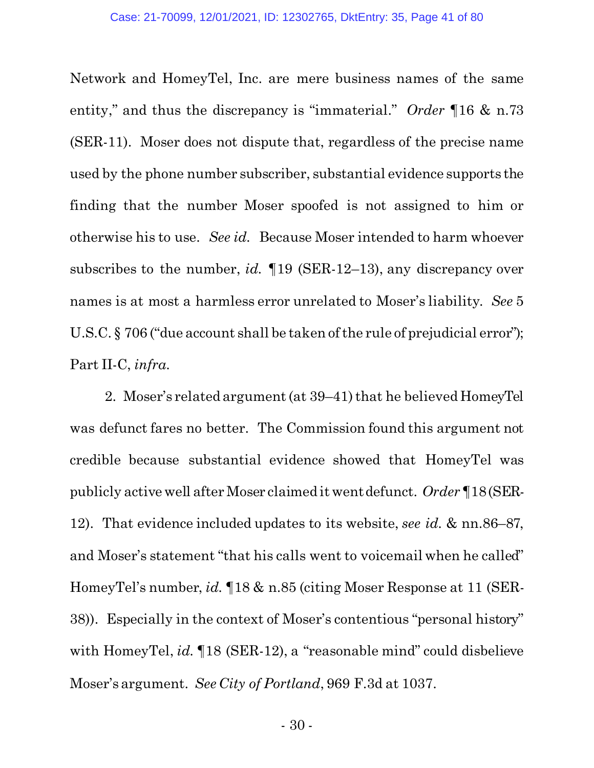Network and HomeyTel, Inc. are mere business names of the same entity," and thus the discrepancy is "immaterial." *Order* ¶16 & n.73 (SER-11). Moser does not dispute that, regardless of the precise name used by the phone number subscriber, substantial evidence supports the finding that the number Moser spoofed is not assigned to him or otherwise his to use. *See id.* Because Moser intended to harm whoever subscribes to the number, *id.* ¶19 (SER-12–13), any discrepancy over names is at most a harmless error unrelated to Moser's liability. *See* 5 U.S.C. § 706 ("due account shall be taken of the rule of prejudicial error"); Part II-C, *infra*.

2. Moser's related argument (at 39–41) that he believed HomeyTel was defunct fares no better. The Commission found this argument not credible because substantial evidence showed that HomeyTel was publicly active well after Moser claimed it went defunct. *Order* ¶18 (SER-12). That evidence included updates to its website, *see id.* & nn.86–87, and Moser's statement "that his calls went to voicemail when he called" HomeyTel's number, *id.* ¶18 & n.85 (citing Moser Response at 11 (SER-38)). Especially in the context of Moser's contentious "personal history" with HomeyTel, *id.* ¶18 (SER-12), a "reasonable mind" could disbelieve Moser's argument. *See City of Portland*, 969 F.3d at 1037.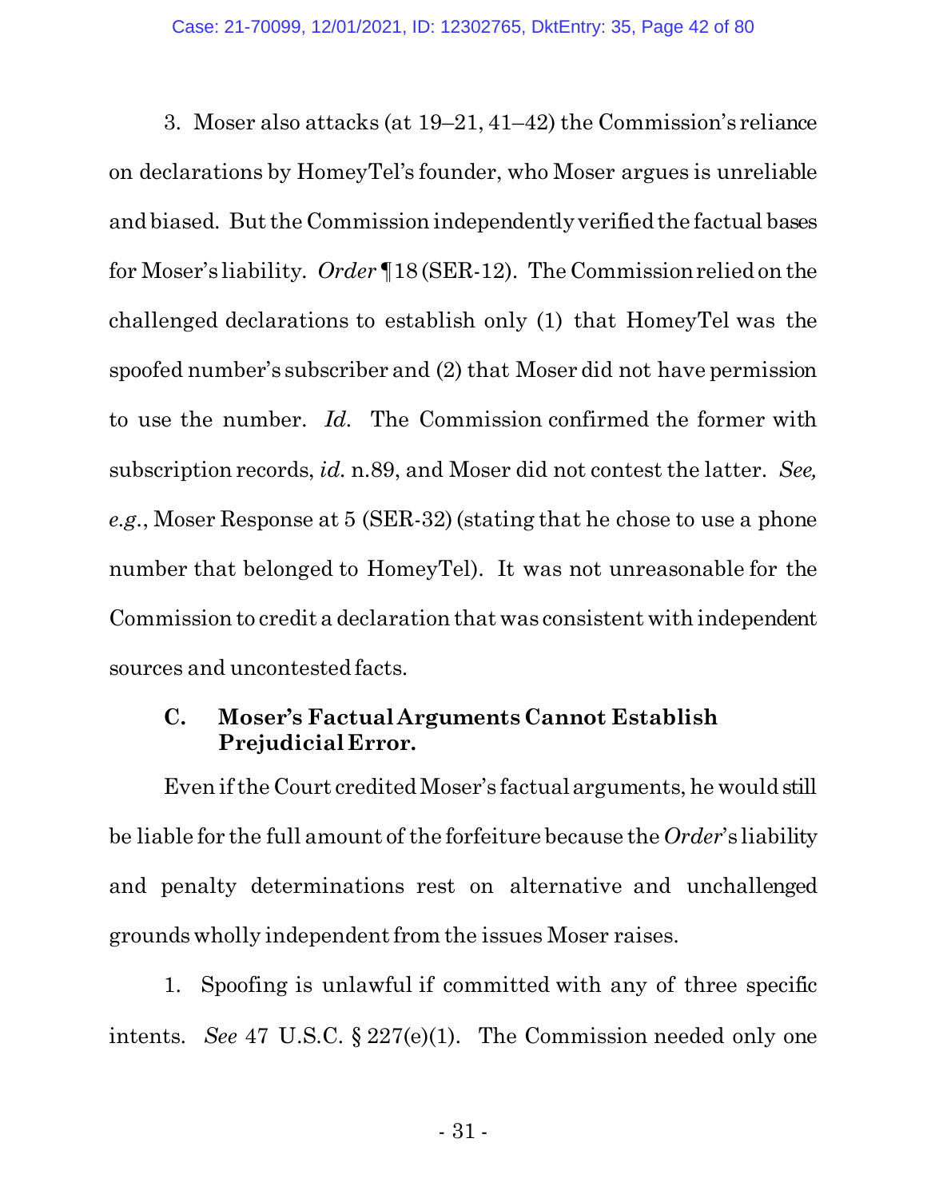3. Moser also attacks (at 19–21, 41–42) the Commission's reliance on declarations by HomeyTel's founder, who Moser argues is unreliable and biased. But the Commission independently verified the factual bases for Moser's liability. *Order* ¶18 (SER-12). The Commission relied on the challenged declarations to establish only (1) that HomeyTel was the spoofed number's subscriber and (2) that Moser did not have permission to use the number. *Id.* The Commission confirmed the former with subscription records, *id.* n.89, and Moser did not contest the latter. *See, e.g.*, Moser Response at 5 (SER-32) (stating that he chose to use a phone number that belonged to HomeyTel). It was not unreasonable for the Commission to credit a declaration that was consistent with independent sources and uncontested facts.

### C. Moser's Factual Arguments Cannot Establish Prejudicial Error.

Even if the Court credited Moser's factual arguments, he would still be liable for the full amount of the forfeiture because the *Order*'s liability and penalty determinations rest on alternative and unchallenged grounds wholly independent from the issues Moser raises.

1. Spoofing is unlawful if committed with any of three specific intents. *See* 47 U.S.C. § 227(e)(1). The Commission needed only one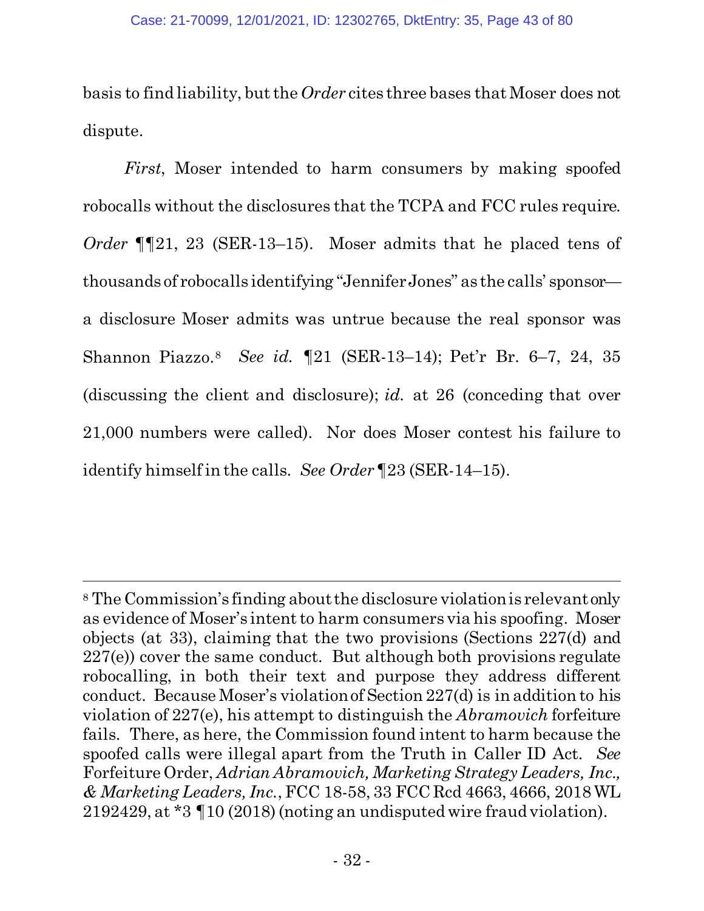basis to find liability, but the *Order* cites three bases that Moser does not dispute.

*First*, Moser intended to harm consumers by making spoofed robocalls without the disclosures that the TCPA and FCC rules require. *Order* ¶¶21, 23 (SER-13–15). Moser admits that he placed tens of thousands of robocalls identifying "Jennifer Jones" as the calls' sponsor—a disclosure Moser admits was untrue because the real sponsor was Shannon Piazzo.[8] *See id.* ¶21 (SER-13–14); Pet'r Br. 6–7, 24, 35 (discussing the client and disclosure); *id.* at 26 (conceding that over 21,000 numbers were called). Nor does Moser contest his failure to identify himself in the calls. *See Order* ¶23 (SER-14–15).

---

[8] The Commission's finding about the disclosure violation is relevant only as evidence of Moser's intent to harm consumers via his spoofing. Moser objects (at 33), claiming that the two provisions (Sections 227(d) and 227(e)) cover the same conduct. But although both provisions regulate robocalling, in both their text and purpose they address different conduct. Because Moser's violation of Section 227(d) is in addition to his violation of 227(e), his attempt to distinguish the *Abramovich* forfeiture fails. There, as here, the Commission found intent to harm because the spoofed calls were illegal apart from the Truth in Caller ID Act. *See* Forfeiture Order, *Adrian Abramovich, Marketing Strategy Leaders, Inc., & Marketing Leaders, Inc.*, FCC 18-58, 33 FCC Rcd 4663, 4666, 2018 WL 2192429, at *3 ¶10 (2018) (noting an undisputed wire fraud violation).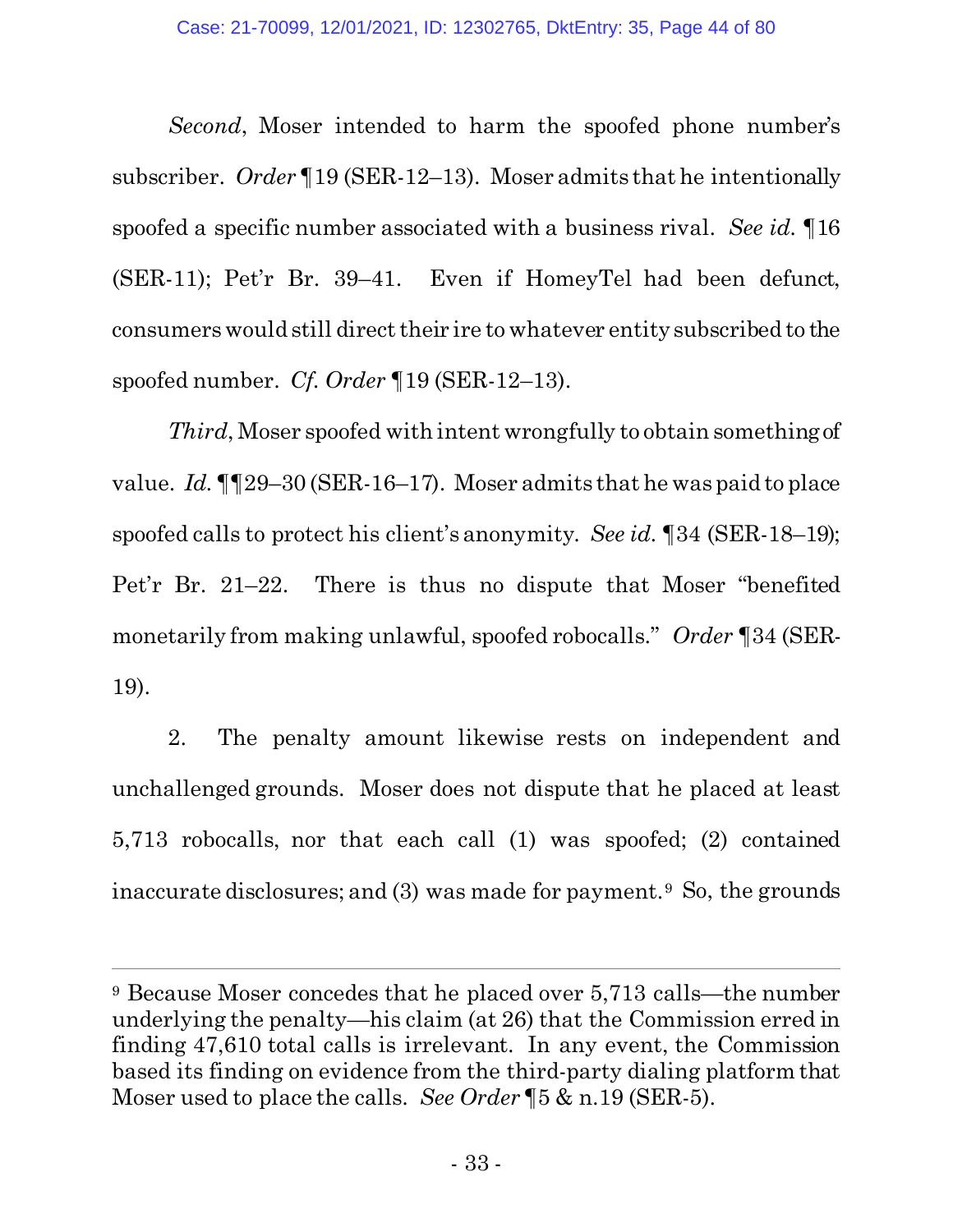*Second*, Moser intended to harm the spoofed phone number's subscriber. *Order* ¶19 (SER-12–13). Moser admits that he intentionally spoofed a specific number associated with a business rival. *See id.* ¶16 (SER-11); Pet'r Br. 39–41. Even if HomeyTel had been defunct, consumers would still direct their ire to whatever entity subscribed to the spoofed number. *Cf. Order* ¶19 (SER-12–13).

*Third*, Moser spoofed with intent wrongfully to obtain something of value. *Id.* ¶¶29–30 (SER-16–17). Moser admits that he was paid to place spoofed calls to protect his client's anonymity. *See id.* ¶34 (SER-18–19); Pet'r Br. 21–22. There is thus no dispute that Moser "benefited monetarily from making unlawful, spoofed robocalls." *Order* ¶34 (SER-19).

2. The penalty amount likewise rests on independent and unchallenged grounds. Moser does not dispute that he placed at least 5,713 robocalls, nor that each call (1) was spoofed; (2) contained inaccurate disclosures; and (3) was made for payment.[9] So, the grounds

---

[9] Because Moser concedes that he placed over 5,713 calls—the number underlying the penalty—his claim (at 26) that the Commission erred in finding 47,610 total calls is irrelevant. In any event, the Commission based its finding on evidence from the third-party dialing platform that Moser used to place the calls. *See Order* ¶5 & n.19 (SER-5).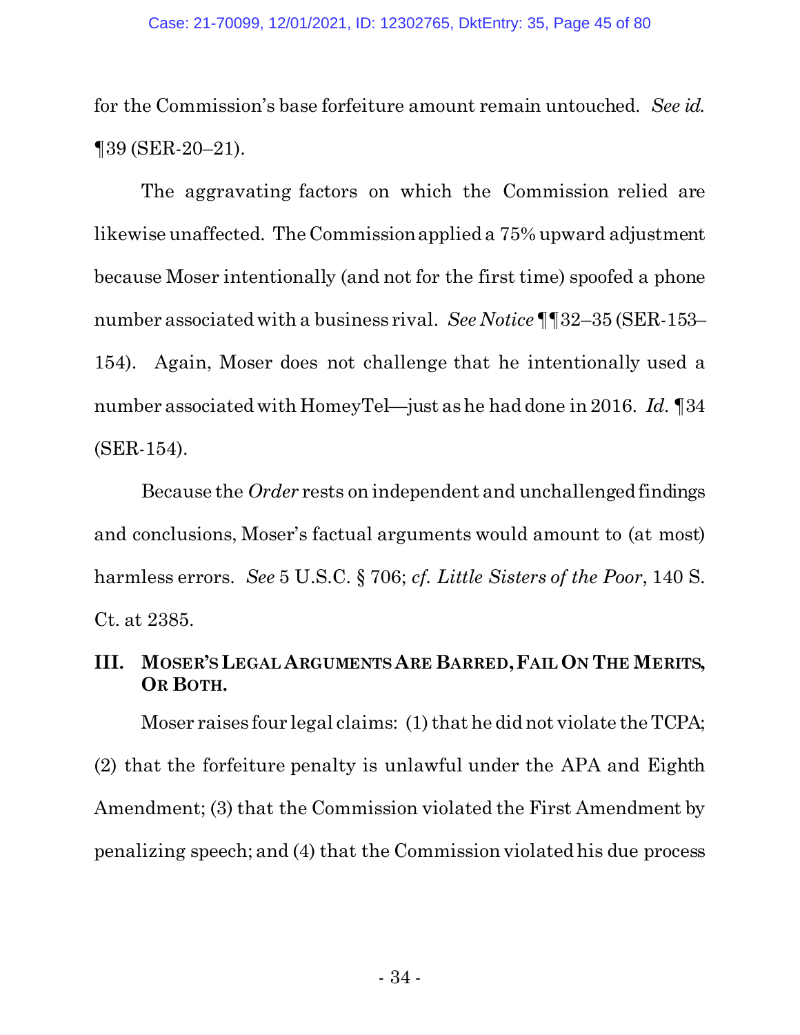for the Commission's base forfeiture amount remain untouched. *See id.* ¶39 (SER-20–21).

The aggravating factors on which the Commission relied are likewise unaffected. The Commission applied a 75% upward adjustment because Moser intentionally (and not for the first time) spoofed a phone number associated with a business rival. *See Notice* ¶¶32–35 (SER-153–154). Again, Moser does not challenge that he intentionally used a number associated with HomeyTel—just as he had done in 2016. *Id.* ¶34 (SER-154).

Because the *Order* rests on independent and unchallenged findings and conclusions, Moser's factual arguments would amount to (at most) harmless errors. *See* 5 U.S.C. § 706; *cf. Little Sisters of the Poor*, 140 S. Ct. at 2385.

## III. Moser's Legal Arguments Are Barred, Fail On The Merits, Or Both.

Moser raises four legal claims: (1) that he did not violate the TCPA; (2) that the forfeiture penalty is unlawful under the APA and Eighth Amendment; (3) that the Commission violated the First Amendment by penalizing speech; and (4) that the Commission violated his due process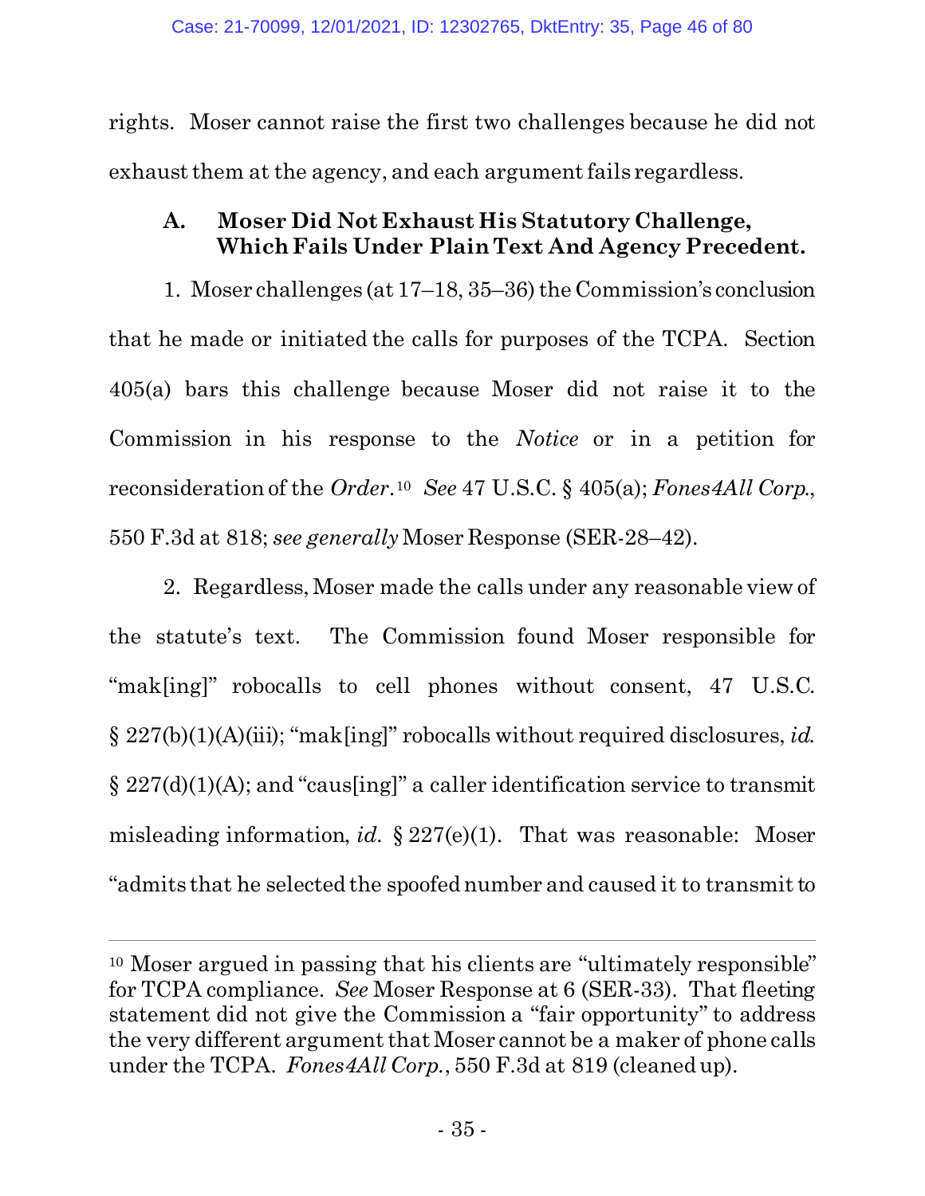rights. Moser cannot raise the first two challenges because he did not exhaust them at the agency, and each argument fails regardless.

### A. Moser Did Not Exhaust His Statutory Challenge, Which Fails Under Plain Text And Agency Precedent.

1. Moser challenges (at 17–18, 35–36) the Commission's conclusion that he made or initiated the calls for purposes of the TCPA. Section 405(a) bars this challenge because Moser did not raise it to the Commission in his response to the *Notice* or in a petition for reconsideration of the *Order*.[10] *See* 47 U.S.C. § 405(a); *Fones4All Corp.*, 550 F.3d at 818; *see generally* Moser Response (SER-28–42).

2. Regardless, Moser made the calls under any reasonable view of the statute's text. The Commission found Moser responsible for "mak[ing]" robocalls to cell phones without consent, 47 U.S.C. § 227(b)(1)(A)(iii); "mak[ing]" robocalls without required disclosures, *id.* § 227(d)(1)(A); and "caus[ing]" a caller identification service to transmit misleading information, *id.* § 227(e)(1). That was reasonable: Moser "admits that he selected the spoofed number and caused it to transmit to

[10] Moser argued in passing that his clients are "ultimately responsible" for TCPA compliance. *See* Moser Response at 6 (SER-33). That fleeting statement did not give the Commission a "fair opportunity" to address the very different argument that Moser cannot be a maker of phone calls under the TCPA. *Fones4All Corp.*, 550 F.3d at 819 (cleaned up).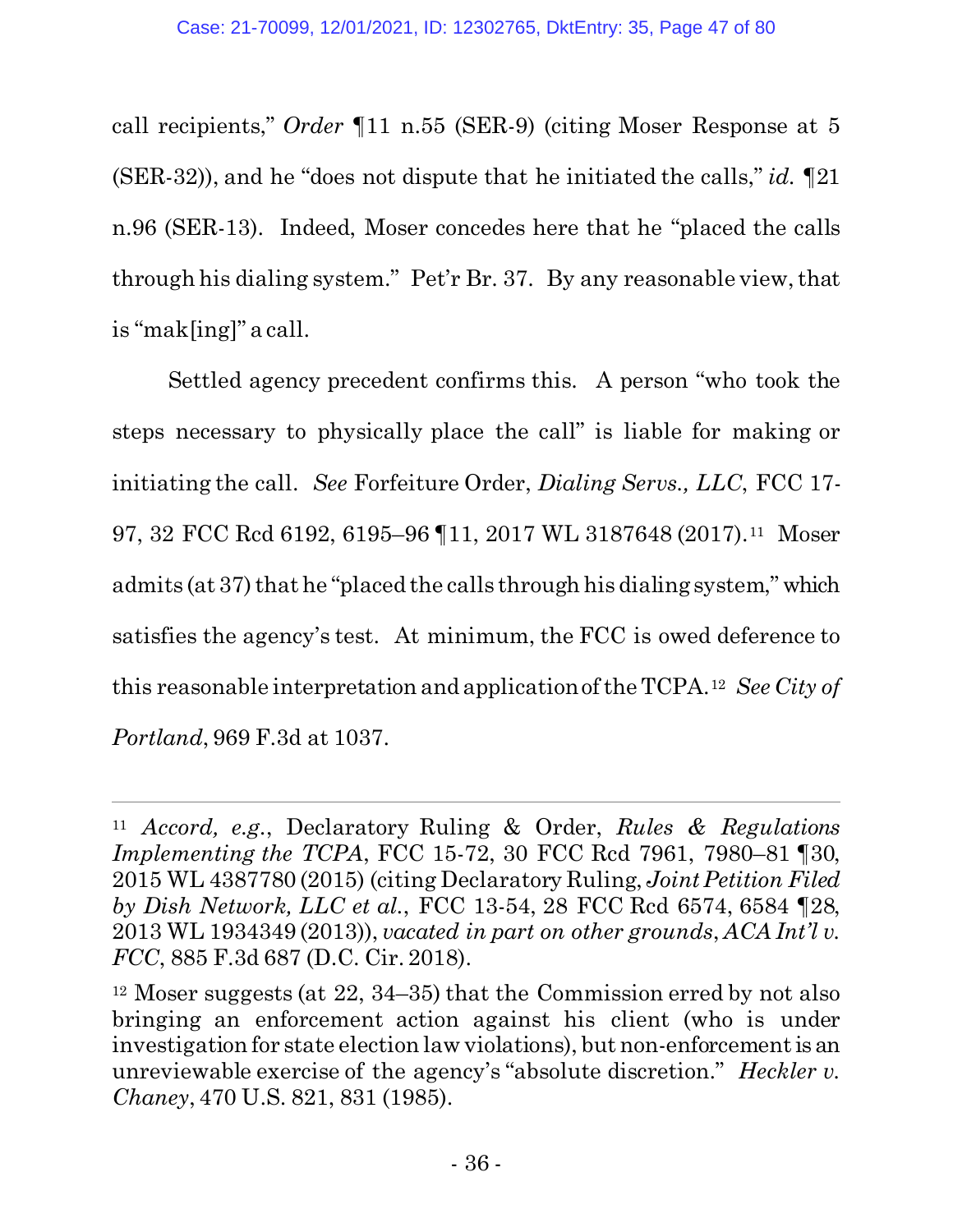call recipients," *Order* ¶11 n.55 (SER-9) (citing Moser Response at 5 (SER-32)), and he "does not dispute that he initiated the calls," *id.* ¶21 n.96 (SER-13). Indeed, Moser concedes here that he "placed the calls through his dialing system." Pet'r Br. 37. By any reasonable view, that is "mak[ing]" a call.

Settled agency precedent confirms this. A person "who took the steps necessary to physically place the call" is liable for making or initiating the call. *See* Forfeiture Order, *Dialing Servs., LLC*, FCC 17-97, 32 FCC Rcd 6192, 6195–96 ¶11, 2017 WL 3187648 (2017).[11] Moser admits (at 37) that he "placed the calls through his dialing system," which satisfies the agency's test. At minimum, the FCC is owed deference to this reasonable interpretation and application of the TCPA.[12] *See City of Portland*, 969 F.3d at 1037.

---

[11] *Accord, e.g.*, Declaratory Ruling & Order, *Rules & Regulations Implementing the TCPA*, FCC 15-72, 30 FCC Rcd 7961, 7980–81 ¶30, 2015 WL 4387780 (2015) (citing Declaratory Ruling, *Joint Petition Filed by Dish Network, LLC et al.*, FCC 13-54, 28 FCC Rcd 6574, 6584 ¶28, 2013 WL 1934349 (2013)), *vacated in part on other grounds*, *ACA Int'l v. FCC*, 885 F.3d 687 (D.C. Cir. 2018).

[12] Moser suggests (at 22, 34–35) that the Commission erred by not also bringing an enforcement action against his client (who is under investigation for state election law violations), but non-enforcement is an unreviewable exercise of the agency's "absolute discretion." *Heckler v. Chaney*, 470 U.S. 821, 831 (1985).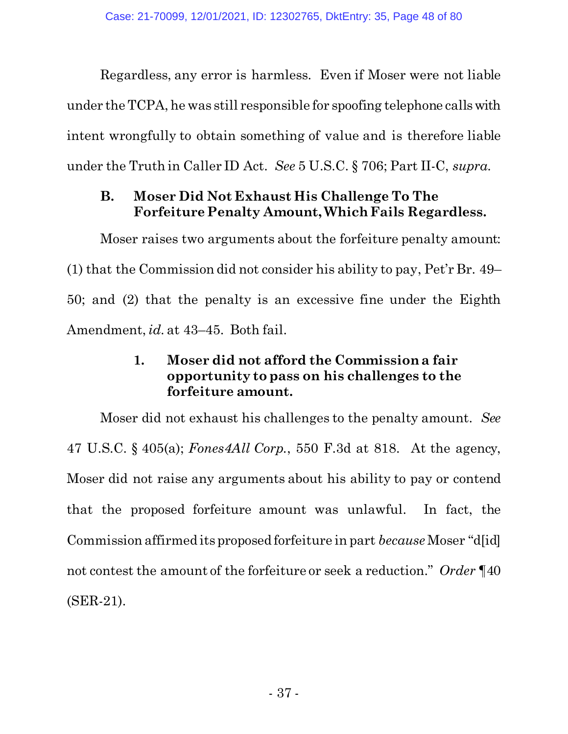Regardless, any error is harmless. Even if Moser were not liable under the TCPA, he was still responsible for spoofing telephone calls with intent wrongfully to obtain something of value and is therefore liable under the Truth in Caller ID Act. *See* 5 U.S.C. § 706; Part II-C, *supra*.

### B. Moser Did Not Exhaust His Challenge To The Forfeiture Penalty Amount, Which Fails Regardless.

Moser raises two arguments about the forfeiture penalty amount: (1) that the Commission did not consider his ability to pay, Pet'r Br. 49–50; and (2) that the penalty is an excessive fine under the Eighth Amendment, *id.* at 43–45. Both fail.

#### 1. Moser did not afford the Commission a fair opportunity to pass on his challenges to the forfeiture amount.

Moser did not exhaust his challenges to the penalty amount. *See* 47 U.S.C. § 405(a); *Fones4All Corp.*, 550 F.3d at 818. At the agency, Moser did not raise any arguments about his ability to pay or contend that the proposed forfeiture amount was unlawful. In fact, the Commission affirmed its proposed forfeiture in part *because* Moser "d[id] not contest the amount of the forfeiture or seek a reduction." *Order* ¶40 (SER-21).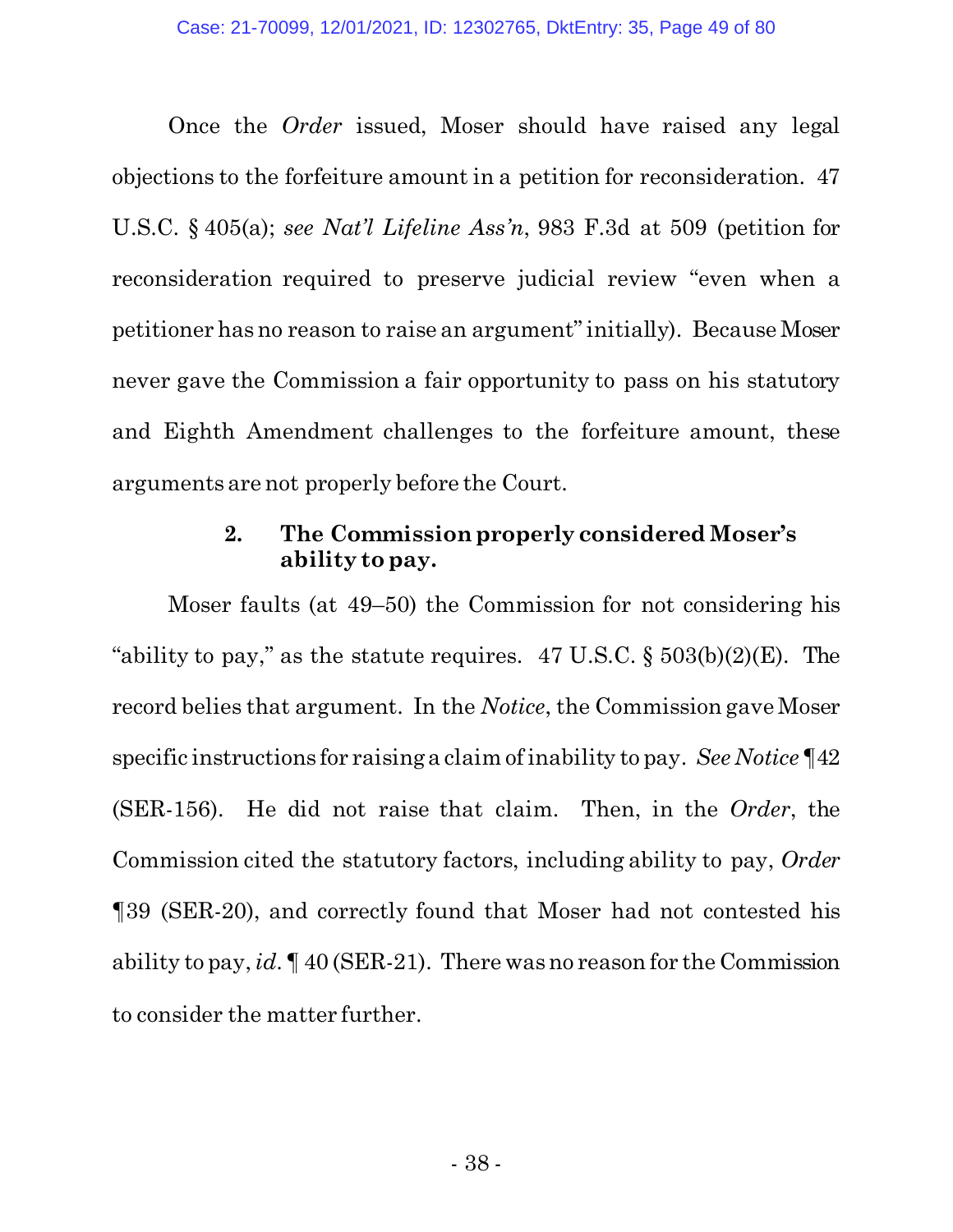Once the *Order* issued, Moser should have raised any legal objections to the forfeiture amount in a petition for reconsideration. 47 U.S.C. § 405(a); *see Nat'l Lifeline Ass'n*, 983 F.3d at 509 (petition for reconsideration required to preserve judicial review "even when a petitioner has no reason to raise an argument" initially). Because Moser never gave the Commission a fair opportunity to pass on his statutory and Eighth Amendment challenges to the forfeiture amount, these arguments are not properly before the Court.

### 2. The Commission properly considered Moser's ability to pay.

Moser faults (at 49–50) the Commission for not considering his "ability to pay," as the statute requires. 47 U.S.C. § 503(b)(2)(E). The record belies that argument. In the *Notice*, the Commission gave Moser specific instructions for raising a claim of inability to pay. *See Notice* ¶42 (SER-156). He did not raise that claim. Then, in the *Order*, the Commission cited the statutory factors, including ability to pay, *Order* ¶39 (SER-20), and correctly found that Moser had not contested his ability to pay, *id.* ¶ 40 (SER-21). There was no reason for the Commission to consider the matter further.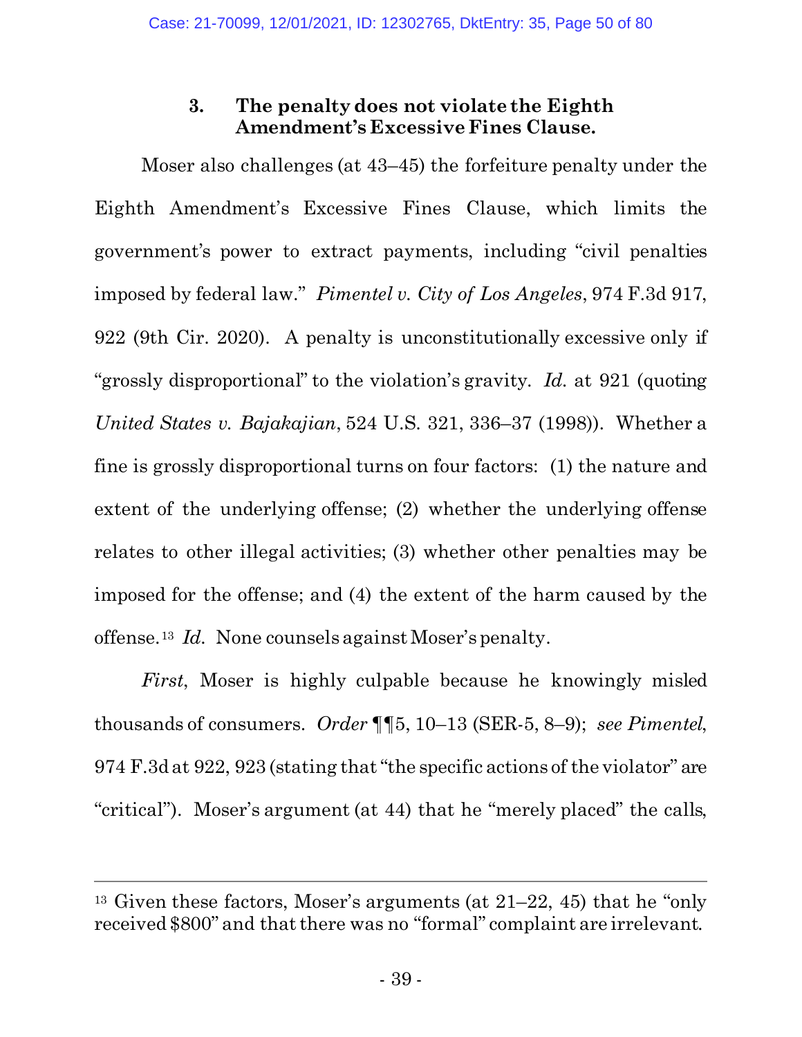### 3. The penalty does not violate the Eighth Amendment's Excessive Fines Clause.

Moser also challenges (at 43–45) the forfeiture penalty under the Eighth Amendment's Excessive Fines Clause, which limits the government's power to extract payments, including "civil penalties imposed by federal law." *Pimentel v. City of Los Angeles*, 974 F.3d 917, 922 (9th Cir. 2020). A penalty is unconstitutionally excessive only if "grossly disproportional" to the violation's gravity. *Id.* at 921 (quoting *United States v. Bajakajian*, 524 U.S. 321, 336–37 (1998)). Whether a fine is grossly disproportional turns on four factors: (1) the nature and extent of the underlying offense; (2) whether the underlying offense relates to other illegal activities; (3) whether other penalties may be imposed for the offense; and (4) the extent of the harm caused by the offense.[13] *Id.* None counsels against Moser's penalty.

*First*, Moser is highly culpable because he knowingly misled thousands of consumers. *Order* ¶¶5, 10–13 (SER-5, 8–9); *see Pimentel*, 974 F.3d at 922, 923 (stating that "the specific actions of the violator" are "critical"). Moser's argument (at 44) that he "merely placed" the calls,

---

[13] Given these factors, Moser's arguments (at 21–22, 45) that he "only received $800" and that there was no "formal" complaint are irrelevant.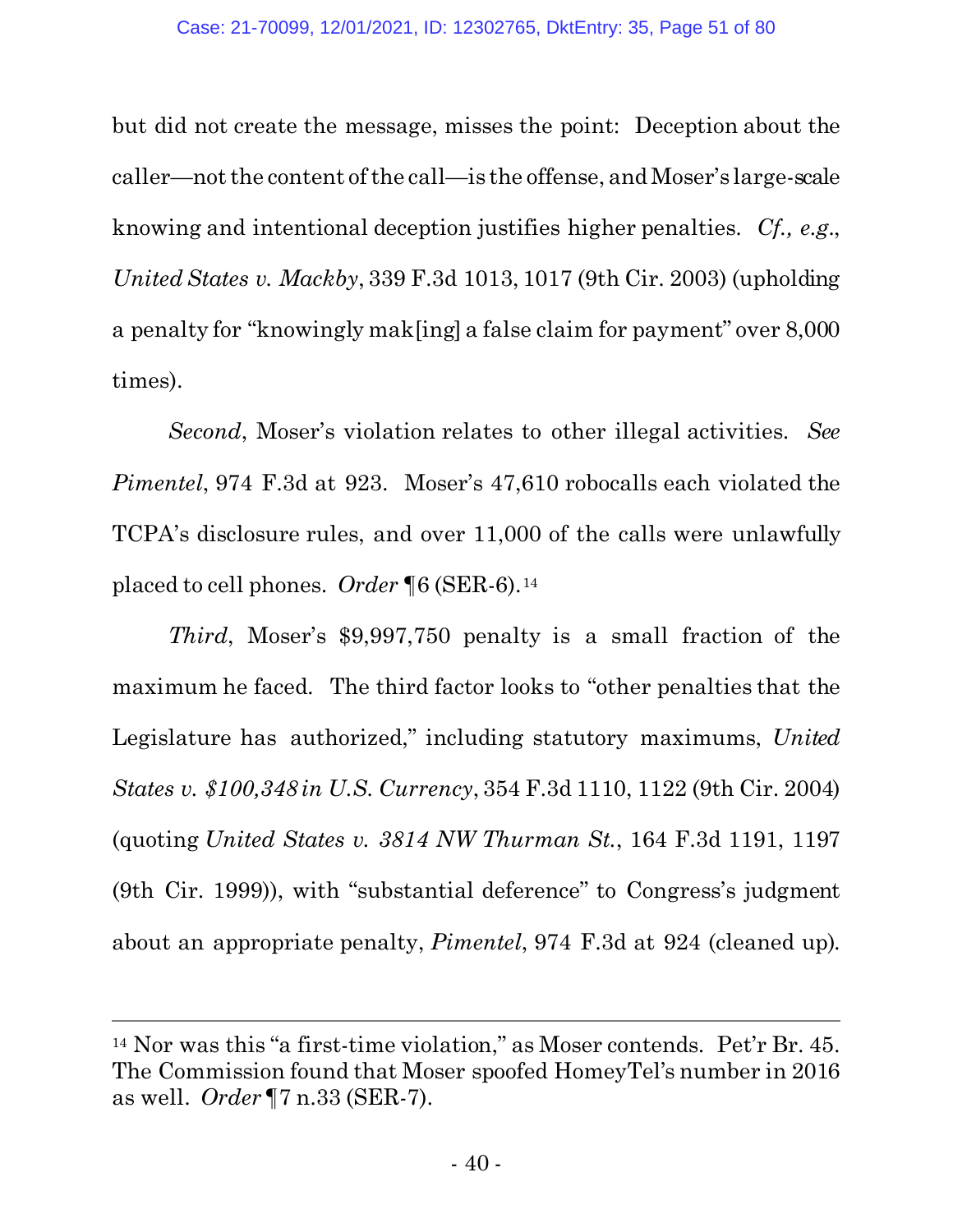but did not create the message, misses the point: Deception about the caller—not the content of the call—is the offense, and Moser's large-scale knowing and intentional deception justifies higher penalties. *Cf., e.g.*, *United States v. Mackby*, 339 F.3d 1013, 1017 (9th Cir. 2003) (upholding a penalty for "knowingly mak[ing] a false claim for payment" over 8,000 times).

*Second*, Moser's violation relates to other illegal activities. *See Pimentel*, 974 F.3d at 923. Moser's 47,610 robocalls each violated the TCPA's disclosure rules, and over 11,000 of the calls were unlawfully placed to cell phones. *Order* ¶6 (SER-6).[14]

*Third*, Moser's $9,997,750 penalty is a small fraction of the maximum he faced. The third factor looks to "other penalties that the Legislature has authorized," including statutory maximums, *United States v. $100,348 in U.S. Currency*, 354 F.3d 1110, 1122 (9th Cir. 2004) (quoting *United States v. 3814 NW Thurman St.*, 164 F.3d 1191, 1197 (9th Cir. 1999)), with "substantial deference" to Congress's judgment about an appropriate penalty, *Pimentel*, 974 F.3d at 924 (cleaned up).

---

[14] Nor was this "a first-time violation," as Moser contends. Pet'r Br. 45. The Commission found that Moser spoofed HomeyTel's number in 2016 as well. *Order* ¶7 n.33 (SER-7).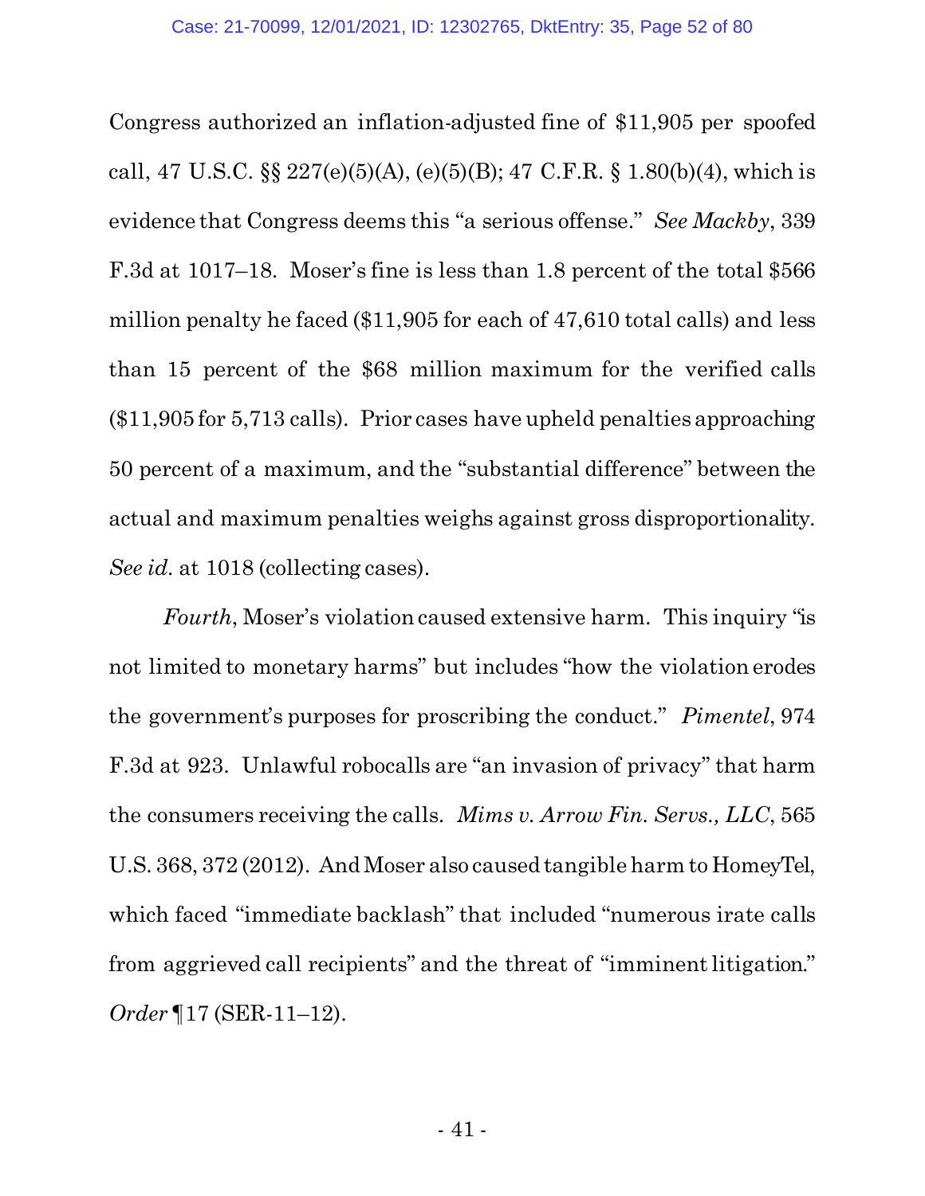Congress authorized an inflation-adjusted fine of $11,905 per spoofed call, 47 U.S.C. §§ 227(e)(5)(A), (e)(5)(B); 47 C.F.R. § 1.80(b)(4), which is evidence that Congress deems this "a serious offense." *See Mackby*, 339 F.3d at 1017–18. Moser's fine is less than 1.8 percent of the total $566 million penalty he faced ($11,905 for each of 47,610 total calls) and less than 15 percent of the $68 million maximum for the verified calls ($11,905 for 5,713 calls). Prior cases have upheld penalties approaching 50 percent of a maximum, and the "substantial difference" between the actual and maximum penalties weighs against gross disproportionality. *See id.* at 1018 (collecting cases).

*Fourth*, Moser's violation caused extensive harm. This inquiry "is not limited to monetary harms" but includes "how the violation erodes the government's purposes for proscribing the conduct." *Pimentel*, 974 F.3d at 923. Unlawful robocalls are "an invasion of privacy" that harm the consumers receiving the calls. *Mims v. Arrow Fin. Servs., LLC*, 565 U.S. 368, 372 (2012). And Moser also caused tangible harm to HomeyTel, which faced "immediate backlash" that included "numerous irate calls from aggrieved call recipients" and the threat of "imminent litigation." *Order* ¶17 (SER-11–12).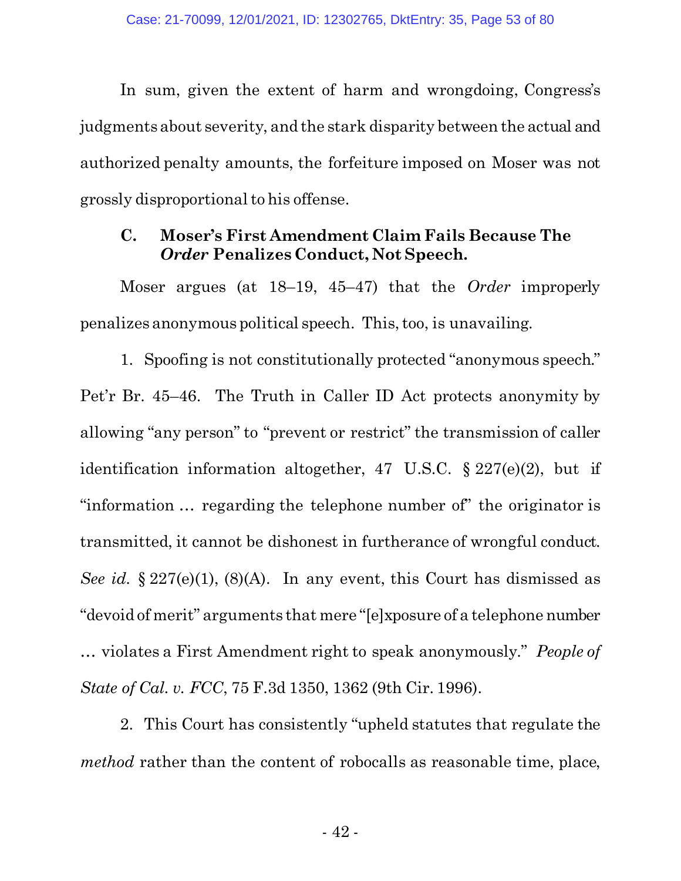In sum, given the extent of harm and wrongdoing, Congress's judgments about severity, and the stark disparity between the actual and authorized penalty amounts, the forfeiture imposed on Moser was not grossly disproportional to his offense.

### C. Moser's First Amendment Claim Fails Because The *Order* Penalizes Conduct, Not Speech.

Moser argues (at 18–19, 45–47) that the *Order* improperly penalizes anonymous political speech. This, too, is unavailing.

1. Spoofing is not constitutionally protected "anonymous speech." Pet'r Br. 45–46. The Truth in Caller ID Act protects anonymity by allowing "any person" to "prevent or restrict" the transmission of caller identification information altogether, 47 U.S.C. § 227(e)(2), but if "information … regarding the telephone number of" the originator is transmitted, it cannot be dishonest in furtherance of wrongful conduct. *See id.* § 227(e)(1), (8)(A). In any event, this Court has dismissed as "devoid of merit" arguments that mere "[e]xposure of a telephone number … violates a First Amendment right to speak anonymously." *People of State of Cal. v. FCC*, 75 F.3d 1350, 1362 (9th Cir. 1996).

2. This Court has consistently "upheld statutes that regulate the *method* rather than the content of robocalls as reasonable time, place,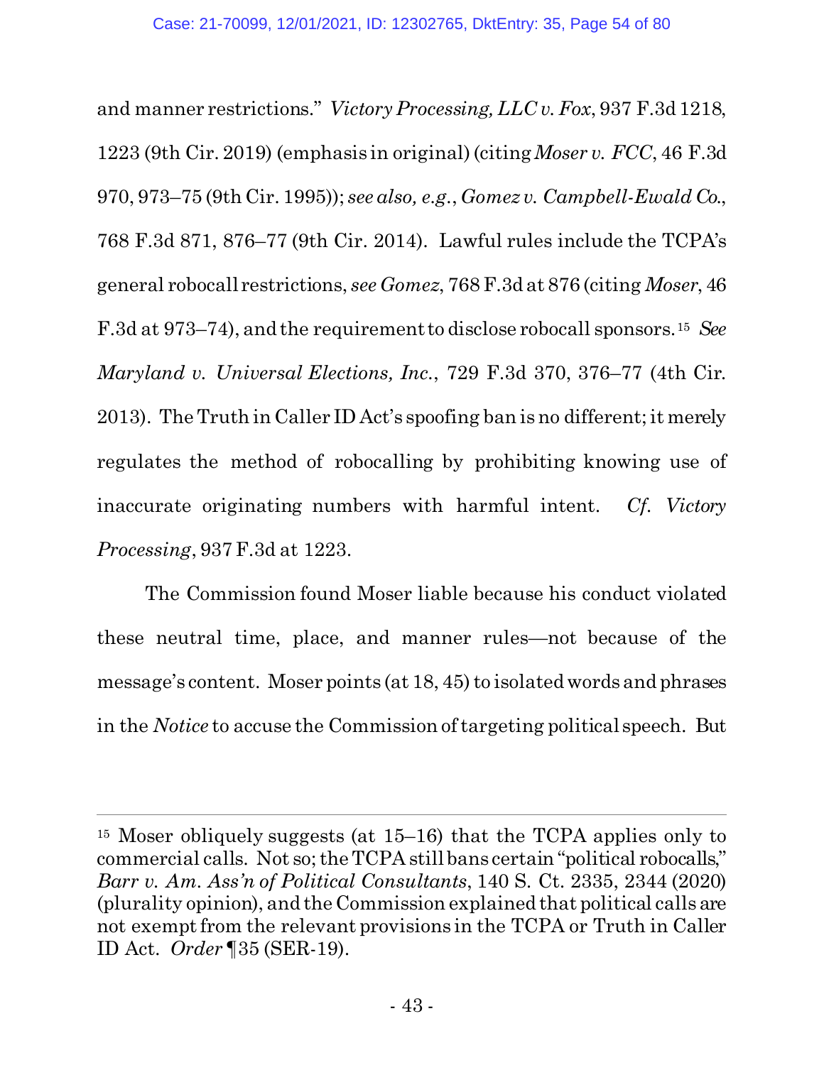and manner restrictions." *Victory Processing, LLC v. Fox*, 937 F.3d 1218, 1223 (9th Cir. 2019) (emphasis in original) (citing *Moser v. FCC*, 46 F.3d 970, 973–75 (9th Cir. 1995)); *see also, e.g.*, *Gomez v. Campbell-Ewald Co.*, 768 F.3d 871, 876–77 (9th Cir. 2014). Lawful rules include the TCPA's general robocall restrictions, *see Gomez*, 768 F.3d at 876 (citing *Moser*, 46 F.3d at 973–74), and the requirement to disclose robocall sponsors.[15] *See Maryland v. Universal Elections, Inc.*, 729 F.3d 370, 376–77 (4th Cir. 2013). The Truth in Caller ID Act's spoofing ban is no different; it merely regulates the method of robocalling by prohibiting knowing use of inaccurate originating numbers with harmful intent. *Cf. Victory Processing*, 937 F.3d at 1223.

The Commission found Moser liable because his conduct violated these neutral time, place, and manner rules—not because of the message's content. Moser points (at 18, 45) to isolated words and phrases in the *Notice* to accuse the Commission of targeting political speech. But

---

[15] Moser obliquely suggests (at 15–16) that the TCPA applies only to commercial calls. Not so; the TCPA still bans certain "political robocalls," *Barr v. Am. Ass'n of Political Consultants*, 140 S. Ct. 2335, 2344 (2020) (plurality opinion), and the Commission explained that political calls are not exempt from the relevant provisions in the TCPA or Truth in Caller ID Act. *Order* ¶35 (SER-19).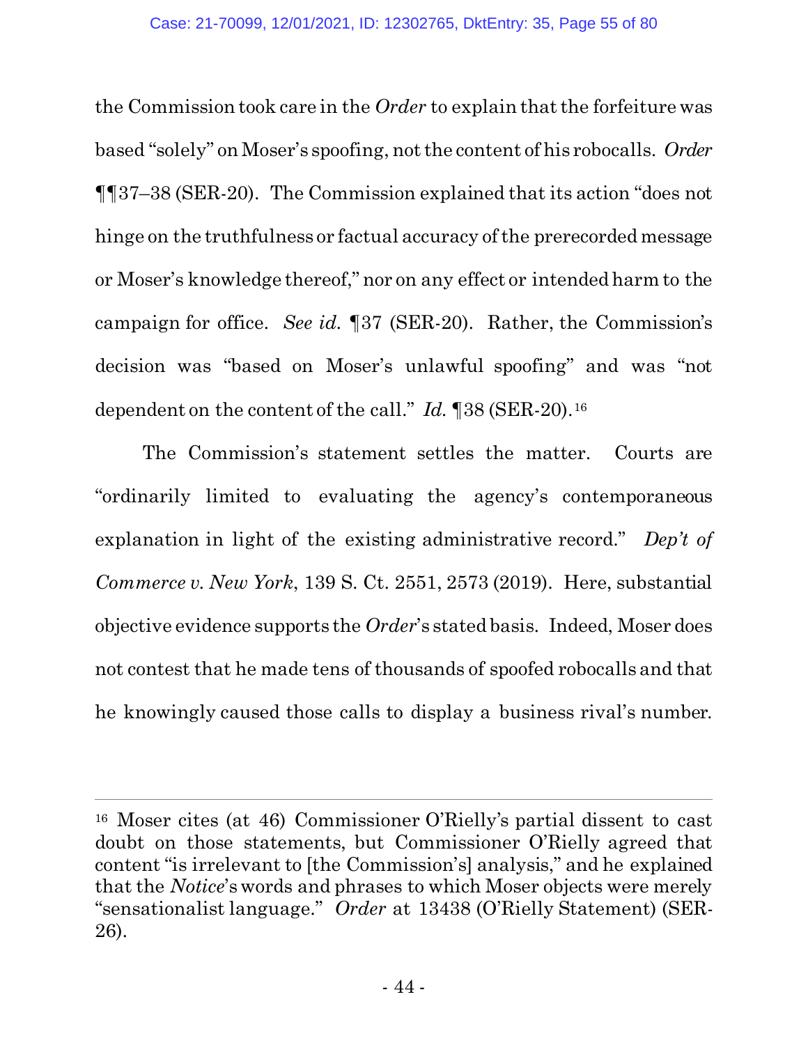the Commission took care in the *Order* to explain that the forfeiture was based "solely" on Moser's spoofing, not the content of his robocalls. *Order* ¶¶37–38 (SER-20). The Commission explained that its action "does not hinge on the truthfulness or factual accuracy of the prerecorded message or Moser's knowledge thereof," nor on any effect or intended harm to the campaign for office. *See id.* ¶37 (SER-20). Rather, the Commission's decision was "based on Moser's unlawful spoofing" and was "not dependent on the content of the call." *Id.* ¶38 (SER-20).[16]

The Commission's statement settles the matter. Courts are "ordinarily limited to evaluating the agency's contemporaneous explanation in light of the existing administrative record." *Dep't of Commerce v. New York*, 139 S. Ct. 2551, 2573 (2019). Here, substantial objective evidence supports the *Order*'s stated basis. Indeed, Moser does not contest that he made tens of thousands of spoofed robocalls and that he knowingly caused those calls to display a business rival's number.

---

[16] Moser cites (at 46) Commissioner O'Rielly's partial dissent to cast doubt on those statements, but Commissioner O'Rielly agreed that content "is irrelevant to [the Commission's] analysis," and he explained that the *Notice*'s words and phrases to which Moser objects were merely "sensationalist language." *Order* at 13438 (O'Rielly Statement) (SER-26).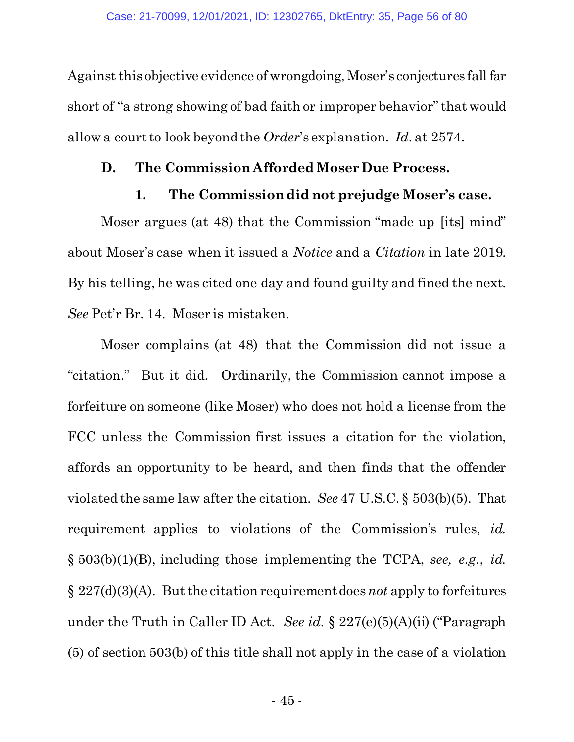Against this objective evidence of wrongdoing, Moser's conjectures fall far short of "a strong showing of bad faith or improper behavior" that would allow a court to look beyond the *Order*'s explanation. *Id*. at 2574.

### D. The Commission Afforded Moser Due Process.

#### 1. The Commission did not prejudge Moser's case.

Moser argues (at 48) that the Commission "made up [its] mind" about Moser's case when it issued a *Notice* and a *Citation* in late 2019. By his telling, he was cited one day and found guilty and fined the next. *See* Pet'r Br. 14. Moser is mistaken.

Moser complains (at 48) that the Commission did not issue a "citation." But it did. Ordinarily, the Commission cannot impose a forfeiture on someone (like Moser) who does not hold a license from the FCC unless the Commission first issues a citation for the violation, affords an opportunity to be heard, and then finds that the offender violated the same law after the citation. *See* 47 U.S.C. § 503(b)(5). That requirement applies to violations of the Commission's rules, *id.* § 503(b)(1)(B), including those implementing the TCPA, *see, e.g.*, *id.* § 227(d)(3)(A). But the citation requirement does *not* apply to forfeitures under the Truth in Caller ID Act. *See id.* § 227(e)(5)(A)(ii) ("Paragraph (5) of section 503(b) of this title shall not apply in the case of a violation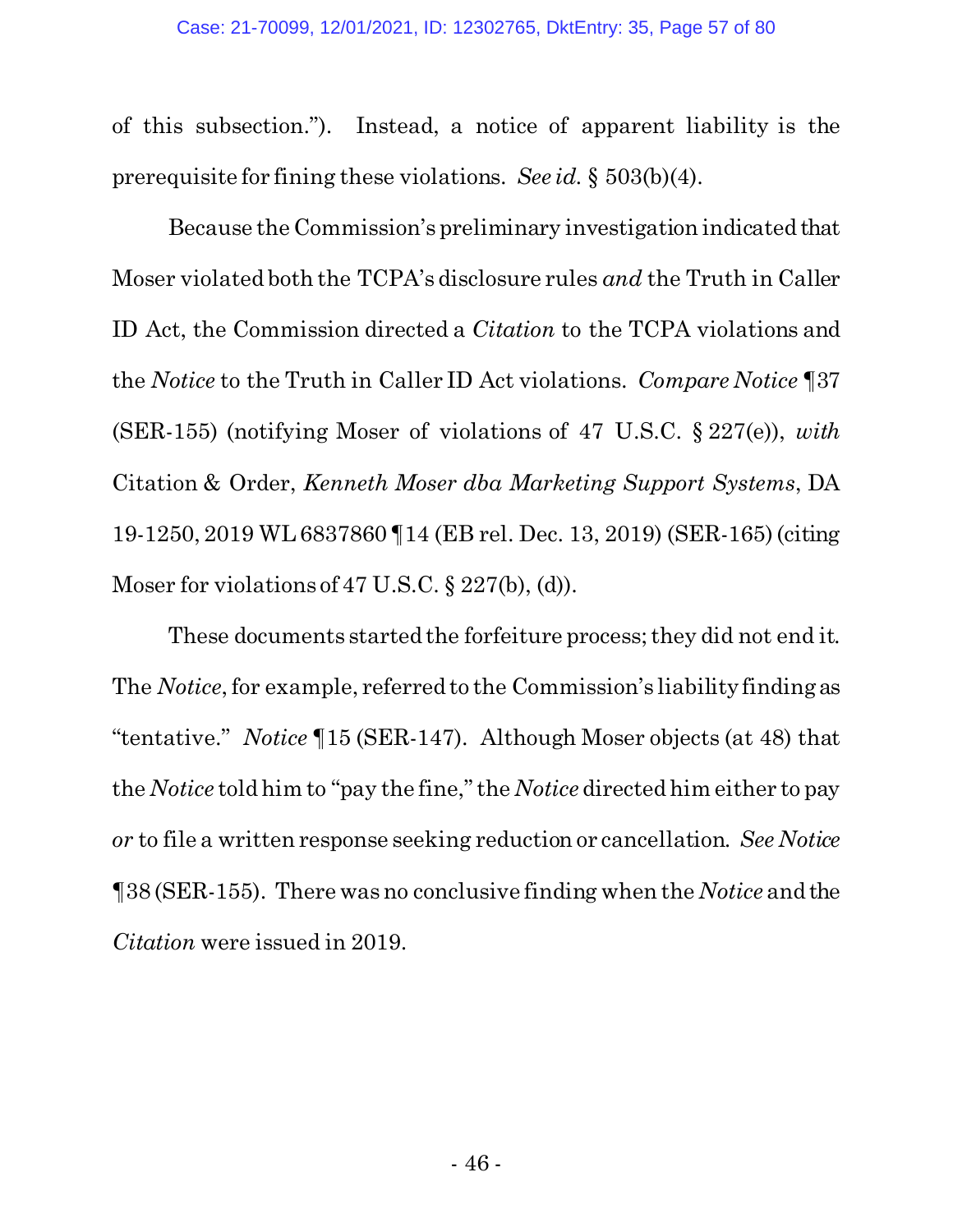of this subsection."). Instead, a notice of apparent liability is the prerequisite for fining these violations. *See id.* § 503(b)(4).

Because the Commission's preliminary investigation indicated that Moser violated both the TCPA's disclosure rules *and* the Truth in Caller ID Act, the Commission directed a *Citation* to the TCPA violations and the *Notice* to the Truth in Caller ID Act violations. *Compare Notice* ¶37 (SER-155) (notifying Moser of violations of 47 U.S.C. § 227(e)), *with* Citation & Order, *Kenneth Moser dba Marketing Support Systems*, DA 19-1250, 2019 WL 6837860 ¶14 (EB rel. Dec. 13, 2019) (SER-165) (citing Moser for violations of 47 U.S.C. § 227(b), (d)).

These documents started the forfeiture process; they did not end it. The *Notice*, for example, referred to the Commission's liability finding as "tentative." *Notice* ¶15 (SER-147). Although Moser objects (at 48) that the *Notice* told him to "pay the fine," the *Notice* directed him either to pay *or* to file a written response seeking reduction or cancellation. *See Notice* ¶38 (SER-155). There was no conclusive finding when the *Notice* and the *Citation* were issued in 2019.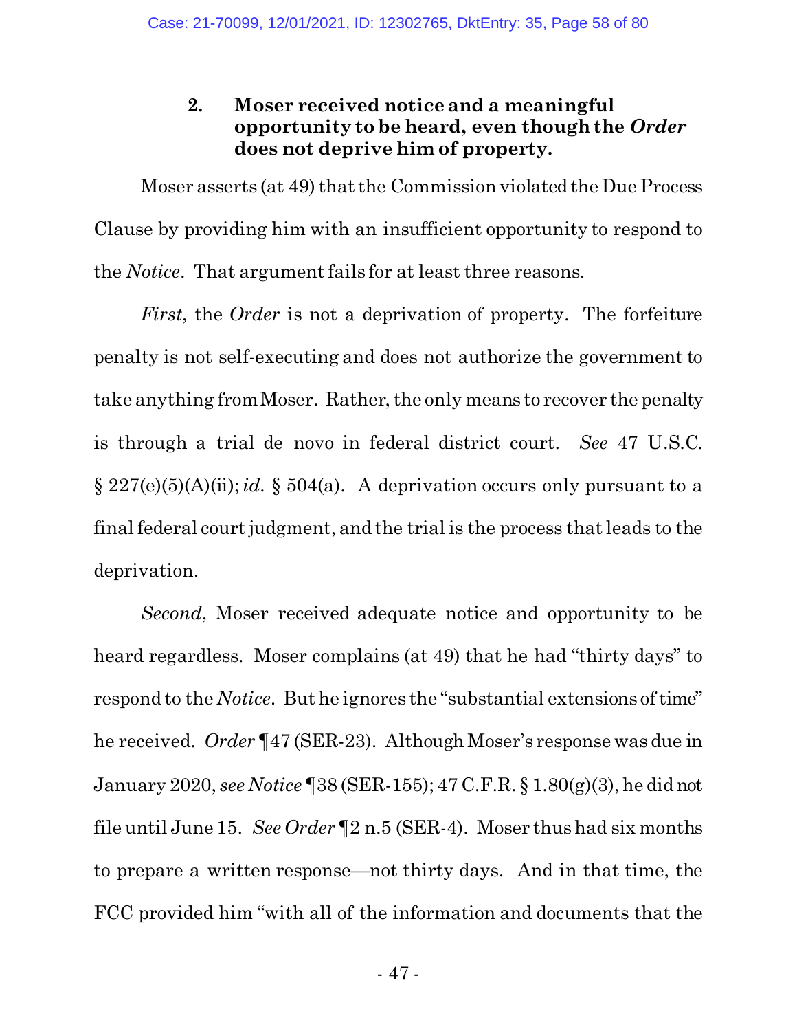### 2. Moser received notice and a meaningful opportunity to be heard, even though the *Order* does not deprive him of property.

Moser asserts (at 49) that the Commission violated the Due Process Clause by providing him with an insufficient opportunity to respond to the *Notice*. That argument fails for at least three reasons.

*First*, the *Order* is not a deprivation of property. The forfeiture penalty is not self-executing and does not authorize the government to take anything from Moser. Rather, the only means to recover the penalty is through a trial de novo in federal district court. *See* 47 U.S.C. § 227(e)(5)(A)(ii); *id.* § 504(a). A deprivation occurs only pursuant to a final federal court judgment, and the trial is the process that leads to the deprivation.

*Second*, Moser received adequate notice and opportunity to be heard regardless. Moser complains (at 49) that he had "thirty days" to respond to the *Notice*. But he ignores the "substantial extensions of time" he received. *Order* ¶47 (SER-23). Although Moser's response was due in January 2020, *see Notice* ¶38 (SER-155); 47 C.F.R. § 1.80(g)(3), he did not file until June 15. *See Order* ¶2 n.5 (SER-4). Moser thus had six months to prepare a written response—not thirty days. And in that time, the FCC provided him "with all of the information and documents that the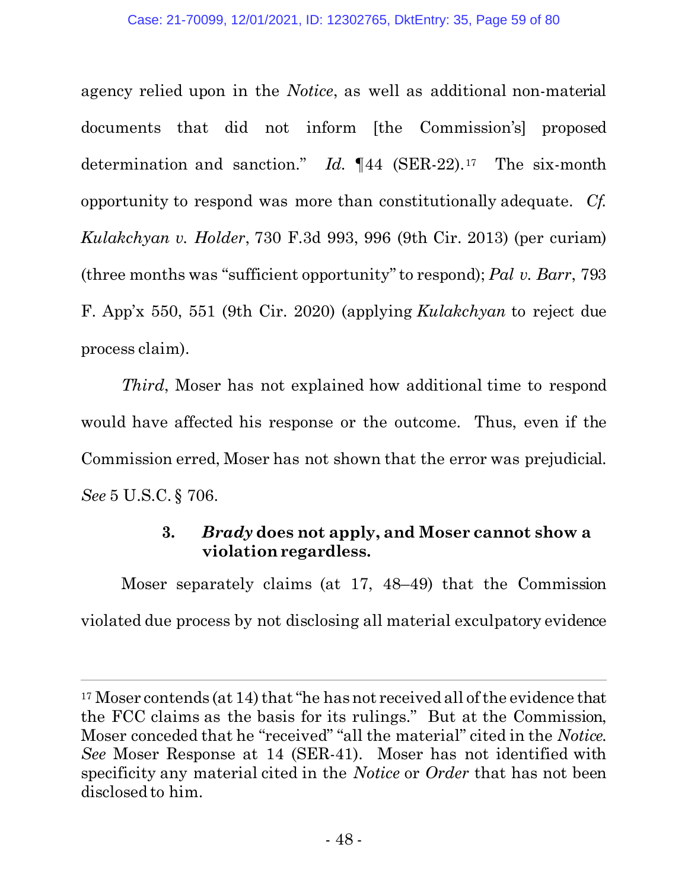agency relied upon in the *Notice*, as well as additional non-material documents that did not inform [the Commission's] proposed determination and sanction." *Id.* ¶44 (SER-22).[17] The six-month opportunity to respond was more than constitutionally adequate. *Cf. Kulakchyan v. Holder*, 730 F.3d 993, 996 (9th Cir. 2013) (per curiam) (three months was "sufficient opportunity" to respond); *Pal v. Barr*, 793 F. App'x 550, 551 (9th Cir. 2020) (applying *Kulakchyan* to reject due process claim).

*Third*, Moser has not explained how additional time to respond would have affected his response or the outcome. Thus, even if the Commission erred, Moser has not shown that the error was prejudicial. *See* 5 U.S.C. § 706.

#### 3. *Brady* does not apply, and Moser cannot show a violation regardless.

Moser separately claims (at 17, 48–49) that the Commission violated due process by not disclosing all material exculpatory evidence

---

[17] Moser contends (at 14) that "he has not received all of the evidence that the FCC claims as the basis for its rulings." But at the Commission, Moser conceded that he "received" "all the material" cited in the *Notice*. *See* Moser Response at 14 (SER-41). Moser has not identified with specificity any material cited in the *Notice* or *Order* that has not been disclosed to him.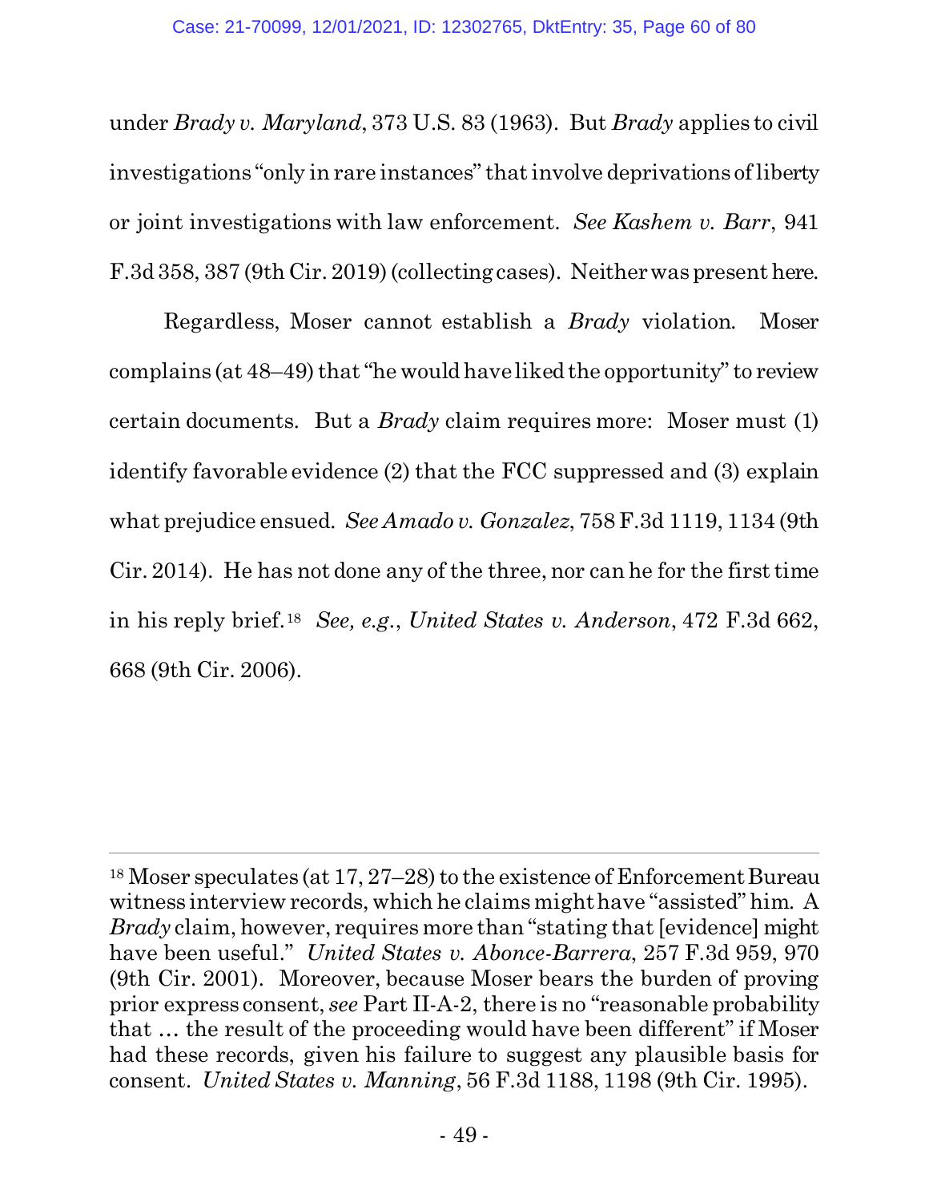under *Brady v. Maryland*, 373 U.S. 83 (1963). But *Brady* applies to civil investigations "only in rare instances" that involve deprivations of liberty or joint investigations with law enforcement. *See Kashem v. Barr*, 941 F.3d 358, 387 (9th Cir. 2019) (collecting cases). Neither was present here.

Regardless, Moser cannot establish a *Brady* violation. Moser complains (at 48–49) that "he would have liked the opportunity" to review certain documents. But a *Brady* claim requires more: Moser must (1) identify favorable evidence (2) that the FCC suppressed and (3) explain what prejudice ensued. *See Amado v. Gonzalez*, 758 F.3d 1119, 1134 (9th Cir. 2014). He has not done any of the three, nor can he for the first time in his reply brief.[18] *See, e.g.*, *United States v. Anderson*, 472 F.3d 662, 668 (9th Cir. 2006).

---

[18] Moser speculates (at 17, 27–28) to the existence of Enforcement Bureau witness interview records, which he claims might have "assisted" him. A *Brady* claim, however, requires more than "stating that [evidence] might have been useful." *United States v. Abonce-Barrera*, 257 F.3d 959, 970 (9th Cir. 2001). Moreover, because Moser bears the burden of proving prior express consent, *see* Part II-A-2, there is no "reasonable probability that … the result of the proceeding would have been different" if Moser had these records, given his failure to suggest any plausible basis for consent. *United States v. Manning*, 56 F.3d 1188, 1198 (9th Cir. 1995).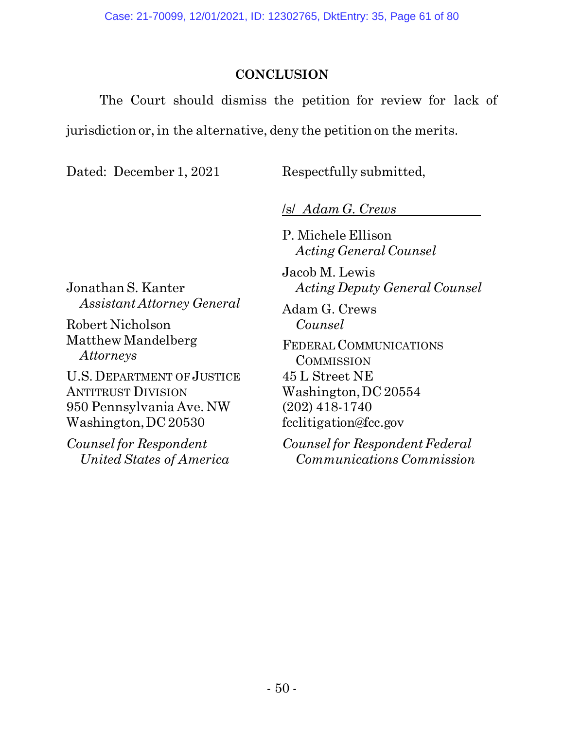## CONCLUSION

The Court should dismiss the petition for review for lack of jurisdiction or, in the alternative, deny the petition on the merits.

Dated: December 1, 2021

Respectfully submitted,

/s/ *Adam G. Crews*

P. Michele Ellison
*Acting General Counsel*

Jacob M. Lewis
*Acting Deputy General Counsel*

Adam G. Crews
*Counsel*

FEDERAL COMMUNICATIONS COMMISSION
45 L Street NE
Washington, DC 20554
(202) 418-1740
fcclitigation@fcc.gov

*Counsel for Respondent Federal Communications Commission*

Jonathan S. Kanter
*Assistant Attorney General*

Robert Nicholson
Matthew Mandelberg
*Attorneys*

U.S. DEPARTMENT OF JUSTICE
ANTITRUST DIVISION
950 Pennsylvania Ave. NW
Washington, DC 20530

*Counsel for Respondent United States of America*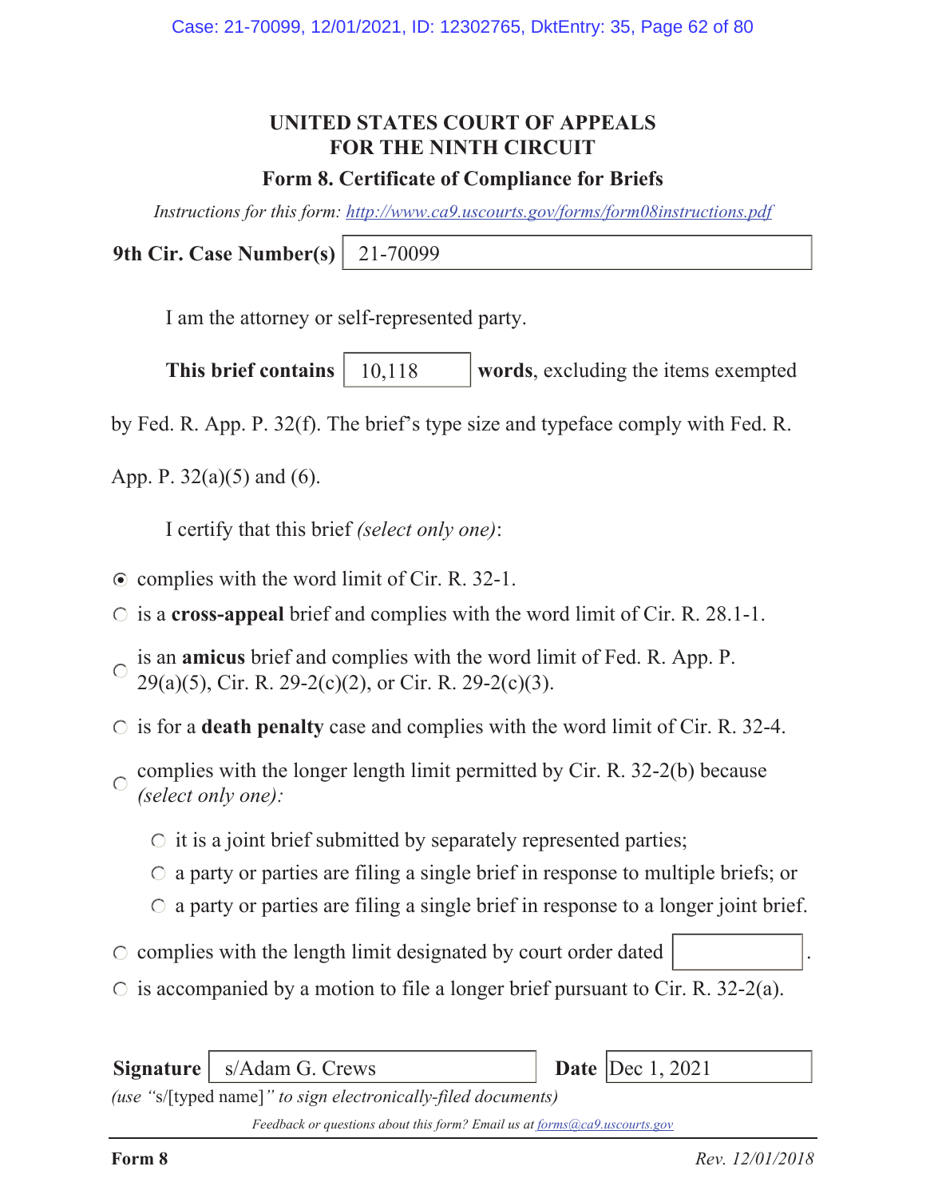# UNITED STATES COURT OF APPEALS FOR THE NINTH CIRCUIT

## Form 8. Certificate of Compliance for Briefs

*Instructions for this form: http://www.ca9.uscourts.gov/forms/form08instructions.pdf*

**9th Cir. Case Number(s)** 21-70099

I am the attorney or self-represented party.

**This brief contains** 10,118 **words**, excluding the items exempted by Fed. R. App. P. 32(f). The brief's type size and typeface comply with Fed. R. App. P. 32(a)(5) and (6).

I certify that this brief *(select only one)*:

- ◉ complies with the word limit of Cir. R. 32-1.
- ○ is a **cross-appeal** brief and complies with the word limit of Cir. R. 28.1-1.
- ○ is an **amicus** brief and complies with the word limit of Fed. R. App. P. 29(a)(5), Cir. R. 29-2(c)(2), or Cir. R. 29-2(c)(3).
- ○ is for a **death penalty** case and complies with the word limit of Cir. R. 32-4.
- ○ complies with the longer length limit permitted by Cir. R. 32-2(b) because *(select only one)*:
  - ○ it is a joint brief submitted by separately represented parties;
  - ○ a party or parties are filing a single brief in response to multiple briefs; or
  - ○ a party or parties are filing a single brief in response to a longer joint brief.
- ○ complies with the length limit designated by court order dated ______.
- ○ is accompanied by a motion to file a longer brief pursuant to Cir. R. 32-2(a).

**Signature** s/Adam G. Crews **Date** Dec 1, 2021

*(use "s/[typed name]" to sign electronically-filed documents)*

*Feedback or questions about this form? Email us at forms@ca9.uscourts.gov*

**Form 8** *Rev. 12/01/2018*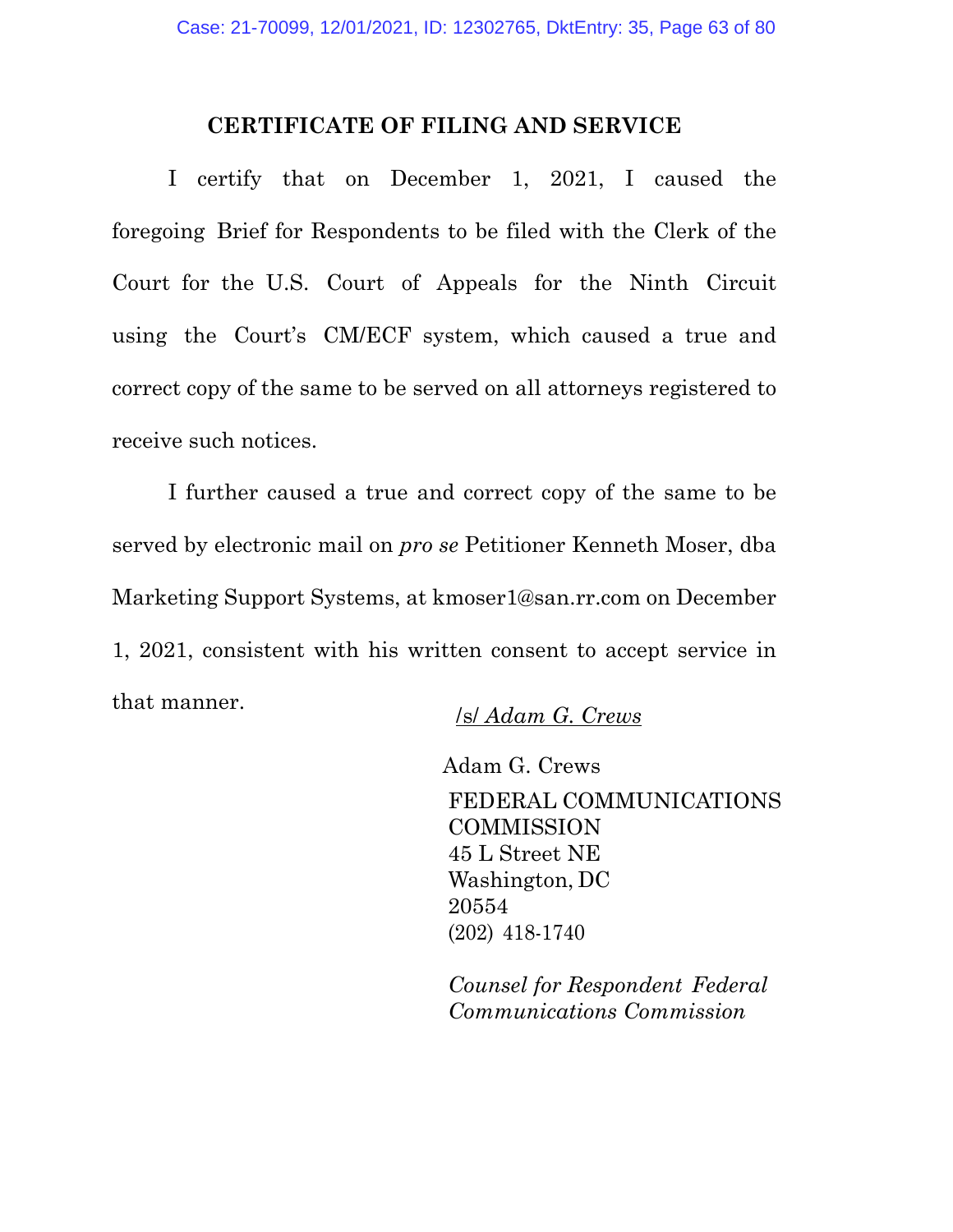## CERTIFICATE OF FILING AND SERVICE

I certify that on December 1, 2021, I caused the foregoing Brief for Respondents to be filed with the Clerk of the Court for the U.S. Court of Appeals for the Ninth Circuit using the Court's CM/ECF system, which caused a true and correct copy of the same to be served on all attorneys registered to receive such notices.

I further caused a true and correct copy of the same to be served by electronic mail on *pro se* Petitioner Kenneth Moser, dba Marketing Support Systems, at kmoser1@san.rr.com on December 1, 2021, consistent with his written consent to accept service in that manner.

/s/ *Adam G. Crews*

Adam G. Crews
FEDERAL COMMUNICATIONS COMMISSION
45 L Street NE
Washington, DC 20554
(202) 418-1740

*Counsel for Respondent Federal Communications Commission*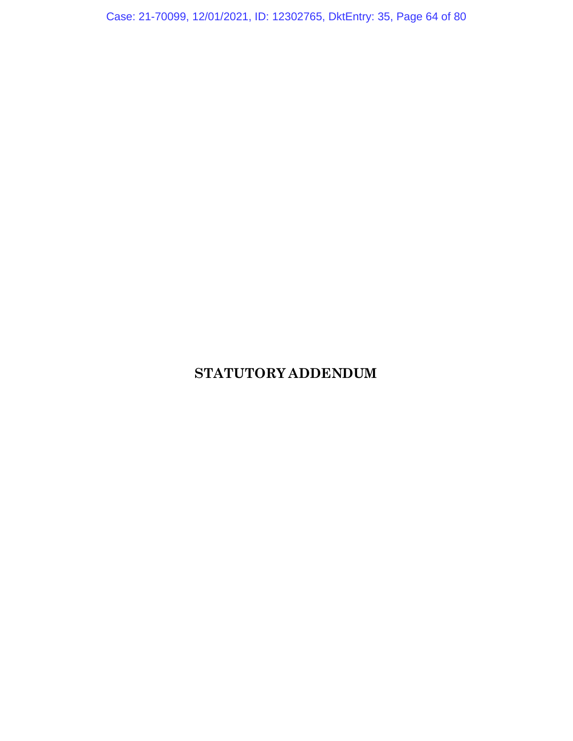# STATUTORY ADDENDUM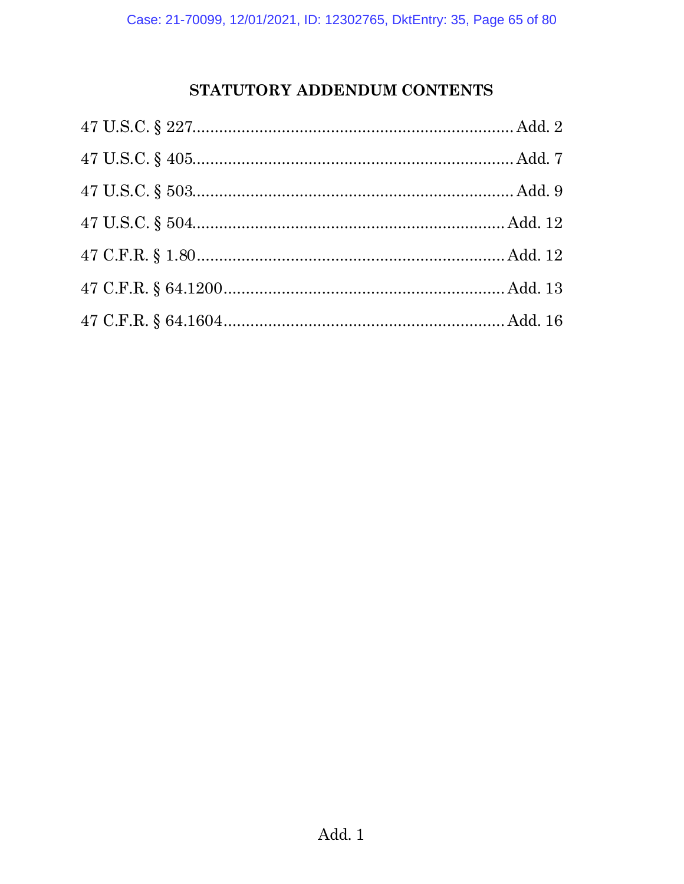## STATUTORY ADDENDUM CONTENTS

47 U.S.C. § 227........................................................................Add. 2

47 U.S.C. § 405........................................................................Add. 7

47 U.S.C. § 503........................................................................Add. 9

47 U.S.C. § 504......................................................................Add. 12

47 C.F.R. § 1.80.....................................................................Add. 12

47 C.F.R. § 64.1200...............................................................Add. 13

47 C.F.R. § 64.1604...............................................................Add. 16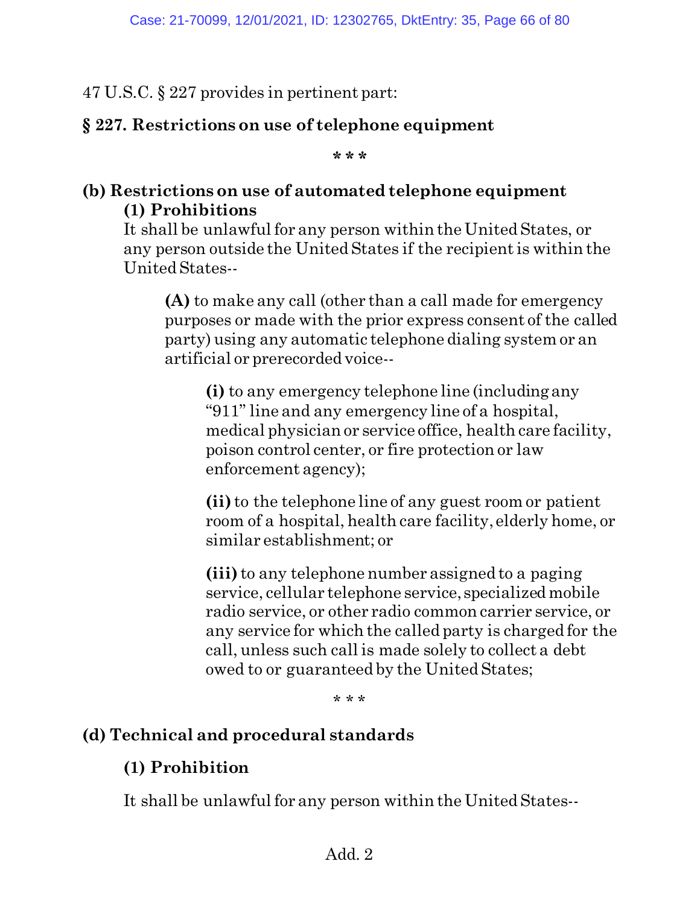47 U.S.C. § 227 provides in pertinent part:

**§ 227. Restrictions on use of telephone equipment**

\* \* \*

**(b) Restrictions on use of automated telephone equipment**

**(1) Prohibitions**

It shall be unlawful for any person within the United States, or any person outside the United States if the recipient is within the United States--

**(A)** to make any call (other than a call made for emergency purposes or made with the prior express consent of the called party) using any automatic telephone dialing system or an artificial or prerecorded voice--

**(i)** to any emergency telephone line (including any "911" line and any emergency line of a hospital, medical physician or service office, health care facility, poison control center, or fire protection or law enforcement agency);

**(ii)** to the telephone line of any guest room or patient room of a hospital, health care facility, elderly home, or similar establishment; or

**(iii)** to any telephone number assigned to a paging service, cellular telephone service, specialized mobile radio service, or other radio common carrier service, or any service for which the called party is charged for the call, unless such call is made solely to collect a debt owed to or guaranteed by the United States;

\* \* \*

**(d) Technical and procedural standards**

**(1) Prohibition**

It shall be unlawful for any person within the United States--

Add. 2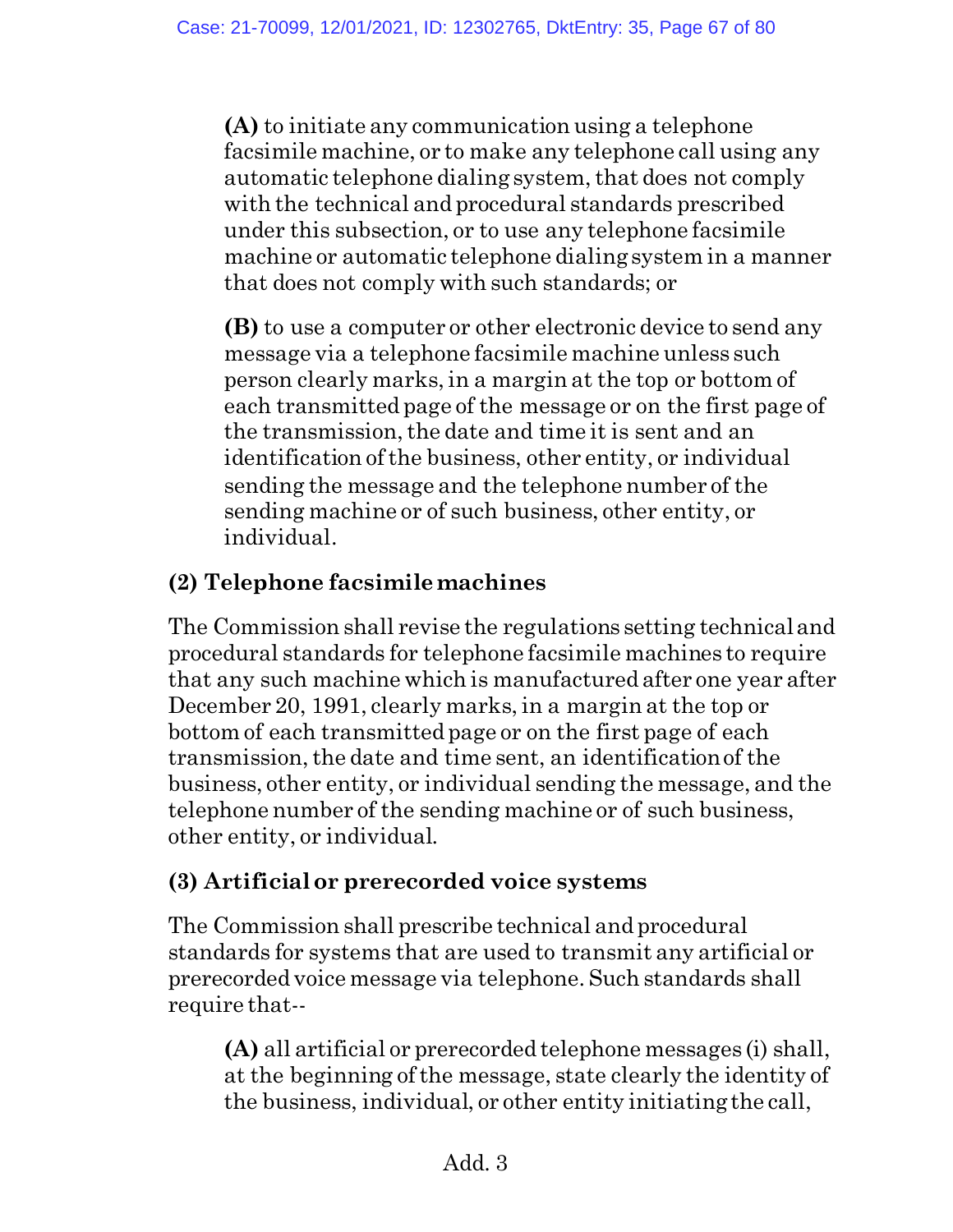**(A)** to initiate any communication using a telephone facsimile machine, or to make any telephone call using any automatic telephone dialing system, that does not comply with the technical and procedural standards prescribed under this subsection, or to use any telephone facsimile machine or automatic telephone dialing system in a manner that does not comply with such standards; or

**(B)** to use a computer or other electronic device to send any message via a telephone facsimile machine unless such person clearly marks, in a margin at the top or bottom of each transmitted page of the message or on the first page of the transmission, the date and time it is sent and an identification of the business, other entity, or individual sending the message and the telephone number of the sending machine or of such business, other entity, or individual.

**(2) Telephone facsimile machines**

The Commission shall revise the regulations setting technical and procedural standards for telephone facsimile machines to require that any such machine which is manufactured after one year after December 20, 1991, clearly marks, in a margin at the top or bottom of each transmitted page or on the first page of each transmission, the date and time sent, an identification of the business, other entity, or individual sending the message, and the telephone number of the sending machine or of such business, other entity, or individual.

**(3) Artificial or prerecorded voice systems**

The Commission shall prescribe technical and procedural standards for systems that are used to transmit any artificial or prerecorded voice message via telephone. Such standards shall require that--

**(A)** all artificial or prerecorded telephone messages (i) shall, at the beginning of the message, state clearly the identity of the business, individual, or other entity initiating the call,

Add. 3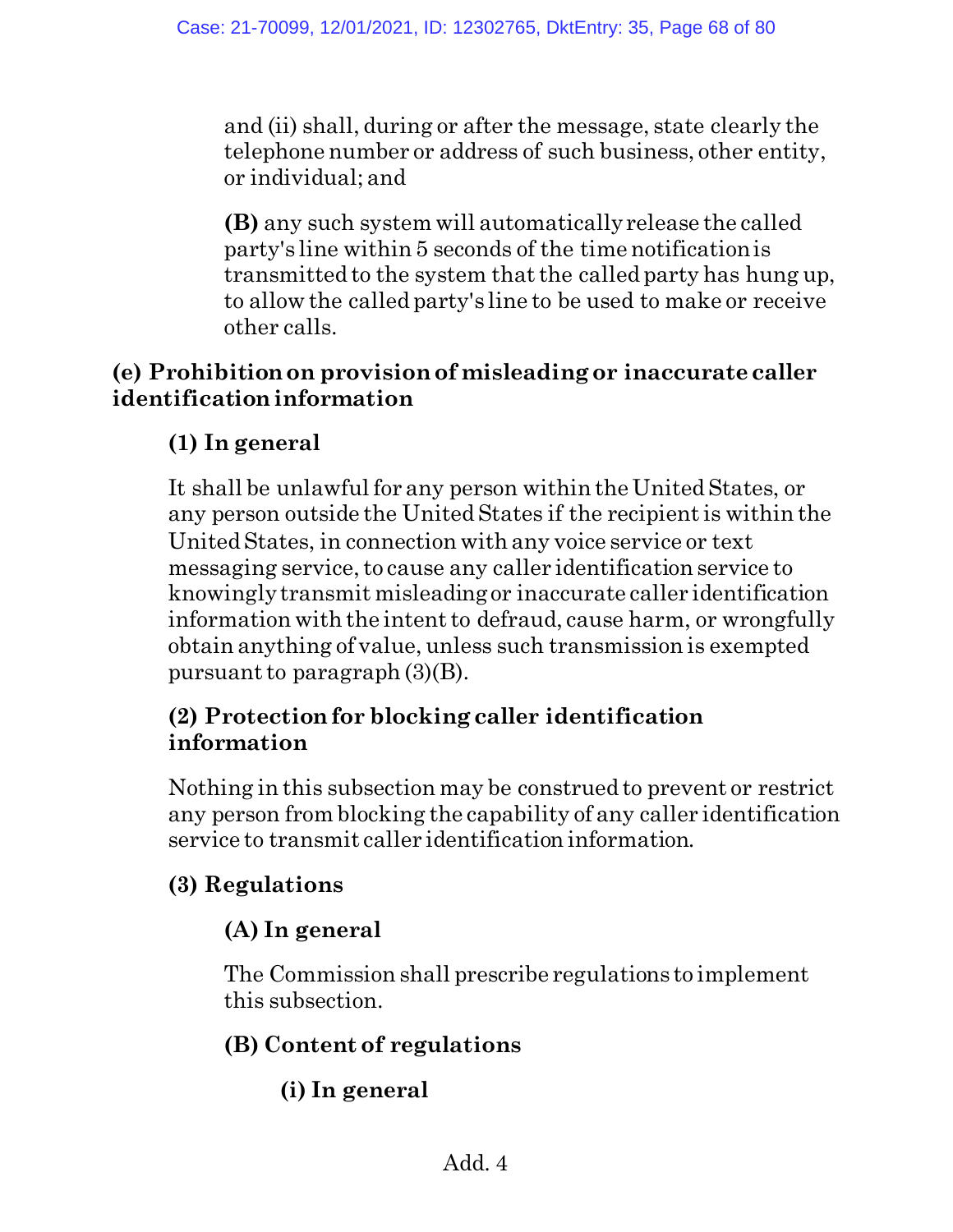and (ii) shall, during or after the message, state clearly the telephone number or address of such business, other entity, or individual; and

**(B)** any such system will automatically release the called party's line within 5 seconds of the time notification is transmitted to the system that the called party has hung up, to allow the called party's line to be used to make or receive other calls.

**(e) Prohibition on provision of misleading or inaccurate caller identification information**

**(1) In general**

It shall be unlawful for any person within the United States, or any person outside the United States if the recipient is within the United States, in connection with any voice service or text messaging service, to cause any caller identification service to knowingly transmit misleading or inaccurate caller identification information with the intent to defraud, cause harm, or wrongfully obtain anything of value, unless such transmission is exempted pursuant to paragraph (3)(B).

**(2) Protection for blocking caller identification information**

Nothing in this subsection may be construed to prevent or restrict any person from blocking the capability of any caller identification service to transmit caller identification information.

**(3) Regulations**

**(A) In general**

The Commission shall prescribe regulations to implement this subsection.

**(B) Content of regulations**

**(i) In general**

Add. 4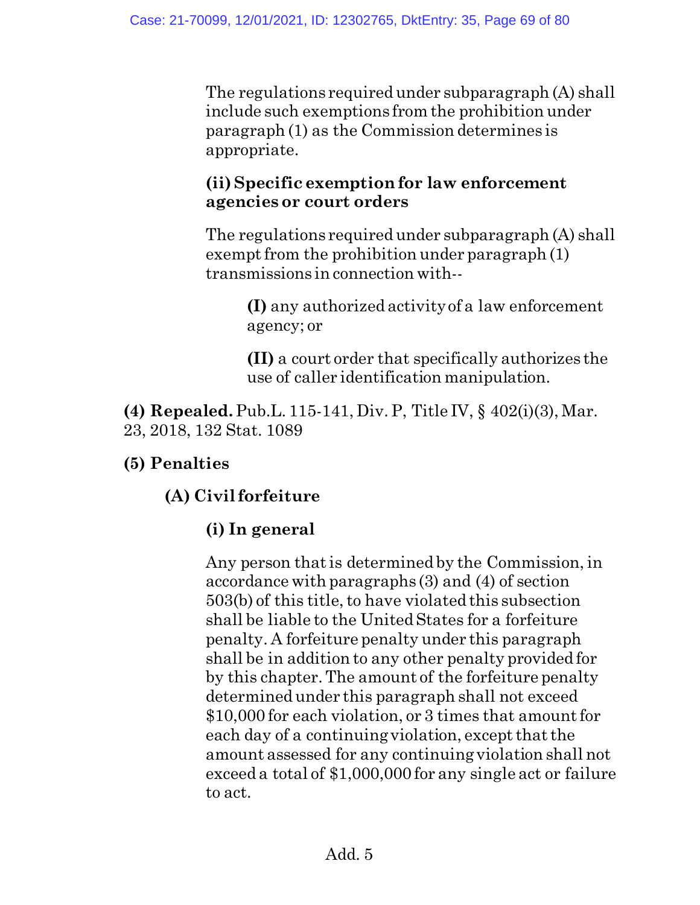The regulations required under subparagraph (A) shall include such exemptions from the prohibition under paragraph (1) as the Commission determines is appropriate.

**(ii) Specific exemption for law enforcement agencies or court orders**

The regulations required under subparagraph (A) shall exempt from the prohibition under paragraph (1) transmissions in connection with--

**(I)** any authorized activity of a law enforcement agency; or

**(II)** a court order that specifically authorizes the use of caller identification manipulation.

**(4) Repealed.** Pub.L. 115-141, Div. P, Title IV, § 402(i)(3), Mar. 23, 2018, 132 Stat. 1089

**(5) Penalties**

**(A) Civil forfeiture**

**(i) In general**

Any person that is determined by the Commission, in accordance with paragraphs (3) and (4) of section 503(b) of this title, to have violated this subsection shall be liable to the United States for a forfeiture penalty. A forfeiture penalty under this paragraph shall be in addition to any other penalty provided for by this chapter. The amount of the forfeiture penalty determined under this paragraph shall not exceed $10,000 for each violation, or 3 times that amount for each day of a continuing violation, except that the amount assessed for any continuing violation shall not exceed a total of $1,000,000 for any single act or failure to act.

Add. 5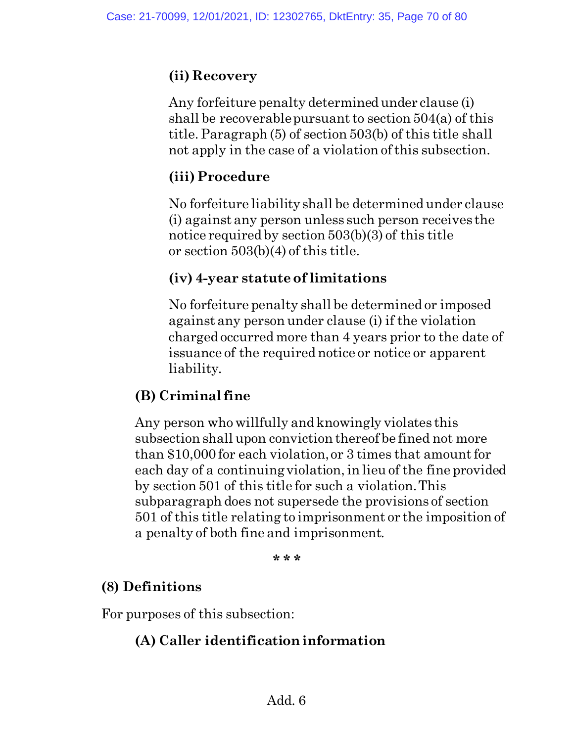**(ii) Recovery**

Any forfeiture penalty determined under clause (i) shall be recoverable pursuant to section 504(a) of this title. Paragraph (5) of section 503(b) of this title shall not apply in the case of a violation of this subsection.

**(iii) Procedure**

No forfeiture liability shall be determined under clause (i) against any person unless such person receives the notice required by section 503(b)(3) of this title or section 503(b)(4) of this title.

**(iv) 4-year statute of limitations**

No forfeiture penalty shall be determined or imposed against any person under clause (i) if the violation charged occurred more than 4 years prior to the date of issuance of the required notice or notice or apparent liability.

**(B) Criminal fine**

Any person who willfully and knowingly violates this subsection shall upon conviction thereof be fined not more than $10,000 for each violation, or 3 times that amount for each day of a continuing violation, in lieu of the fine provided by section 501 of this title for such a violation. This subparagraph does not supersede the provisions of section 501 of this title relating to imprisonment or the imposition of a penalty of both fine and imprisonment.

\* \* \*

**(8) Definitions**

For purposes of this subsection:

**(A) Caller identification information**

Add. 6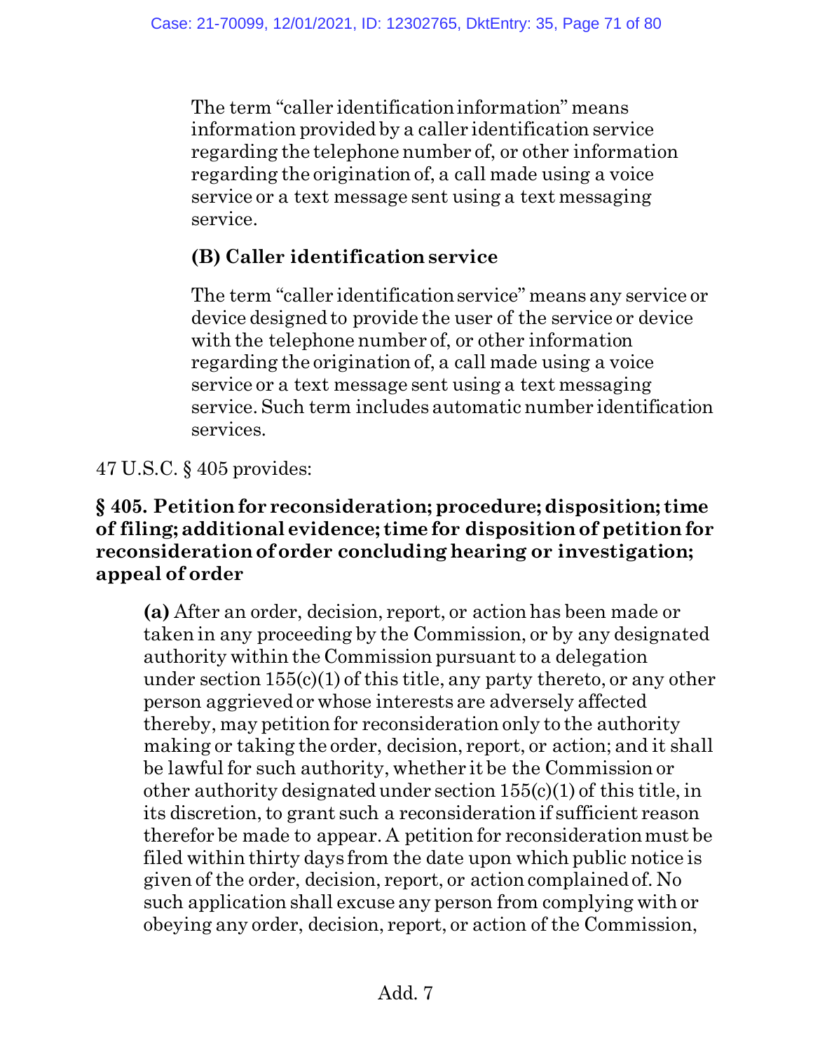The term "caller identification information" means information provided by a caller identification service regarding the telephone number of, or other information regarding the origination of, a call made using a voice service or a text message sent using a text messaging service.

**(B) Caller identification service**

The term "caller identification service" means any service or device designed to provide the user of the service or device with the telephone number of, or other information regarding the origination of, a call made using a voice service or a text message sent using a text messaging service. Such term includes automatic number identification services.

47 U.S.C. § 405 provides:

**§ 405. Petition for reconsideration; procedure; disposition; time of filing; additional evidence; time for disposition of petition for reconsideration of order concluding hearing or investigation; appeal of order**

**(a)** After an order, decision, report, or action has been made or taken in any proceeding by the Commission, or by any designated authority within the Commission pursuant to a delegation under section 155(c)(1) of this title, any party thereto, or any other person aggrieved or whose interests are adversely affected thereby, may petition for reconsideration only to the authority making or taking the order, decision, report, or action; and it shall be lawful for such authority, whether it be the Commission or other authority designated under section 155(c)(1) of this title, in its discretion, to grant such a reconsideration if sufficient reason therefor be made to appear. A petition for reconsideration must be filed within thirty days from the date upon which public notice is given of the order, decision, report, or action complained of. No such application shall excuse any person from complying with or obeying any order, decision, report, or action of the Commission,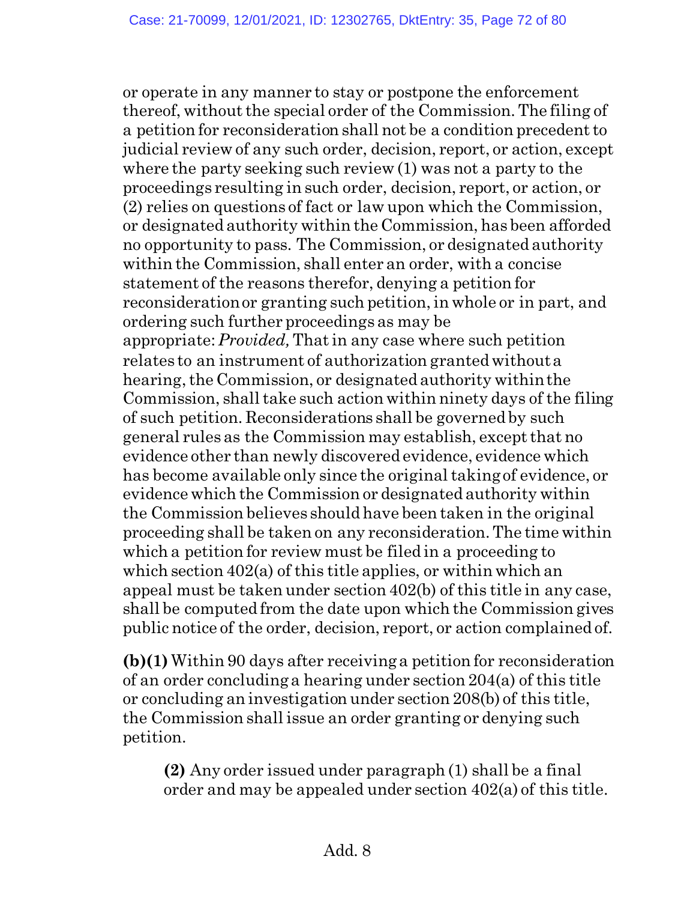or operate in any manner to stay or postpone the enforcement thereof, without the special order of the Commission. The filing of a petition for reconsideration shall not be a condition precedent to judicial review of any such order, decision, report, or action, except where the party seeking such review (1) was not a party to the proceedings resulting in such order, decision, report, or action, or (2) relies on questions of fact or law upon which the Commission, or designated authority within the Commission, has been afforded no opportunity to pass. The Commission, or designated authority within the Commission, shall enter an order, with a concise statement of the reasons therefor, denying a petition for reconsideration or granting such petition, in whole or in part, and ordering such further proceedings as may be appropriate: *Provided,* That in any case where such petition relates to an instrument of authorization granted without a hearing, the Commission, or designated authority within the Commission, shall take such action within ninety days of the filing of such petition. Reconsiderations shall be governed by such general rules as the Commission may establish, except that no evidence other than newly discovered evidence, evidence which has become available only since the original taking of evidence, or evidence which the Commission or designated authority within the Commission believes should have been taken in the original proceeding shall be taken on any reconsideration. The time within which a petition for review must be filed in a proceeding to which section 402(a) of this title applies, or within which an appeal must be taken under section 402(b) of this title in any case, shall be computed from the date upon which the Commission gives public notice of the order, decision, report, or action complained of.

**(b)(1)** Within 90 days after receiving a petition for reconsideration of an order concluding a hearing under section 204(a) of this title or concluding an investigation under section 208(b) of this title, the Commission shall issue an order granting or denying such petition.

> **(2)** Any order issued under paragraph (1) shall be a final order and may be appealed under section 402(a) of this title.

Add. 8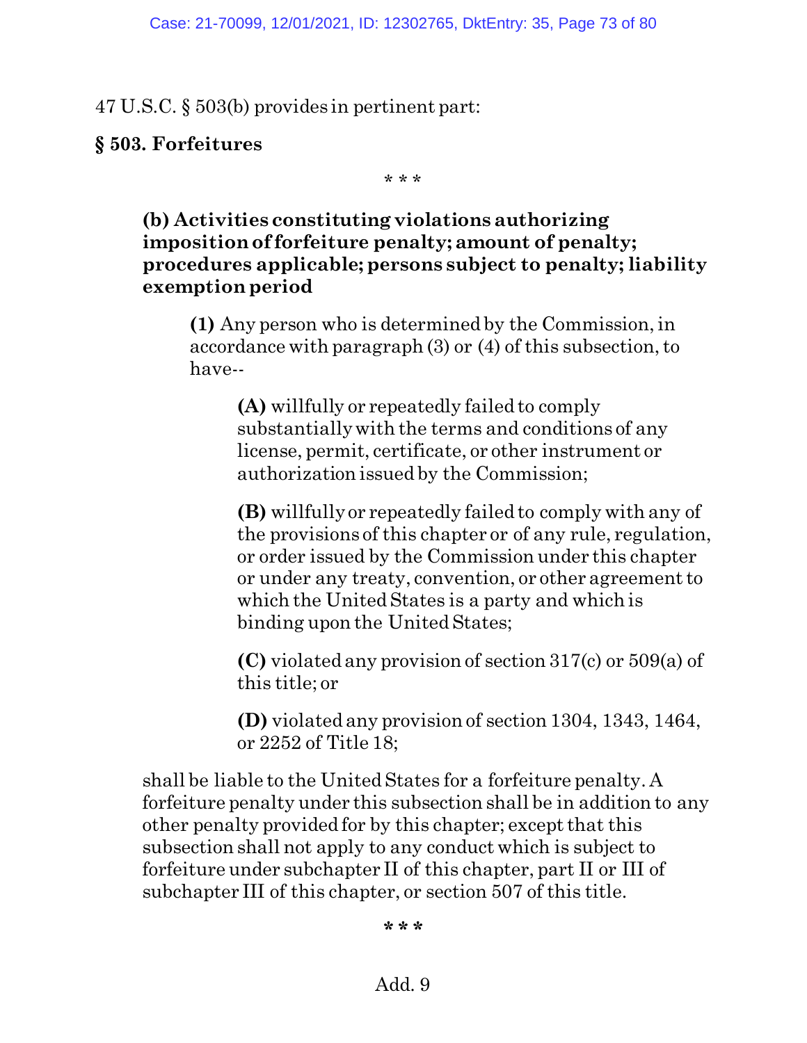47 U.S.C. § 503(b) provides in pertinent part:

**§ 503. Forfeitures**

\* \* \*

**(b) Activities constituting violations authorizing imposition of forfeiture penalty; amount of penalty; procedures applicable; persons subject to penalty; liability exemption period**

> **(1)** Any person who is determined by the Commission, in accordance with paragraph (3) or (4) of this subsection, to have--
>
> > **(A)** willfully or repeatedly failed to comply substantially with the terms and conditions of any license, permit, certificate, or other instrument or authorization issued by the Commission;
> >
> > **(B)** willfully or repeatedly failed to comply with any of the provisions of this chapter or of any rule, regulation, or order issued by the Commission under this chapter or under any treaty, convention, or other agreement to which the United States is a party and which is binding upon the United States;
> >
> > **(C)** violated any provision of section 317(c) or 509(a) of this title; or
> >
> > **(D)** violated any provision of section 1304, 1343, 1464, or 2252 of Title 18;
>
> shall be liable to the United States for a forfeiture penalty. A forfeiture penalty under this subsection shall be in addition to any other penalty provided for by this chapter; except that this subsection shall not apply to any conduct which is subject to forfeiture under subchapter II of this chapter, part II or III of subchapter III of this chapter, or section 507 of this title.

**\* \* \***

Add. 9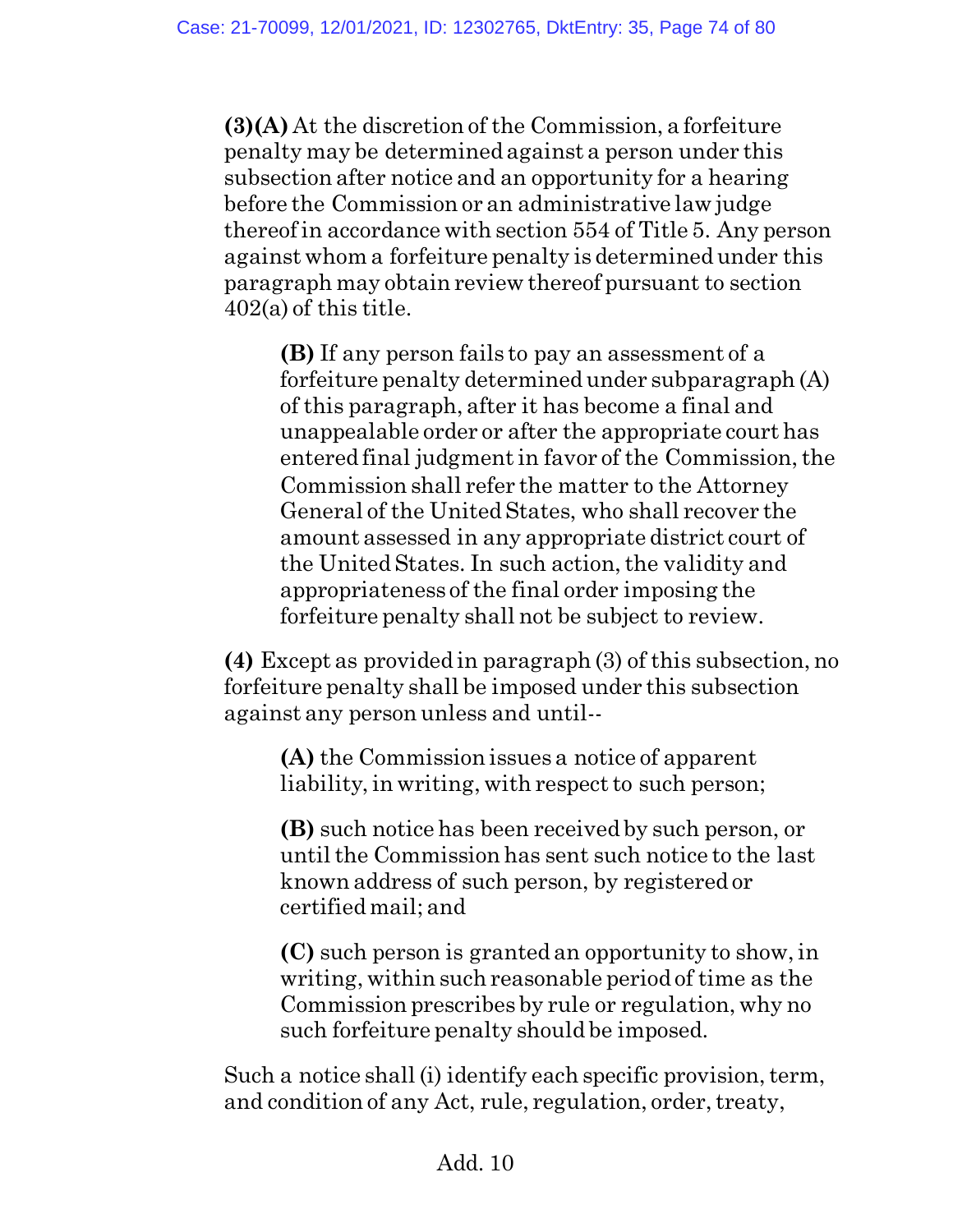**(3)(A)** At the discretion of the Commission, a forfeiture penalty may be determined against a person under this subsection after notice and an opportunity for a hearing before the Commission or an administrative law judge thereof in accordance with section 554 of Title 5. Any person against whom a forfeiture penalty is determined under this paragraph may obtain review thereof pursuant to section 402(a) of this title.

> **(B)** If any person fails to pay an assessment of a forfeiture penalty determined under subparagraph (A) of this paragraph, after it has become a final and unappealable order or after the appropriate court has entered final judgment in favor of the Commission, the Commission shall refer the matter to the Attorney General of the United States, who shall recover the amount assessed in any appropriate district court of the United States. In such action, the validity and appropriateness of the final order imposing the forfeiture penalty shall not be subject to review.

**(4)** Except as provided in paragraph (3) of this subsection, no forfeiture penalty shall be imposed under this subsection against any person unless and until--

> **(A)** the Commission issues a notice of apparent liability, in writing, with respect to such person;
>
> **(B)** such notice has been received by such person, or until the Commission has sent such notice to the last known address of such person, by registered or certified mail; and
>
> **(C)** such person is granted an opportunity to show, in writing, within such reasonable period of time as the Commission prescribes by rule or regulation, why no such forfeiture penalty should be imposed.

Such a notice shall (i) identify each specific provision, term, and condition of any Act, rule, regulation, order, treaty,

Add. 10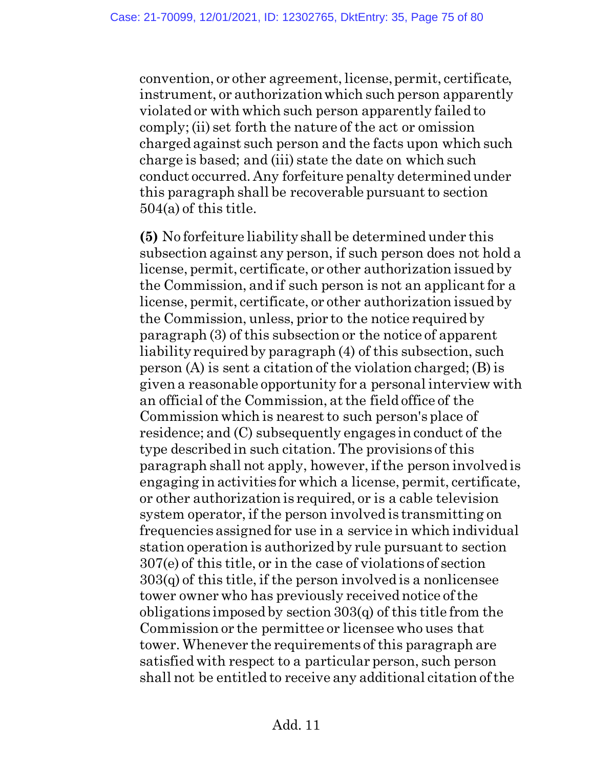convention, or other agreement, license, permit, certificate, instrument, or authorization which such person apparently violated or with which such person apparently failed to comply; (ii) set forth the nature of the act or omission charged against such person and the facts upon which such charge is based; and (iii) state the date on which such conduct occurred. Any forfeiture penalty determined under this paragraph shall be recoverable pursuant to section 504(a) of this title.

**(5)** No forfeiture liability shall be determined under this subsection against any person, if such person does not hold a license, permit, certificate, or other authorization issued by the Commission, and if such person is not an applicant for a license, permit, certificate, or other authorization issued by the Commission, unless, prior to the notice required by paragraph (3) of this subsection or the notice of apparent liability required by paragraph (4) of this subsection, such person (A) is sent a citation of the violation charged; (B) is given a reasonable opportunity for a personal interview with an official of the Commission, at the field office of the Commission which is nearest to such person's place of residence; and (C) subsequently engages in conduct of the type described in such citation. The provisions of this paragraph shall not apply, however, if the person involved is engaging in activities for which a license, permit, certificate, or other authorization is required, or is a cable television system operator, if the person involved is transmitting on frequencies assigned for use in a service in which individual station operation is authorized by rule pursuant to section 307(e) of this title, or in the case of violations of section 303(q) of this title, if the person involved is a nonlicensee tower owner who has previously received notice of the obligations imposed by section 303(q) of this title from the Commission or the permittee or licensee who uses that tower. Whenever the requirements of this paragraph are satisfied with respect to a particular person, such person shall not be entitled to receive any additional citation of the

Add. 11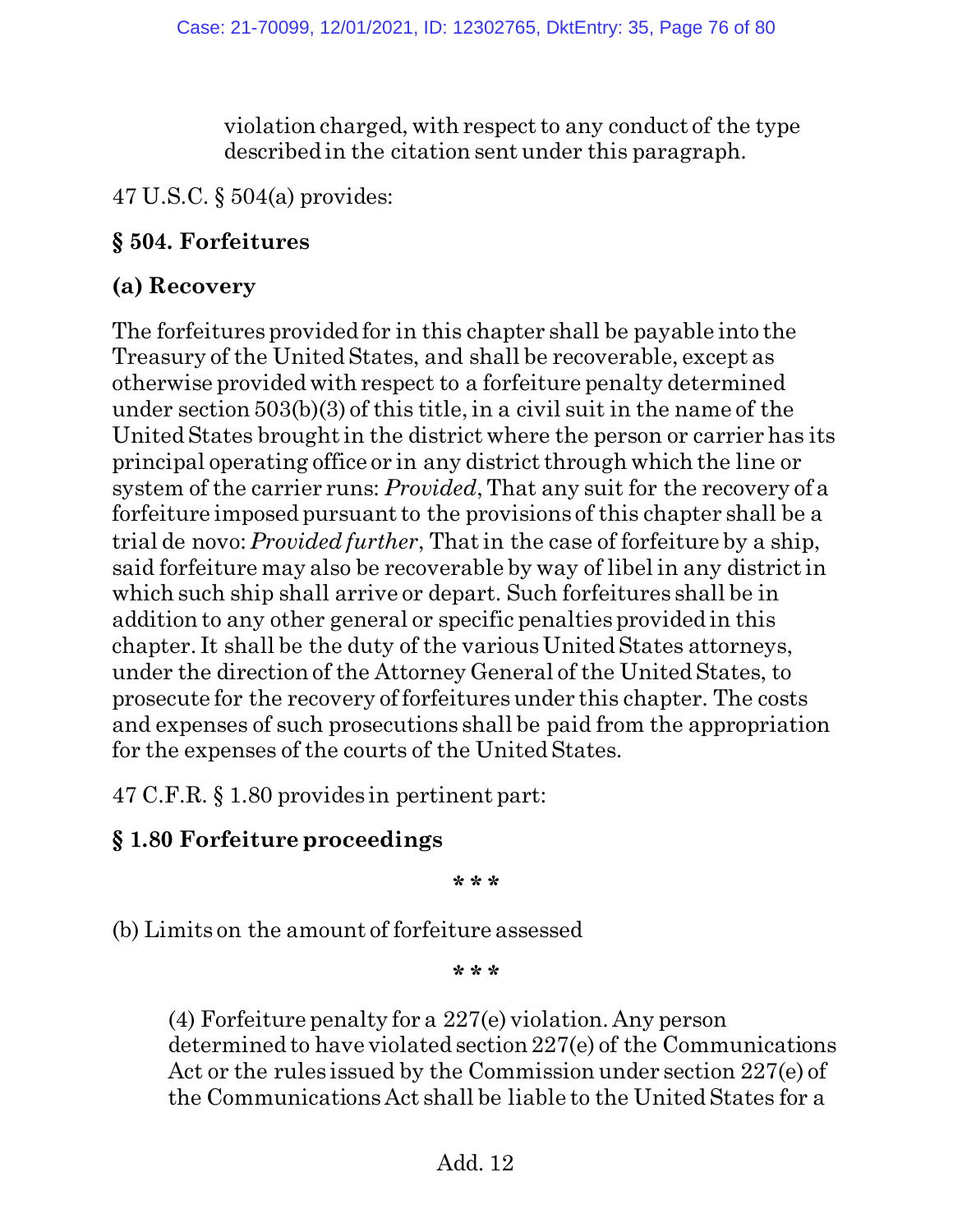violation charged, with respect to any conduct of the type described in the citation sent under this paragraph.

47 U.S.C. § 504(a) provides:

**§ 504. Forfeitures**

**(a) Recovery**

The forfeitures provided for in this chapter shall be payable into the Treasury of the United States, and shall be recoverable, except as otherwise provided with respect to a forfeiture penalty determined under section 503(b)(3) of this title, in a civil suit in the name of the United States brought in the district where the person or carrier has its principal operating office or in any district through which the line or system of the carrier runs: *Provided*, That any suit for the recovery of a forfeiture imposed pursuant to the provisions of this chapter shall be a trial de novo: *Provided further*, That in the case of forfeiture by a ship, said forfeiture may also be recoverable by way of libel in any district in which such ship shall arrive or depart. Such forfeitures shall be in addition to any other general or specific penalties provided in this chapter. It shall be the duty of the various United States attorneys, under the direction of the Attorney General of the United States, to prosecute for the recovery of forfeitures under this chapter. The costs and expenses of such prosecutions shall be paid from the appropriation for the expenses of the courts of the United States.

47 C.F.R. § 1.80 provides in pertinent part:

**§ 1.80 Forfeiture proceedings**

\* \* \*

(b) Limits on the amount of forfeiture assessed

\* \* \*

(4) Forfeiture penalty for a 227(e) violation. Any person determined to have violated section 227(e) of the Communications Act or the rules issued by the Commission under section 227(e) of the Communications Act shall be liable to the United States for a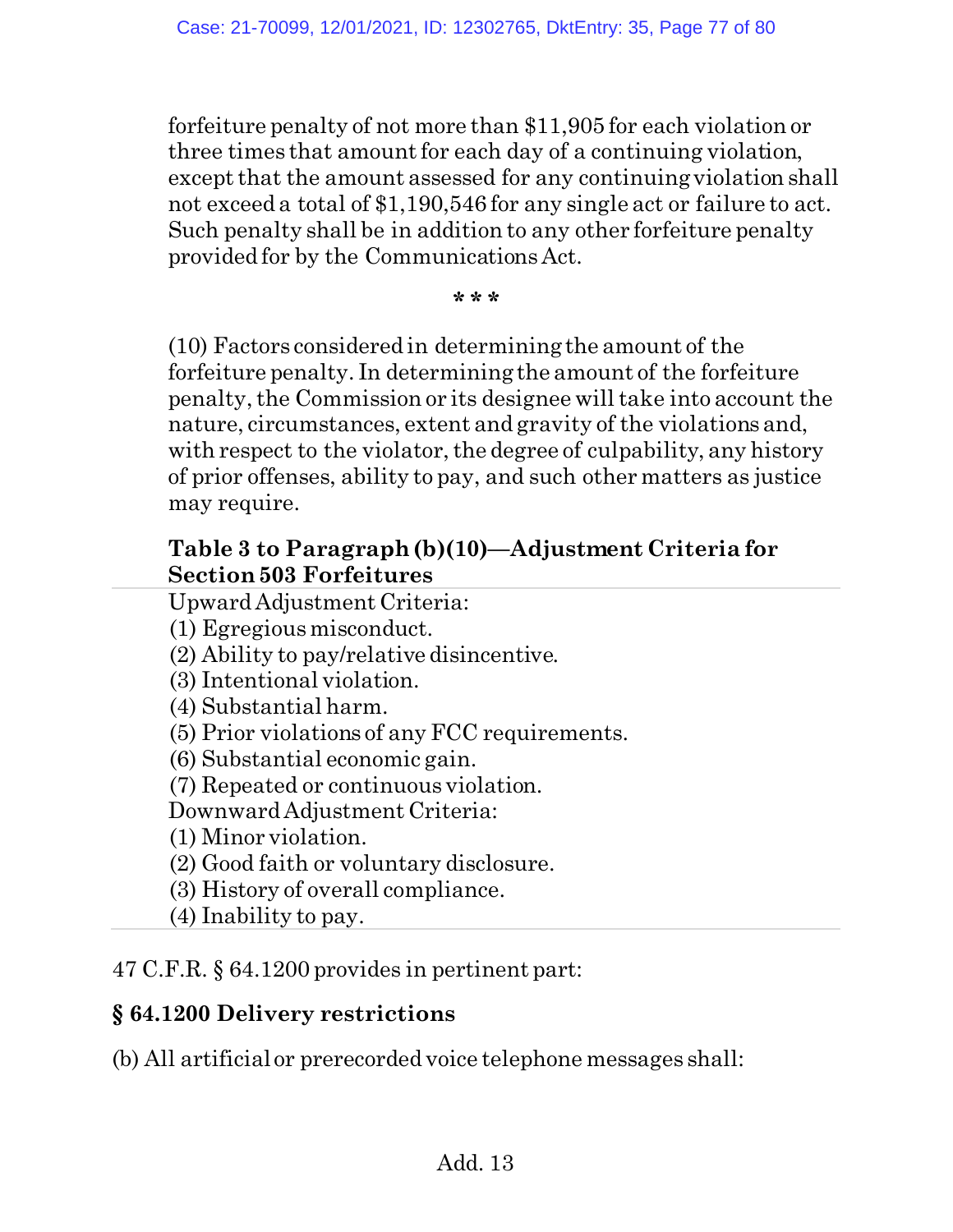forfeiture penalty of not more than $11,905 for each violation or three times that amount for each day of a continuing violation, except that the amount assessed for any continuing violation shall not exceed a total of $1,190,546 for any single act or failure to act. Such penalty shall be in addition to any other forfeiture penalty provided for by the Communications Act.

\* \* \*

(10) Factors considered in determining the amount of the forfeiture penalty. In determining the amount of the forfeiture penalty, the Commission or its designee will take into account the nature, circumstances, extent and gravity of the violations and, with respect to the violator, the degree of culpability, any history of prior offenses, ability to pay, and such other matters as justice may require.

**Table 3 to Paragraph (b)(10)—Adjustment Criteria for Section 503 Forfeitures**

Upward Adjustment Criteria:
(1) Egregious misconduct.
(2) Ability to pay/relative disincentive.
(3) Intentional violation.
(4) Substantial harm.
(5) Prior violations of any FCC requirements.
(6) Substantial economic gain.
(7) Repeated or continuous violation.
Downward Adjustment Criteria:
(1) Minor violation.
(2) Good faith or voluntary disclosure.
(3) History of overall compliance.
(4) Inability to pay.

47 C.F.R. § 64.1200 provides in pertinent part:

**§ 64.1200 Delivery restrictions**

(b) All artificial or prerecorded voice telephone messages shall:

Add. 13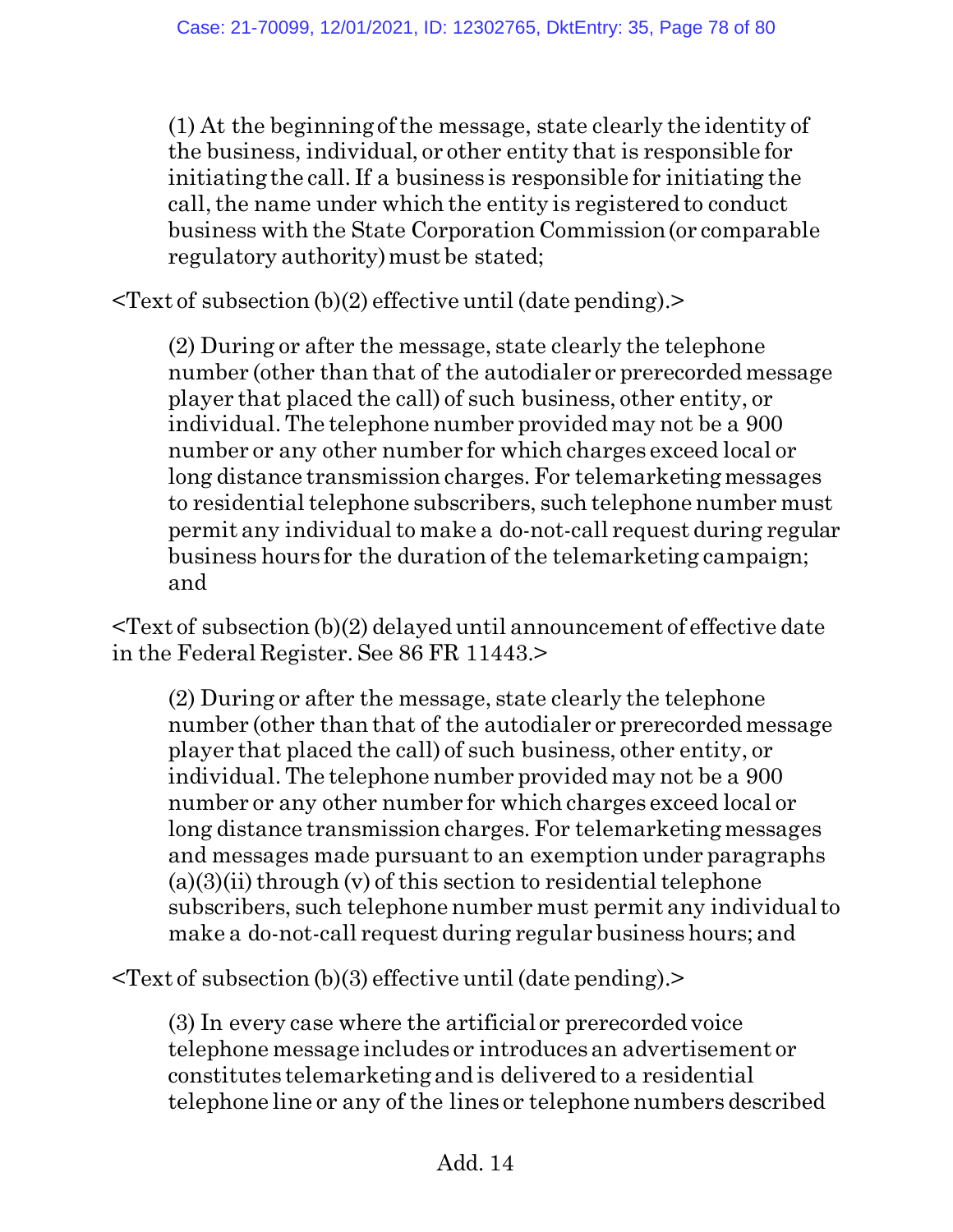(1) At the beginning of the message, state clearly the identity of the business, individual, or other entity that is responsible for initiating the call. If a business is responsible for initiating the call, the name under which the entity is registered to conduct business with the State Corporation Commission (or comparable regulatory authority) must be stated;

<Text of subsection (b)(2) effective until (date pending).>

(2) During or after the message, state clearly the telephone number (other than that of the autodialer or prerecorded message player that placed the call) of such business, other entity, or individual. The telephone number provided may not be a 900 number or any other number for which charges exceed local or long distance transmission charges. For telemarketing messages to residential telephone subscribers, such telephone number must permit any individual to make a do-not-call request during regular business hours for the duration of the telemarketing campaign; and

<Text of subsection (b)(2) delayed until announcement of effective date in the Federal Register. See 86 FR 11443.>

(2) During or after the message, state clearly the telephone number (other than that of the autodialer or prerecorded message player that placed the call) of such business, other entity, or individual. The telephone number provided may not be a 900 number or any other number for which charges exceed local or long distance transmission charges. For telemarketing messages and messages made pursuant to an exemption under paragraphs (a)(3)(ii) through (v) of this section to residential telephone subscribers, such telephone number must permit any individual to make a do-not-call request during regular business hours; and

<Text of subsection (b)(3) effective until (date pending).>

(3) In every case where the artificial or prerecorded voice telephone message includes or introduces an advertisement or constitutes telemarketing and is delivered to a residential telephone line or any of the lines or telephone numbers described

Add. 14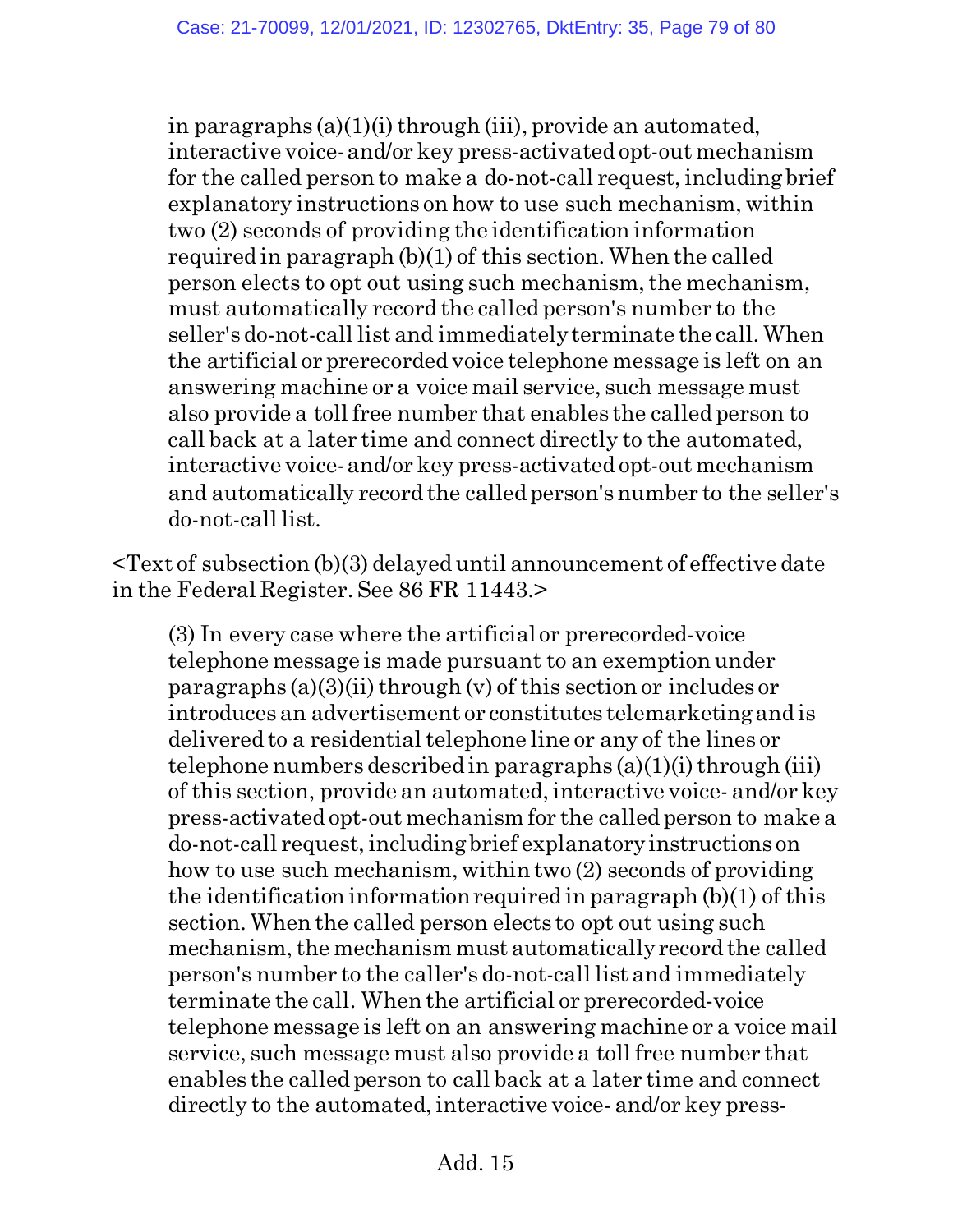in paragraphs (a)(1)(i) through (iii), provide an automated, interactive voice- and/or key press-activated opt-out mechanism for the called person to make a do-not-call request, including brief explanatory instructions on how to use such mechanism, within two (2) seconds of providing the identification information required in paragraph (b)(1) of this section. When the called person elects to opt out using such mechanism, the mechanism, must automatically record the called person's number to the seller's do-not-call list and immediately terminate the call. When the artificial or prerecorded voice telephone message is left on an answering machine or a voice mail service, such message must also provide a toll free number that enables the called person to call back at a later time and connect directly to the automated, interactive voice- and/or key press-activated opt-out mechanism and automatically record the called person's number to the seller's do-not-call list.

<Text of subsection (b)(3) delayed until announcement of effective date in the Federal Register. See 86 FR 11443.>

(3) In every case where the artificial or prerecorded-voice telephone message is made pursuant to an exemption under paragraphs (a)(3)(ii) through (v) of this section or includes or introduces an advertisement or constitutes telemarketing and is delivered to a residential telephone line or any of the lines or telephone numbers described in paragraphs (a)(1)(i) through (iii) of this section, provide an automated, interactive voice- and/or key press-activated opt-out mechanism for the called person to make a do-not-call request, including brief explanatory instructions on how to use such mechanism, within two (2) seconds of providing the identification information required in paragraph (b)(1) of this section. When the called person elects to opt out using such mechanism, the mechanism must automatically record the called person's number to the caller's do-not-call list and immediately terminate the call. When the artificial or prerecorded-voice telephone message is left on an answering machine or a voice mail service, such message must also provide a toll free number that enables the called person to call back at a later time and connect directly to the automated, interactive voice- and/or key press-

Add. 15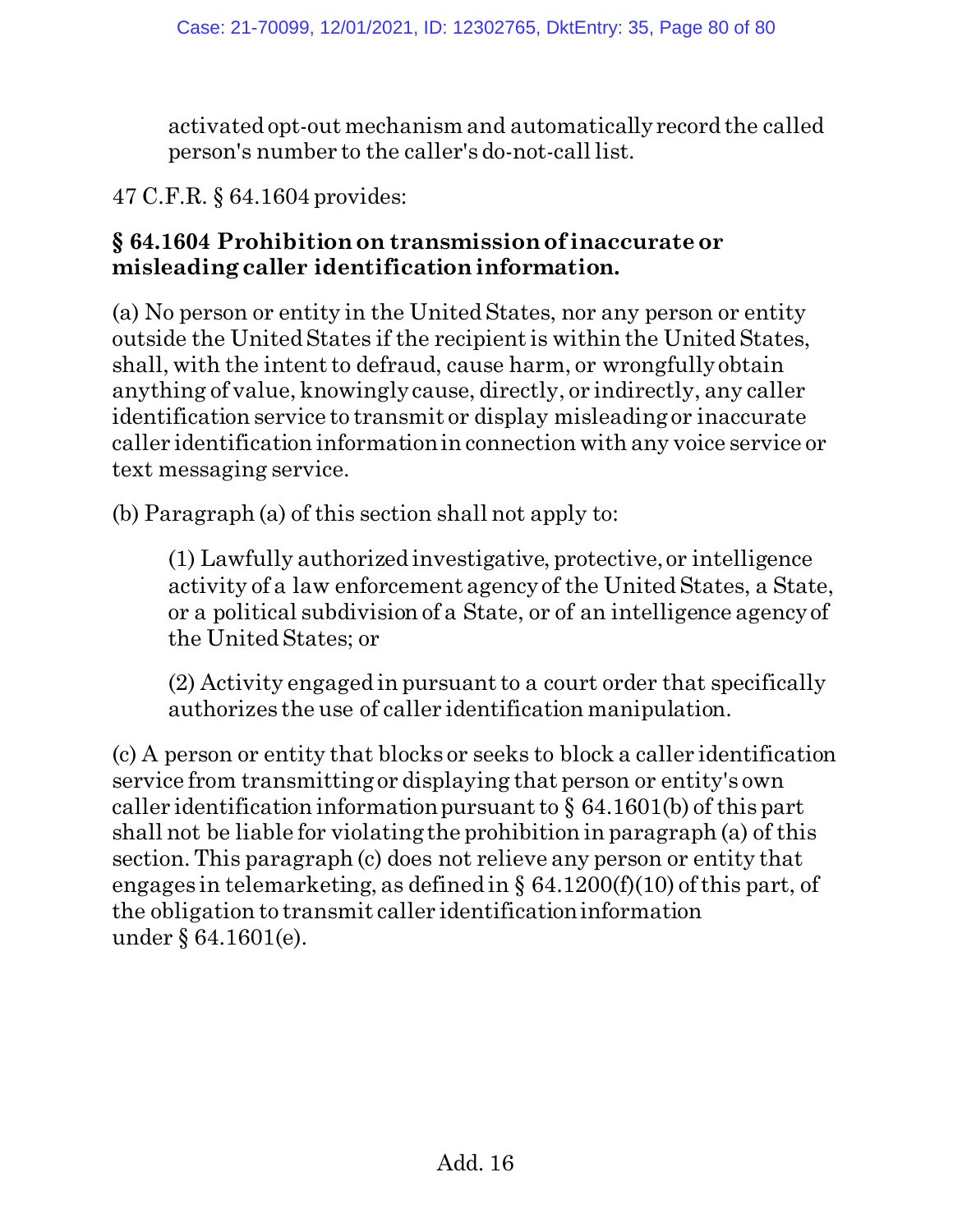activated opt-out mechanism and automatically record the called person's number to the caller's do-not-call list.

47 C.F.R. § 64.1604 provides:

**§ 64.1604 Prohibition on transmission of inaccurate or misleading caller identification information.**

(a) No person or entity in the United States, nor any person or entity outside the United States if the recipient is within the United States, shall, with the intent to defraud, cause harm, or wrongfully obtain anything of value, knowingly cause, directly, or indirectly, any caller identification service to transmit or display misleading or inaccurate caller identification information in connection with any voice service or text messaging service.

(b) Paragraph (a) of this section shall not apply to:

> (1) Lawfully authorized investigative, protective, or intelligence activity of a law enforcement agency of the United States, a State, or a political subdivision of a State, or of an intelligence agency of the United States; or
>
> (2) Activity engaged in pursuant to a court order that specifically authorizes the use of caller identification manipulation.

(c) A person or entity that blocks or seeks to block a caller identification service from transmitting or displaying that person or entity's own caller identification information pursuant to § 64.1601(b) of this part shall not be liable for violating the prohibition in paragraph (a) of this section. This paragraph (c) does not relieve any person or entity that engages in telemarketing, as defined in § 64.1200(f)(10) of this part, of the obligation to transmit caller identification information under § 64.1601(e).

Add. 16